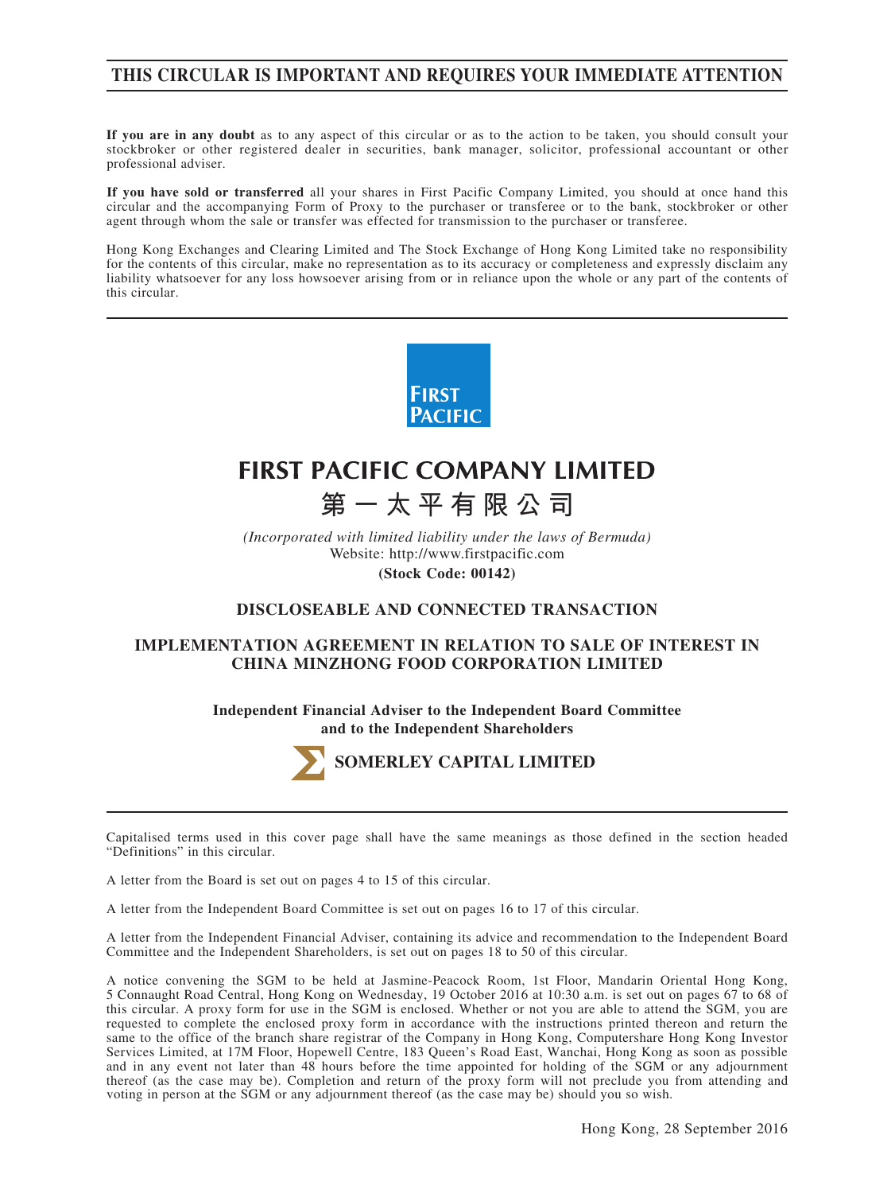# THIS CIRCULAR IS IMPORTANT AND REQUIRES YOUR IMMEDIATE ATTENTION

**If you are in any doubt** as to any aspect of this circular or as to the action to be taken, you should consult your stockbroker or other registered dealer in securities, bank manager, solicitor, professional accountant or other professional adviser.

**If you have sold or transferred** all your shares in First Pacific Company Limited, you should at once hand this circular and the accompanying Form of Proxy to the purchaser or transferee or to the bank, stockbroker or other agent through whom the sale or transfer was effected for transmission to the purchaser or transferee.

Hong Kong Exchanges and Clearing Limited and The Stock Exchange of Hong Kong Limited take no responsibility for the contents of this circular, make no representation as to its accuracy or completeness and expressly disclaim any liability whatsoever for any loss howsoever arising from or in reliance upon the whole or any part of the contents of this circular.

FIRST PACIFIC

# FIRST PACIFIC COMPANY LIMITED

# 第一太平有限公司

*(Incorporated with limited liability under the laws of Bermuda)*

Website: http://www.firstpacific.com

**(Stock Code: 00142)**

## DISCLOSEABLE AND CONNECTED TRANSACTION

## IMPLEMENTATION AGREEMENT IN RELATION TO SALE OF INTEREST IN CHINA MINZHONG FOOD CORPORATION LIMITED

**Independent Financial Adviser to the Independent Board Committee and to the Independent Shareholders**

**SOMERLEY CAPITAL LIMITED**

Capitalised terms used in this cover page shall have the same meanings as those defined in the section headed "Definitions" in this circular.

A letter from the Board is set out on pages 4 to 15 of this circular.

A letter from the Independent Board Committee is set out on pages 16 to 17 of this circular.

A letter from the Independent Financial Adviser, containing its advice and recommendation to the Independent Board Committee and the Independent Shareholders, is set out on pages 18 to 50 of this circular.

A notice convening the SGM to be held at Jasmine-Peacock Room, 1st Floor, Mandarin Oriental Hong Kong, 5 Connaught Road Central, Hong Kong on Wednesday, 19 October 2016 at 10:30 a.m. is set out on pages 67 to 68 of this circular. A proxy form for use in the SGM is enclosed. Whether or not you are able to attend the SGM, you are requested to complete the enclosed proxy form in accordance with the instructions printed thereon and return the same to the office of the branch share registrar of the Company in Hong Kong, Computershare Hong Kong Investor Services Limited, at 17M Floor, Hopewell Centre, 183 Queen's Road East, Wanchai, Hong Kong as soon as possible and in any event not later than 48 hours before the time appointed for holding of the SGM or any adjournment thereof (as the case may be). Completion and return of the proxy form will not preclude you from attending and voting in person at the SGM or any adjournment thereof (as the case may be) should you so wish.

Hong Kong, 28 September 2016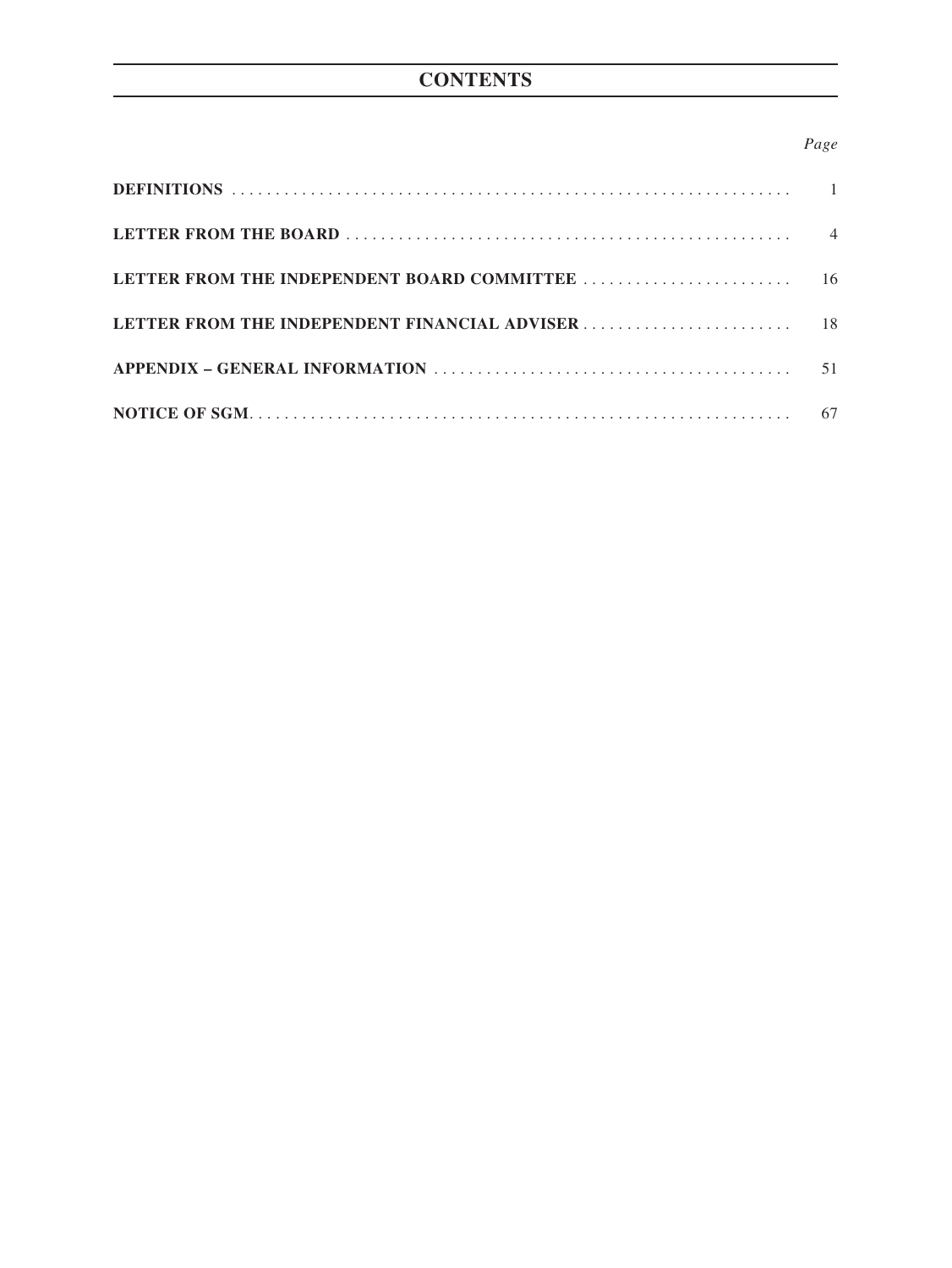# CONTENTS

| | Page |
|---|---|
| **DEFINITIONS** | 1 |
| **LETTER FROM THE BOARD** | 4 |
| **LETTER FROM THE INDEPENDENT BOARD COMMITTEE** | 16 |
| **LETTER FROM THE INDEPENDENT FINANCIAL ADVISER** | 18 |
| **APPENDIX – GENERAL INFORMATION** | 51 |
| **NOTICE OF SGM** | 67 |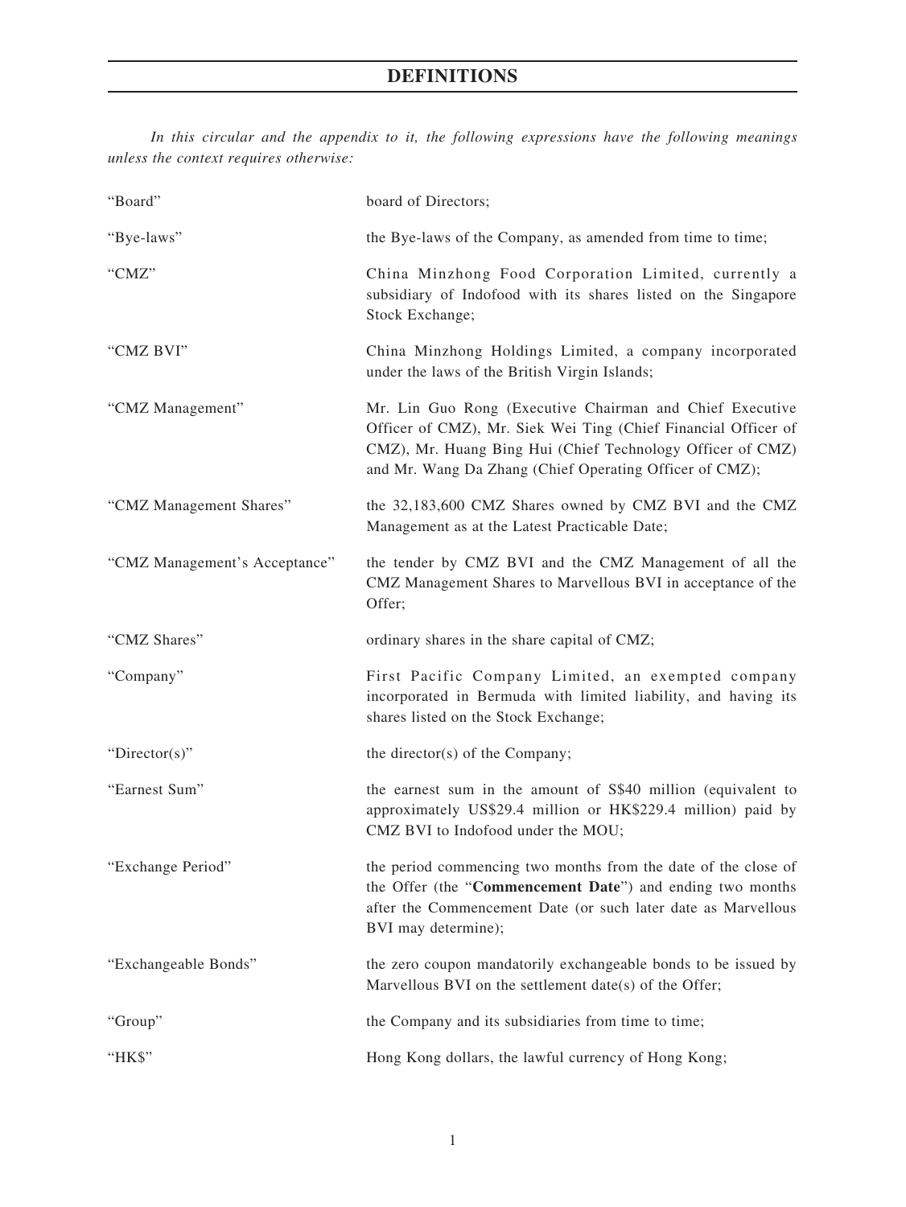# DEFINITIONS

*In this circular and the appendix to it, the following expressions have the following meanings unless the context requires otherwise:*

| | |
|---|---|
| "Board" | board of Directors; |
| "Bye-laws" | the Bye-laws of the Company, as amended from time to time; |
| "CMZ" | China Minzhong Food Corporation Limited, currently a subsidiary of Indofood with its shares listed on the Singapore Stock Exchange; |
| "CMZ BVI" | China Minzhong Holdings Limited, a company incorporated under the laws of the British Virgin Islands; |
| "CMZ Management" | Mr. Lin Guo Rong (Executive Chairman and Chief Executive Officer of CMZ), Mr. Siek Wei Ting (Chief Financial Officer of CMZ), Mr. Huang Bing Hui (Chief Technology Officer of CMZ) and Mr. Wang Da Zhang (Chief Operating Officer of CMZ); |
| "CMZ Management Shares" | the 32,183,600 CMZ Shares owned by CMZ BVI and the CMZ Management as at the Latest Practicable Date; |
| "CMZ Management's Acceptance" | the tender by CMZ BVI and the CMZ Management of all the CMZ Management Shares to Marvellous BVI in acceptance of the Offer; |
| "CMZ Shares" | ordinary shares in the share capital of CMZ; |
| "Company" | First Pacific Company Limited, an exempted company incorporated in Bermuda with limited liability, and having its shares listed on the Stock Exchange; |
| "Director(s)" | the director(s) of the Company; |
| "Earnest Sum" | the earnest sum in the amount of S$40 million (equivalent to approximately US$29.4 million or HK$229.4 million) paid by CMZ BVI to Indofood under the MOU; |
| "Exchange Period" | the period commencing two months from the date of the close of the Offer (the "**Commencement Date**") and ending two months after the Commencement Date (or such later date as Marvellous BVI may determine); |
| "Exchangeable Bonds" | the zero coupon mandatorily exchangeable bonds to be issued by Marvellous BVI on the settlement date(s) of the Offer; |
| "Group" | the Company and its subsidiaries from time to time; |
| "HK$" | Hong Kong dollars, the lawful currency of Hong Kong; |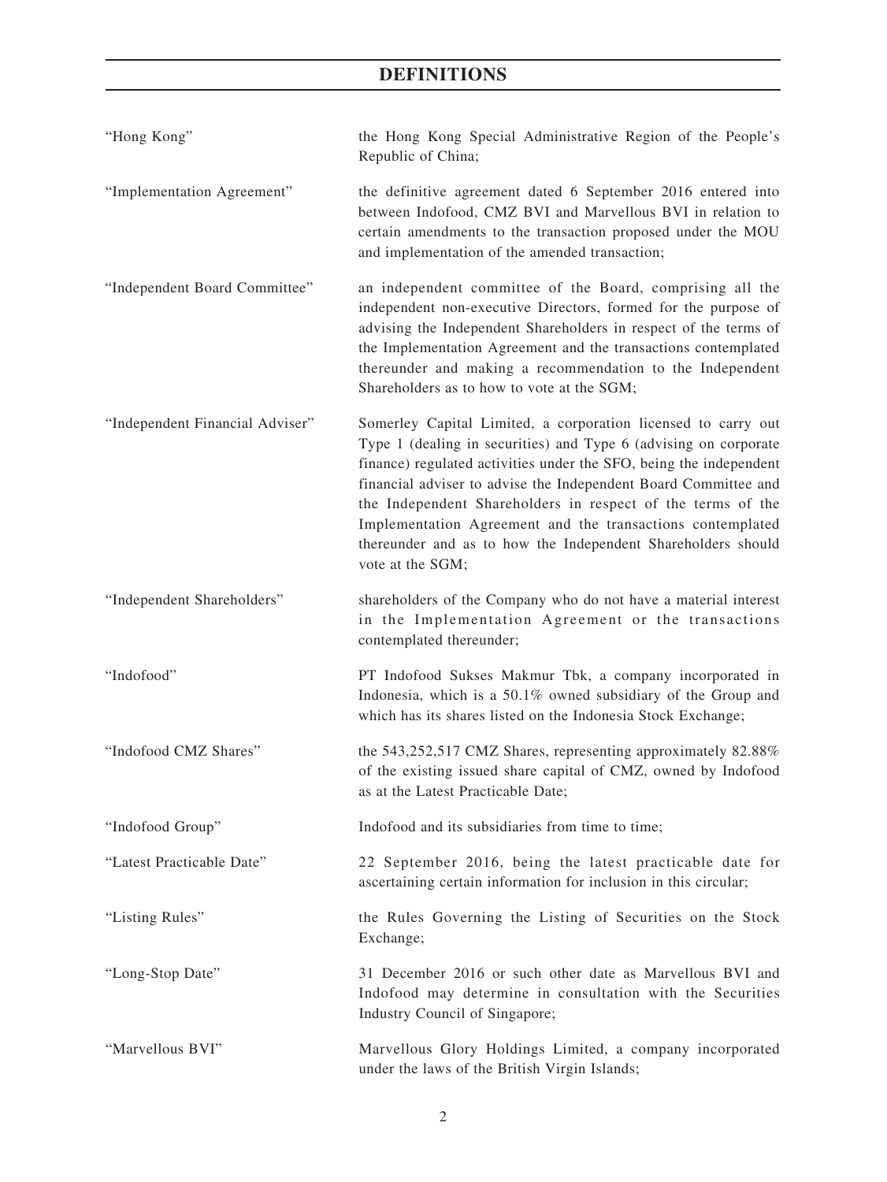# DEFINITIONS

| | |
|---|---|
| "Hong Kong" | the Hong Kong Special Administrative Region of the People's Republic of China; |
| "Implementation Agreement" | the definitive agreement dated 6 September 2016 entered into between Indofood, CMZ BVI and Marvellous BVI in relation to certain amendments to the transaction proposed under the MOU and implementation of the amended transaction; |
| "Independent Board Committee" | an independent committee of the Board, comprising all the independent non-executive Directors, formed for the purpose of advising the Independent Shareholders in respect of the terms of the Implementation Agreement and the transactions contemplated thereunder and making a recommendation to the Independent Shareholders as to how to vote at the SGM; |
| "Independent Financial Adviser" | Somerley Capital Limited, a corporation licensed to carry out Type 1 (dealing in securities) and Type 6 (advising on corporate finance) regulated activities under the SFO, being the independent financial adviser to advise the Independent Board Committee and the Independent Shareholders in respect of the terms of the Implementation Agreement and the transactions contemplated thereunder and as to how the Independent Shareholders should vote at the SGM; |
| "Independent Shareholders" | shareholders of the Company who do not have a material interest in the Implementation Agreement or the transactions contemplated thereunder; |
| "Indofood" | PT Indofood Sukses Makmur Tbk, a company incorporated in Indonesia, which is a 50.1% owned subsidiary of the Group and which has its shares listed on the Indonesia Stock Exchange; |
| "Indofood CMZ Shares" | the 543,252,517 CMZ Shares, representing approximately 82.88% of the existing issued share capital of CMZ, owned by Indofood as at the Latest Practicable Date; |
| "Indofood Group" | Indofood and its subsidiaries from time to time; |
| "Latest Practicable Date" | 22 September 2016, being the latest practicable date for ascertaining certain information for inclusion in this circular; |
| "Listing Rules" | the Rules Governing the Listing of Securities on the Stock Exchange; |
| "Long-Stop Date" | 31 December 2016 or such other date as Marvellous BVI and Indofood may determine in consultation with the Securities Industry Council of Singapore; |
| "Marvellous BVI" | Marvellous Glory Holdings Limited, a company incorporated under the laws of the British Virgin Islands; |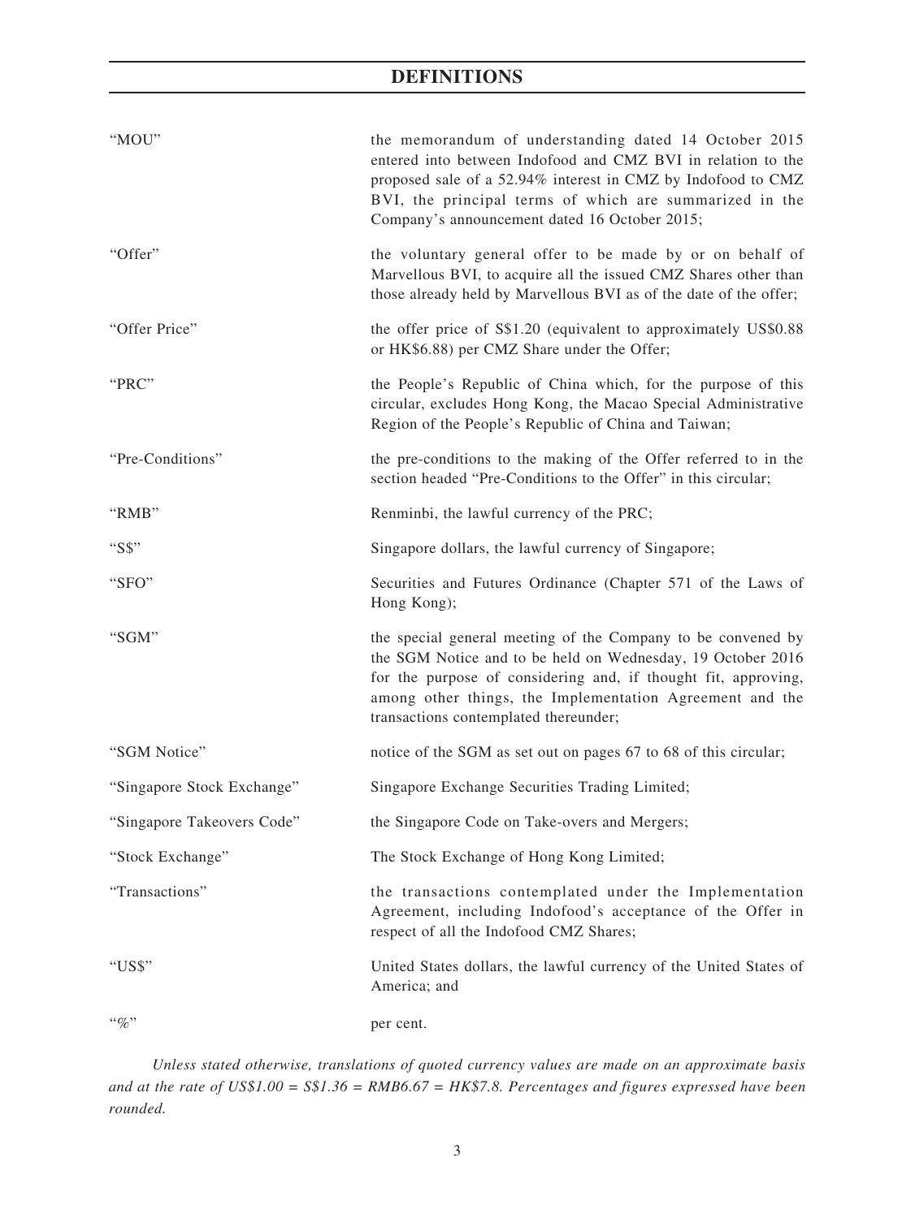# DEFINITIONS

| | |
|---|---|
| "MOU" | the memorandum of understanding dated 14 October 2015 entered into between Indofood and CMZ BVI in relation to the proposed sale of a 52.94% interest in CMZ by Indofood to CMZ BVI, the principal terms of which are summarized in the Company's announcement dated 16 October 2015; |
| "Offer" | the voluntary general offer to be made by or on behalf of Marvellous BVI, to acquire all the issued CMZ Shares other than those already held by Marvellous BVI as of the date of the offer; |
| "Offer Price" | the offer price of S$1.20 (equivalent to approximately US$0.88 or HK$6.88) per CMZ Share under the Offer; |
| "PRC" | the People's Republic of China which, for the purpose of this circular, excludes Hong Kong, the Macao Special Administrative Region of the People's Republic of China and Taiwan; |
| "Pre-Conditions" | the pre-conditions to the making of the Offer referred to in the section headed "Pre-Conditions to the Offer" in this circular; |
| "RMB" | Renminbi, the lawful currency of the PRC; |
| "S$" | Singapore dollars, the lawful currency of Singapore; |
| "SFO" | Securities and Futures Ordinance (Chapter 571 of the Laws of Hong Kong); |
| "SGM" | the special general meeting of the Company to be convened by the SGM Notice and to be held on Wednesday, 19 October 2016 for the purpose of considering and, if thought fit, approving, among other things, the Implementation Agreement and the transactions contemplated thereunder; |
| "SGM Notice" | notice of the SGM as set out on pages 67 to 68 of this circular; |
| "Singapore Stock Exchange" | Singapore Exchange Securities Trading Limited; |
| "Singapore Takeovers Code" | the Singapore Code on Take-overs and Mergers; |
| "Stock Exchange" | The Stock Exchange of Hong Kong Limited; |
| "Transactions" | the transactions contemplated under the Implementation Agreement, including Indofood's acceptance of the Offer in respect of all the Indofood CMZ Shares; |
| "US$" | United States dollars, the lawful currency of the United States of America; and |
| "%" | per cent. |

*Unless stated otherwise, translations of quoted currency values are made on an approximate basis and at the rate of US$1.00 = S$1.36 = RMB6.67 = HK$7.8. Percentages and figures expressed have been rounded.*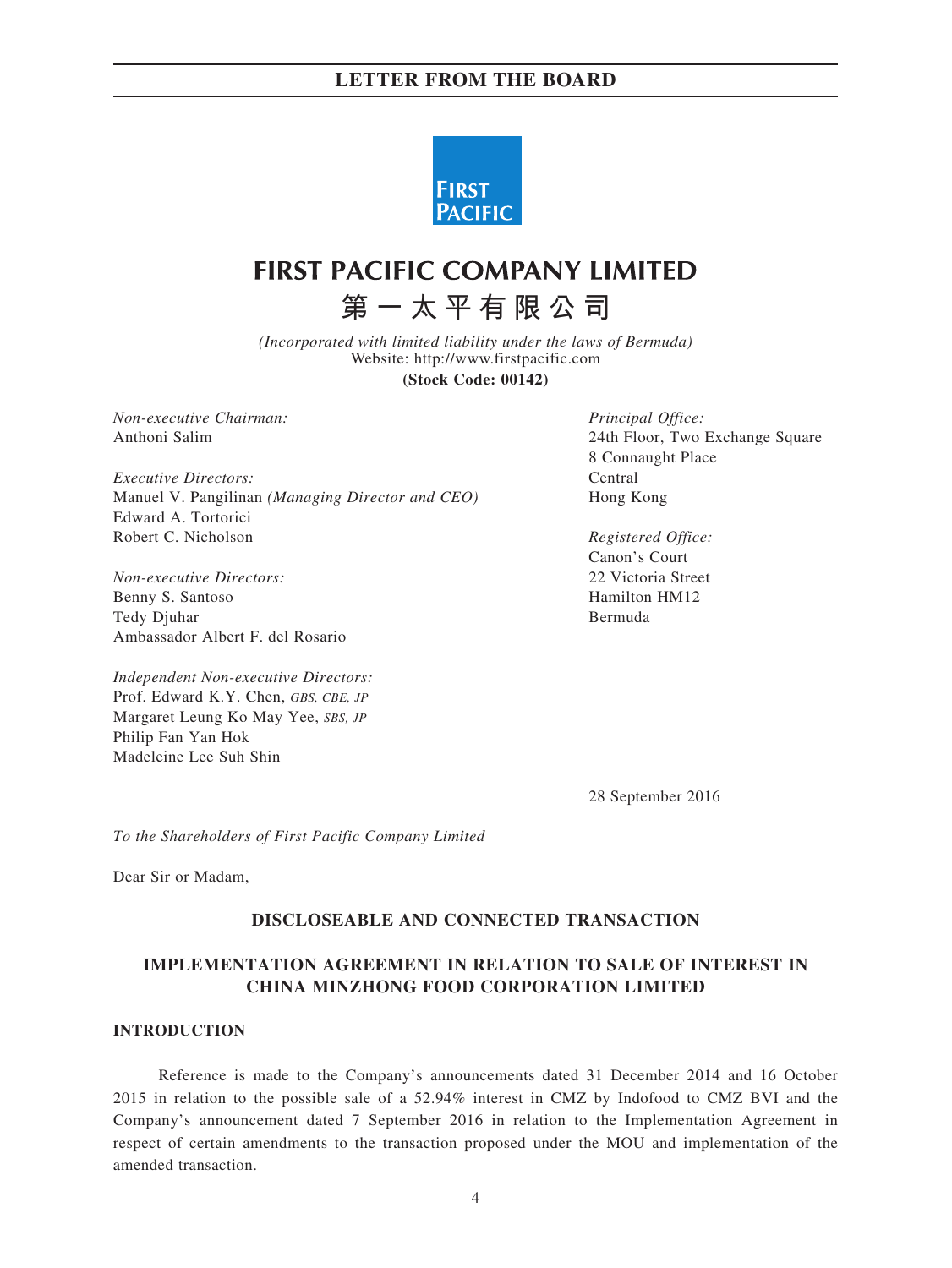# FIRST PACIFIC COMPANY LIMITED

# 第一太平有限公司

*(Incorporated with limited liability under the laws of Bermuda)*
Website: http://www.firstpacific.com
**(Stock Code: 00142)**

*Non-executive Chairman:*
Anthoni Salim

*Executive Directors:*
Manuel V. Pangilinan *(Managing Director and CEO)*
Edward A. Tortorici
Robert C. Nicholson

*Non-executive Directors:*
Benny S. Santoso
Tedy Djuhar
Ambassador Albert F. del Rosario

*Independent Non-executive Directors:*
Prof. Edward K.Y. Chen, *GBS, CBE, JP*
Margaret Leung Ko May Yee, *SBS, JP*
Philip Fan Yan Hok
Madeleine Lee Suh Shin

*Principal Office:*
24th Floor, Two Exchange Square
8 Connaught Place
Central
Hong Kong

*Registered Office:*
Canon's Court
22 Victoria Street
Hamilton HM12
Bermuda

28 September 2016

*To the Shareholders of First Pacific Company Limited*

Dear Sir or Madam,

## DISCLOSEABLE AND CONNECTED TRANSACTION

## IMPLEMENTATION AGREEMENT IN RELATION TO SALE OF INTEREST IN CHINA MINZHONG FOOD CORPORATION LIMITED

### INTRODUCTION

Reference is made to the Company's announcements dated 31 December 2014 and 16 October 2015 in relation to the possible sale of a 52.94% interest in CMZ by Indofood to CMZ BVI and the Company's announcement dated 7 September 2016 in relation to the Implementation Agreement in respect of certain amendments to the transaction proposed under the MOU and implementation of the amended transaction.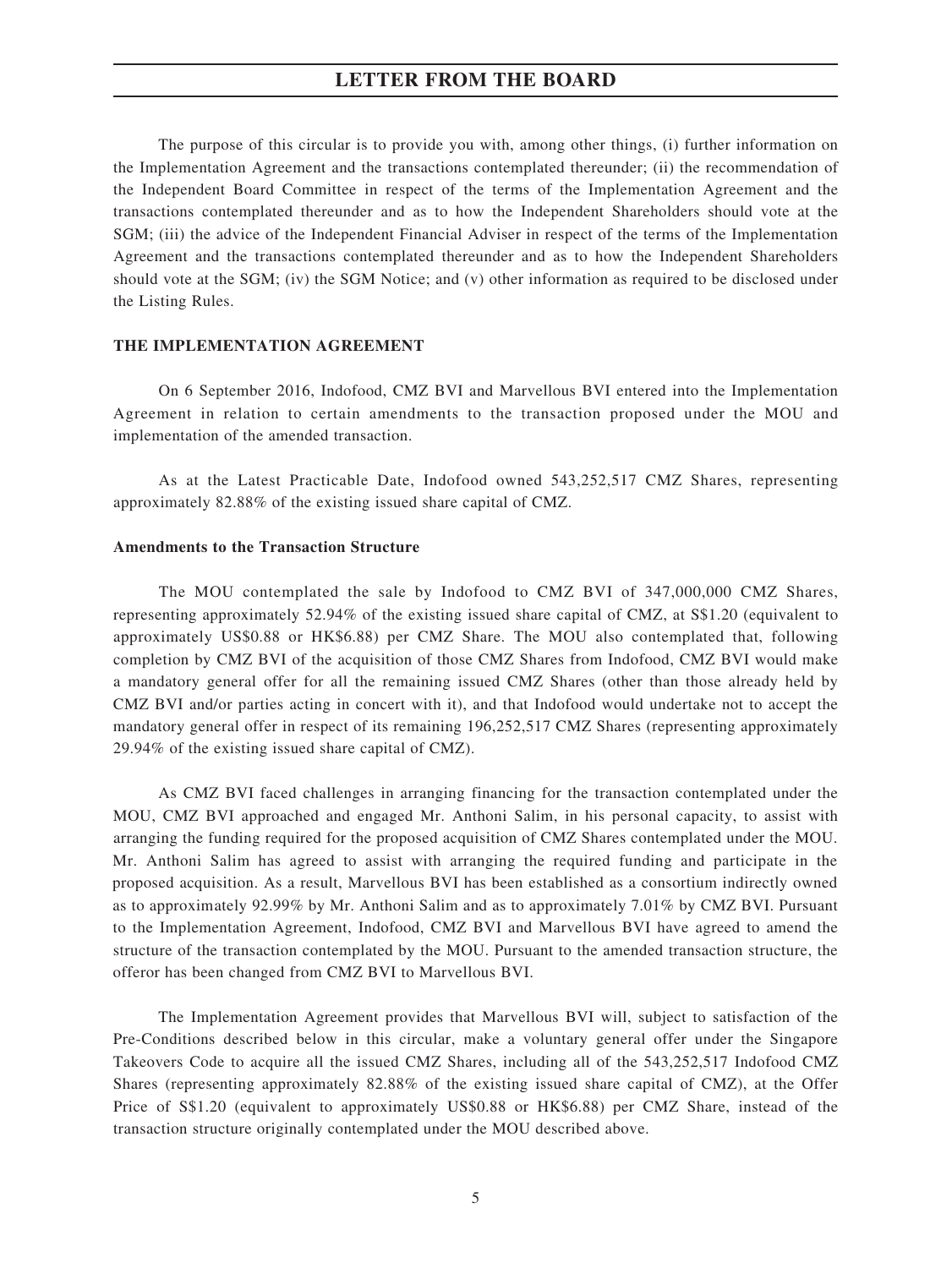The purpose of this circular is to provide you with, among other things, (i) further information on the Implementation Agreement and the transactions contemplated thereunder; (ii) the recommendation of the Independent Board Committee in respect of the terms of the Implementation Agreement and the transactions contemplated thereunder and as to how the Independent Shareholders should vote at the SGM; (iii) the advice of the Independent Financial Adviser in respect of the terms of the Implementation Agreement and the transactions contemplated thereunder and as to how the Independent Shareholders should vote at the SGM; (iv) the SGM Notice; and (v) other information as required to be disclosed under the Listing Rules.

**THE IMPLEMENTATION AGREEMENT**

On 6 September 2016, Indofood, CMZ BVI and Marvellous BVI entered into the Implementation Agreement in relation to certain amendments to the transaction proposed under the MOU and implementation of the amended transaction.

As at the Latest Practicable Date, Indofood owned 543,252,517 CMZ Shares, representing approximately 82.88% of the existing issued share capital of CMZ.

**Amendments to the Transaction Structure**

The MOU contemplated the sale by Indofood to CMZ BVI of 347,000,000 CMZ Shares, representing approximately 52.94% of the existing issued share capital of CMZ, at S$1.20 (equivalent to approximately US$0.88 or HK$6.88) per CMZ Share. The MOU also contemplated that, following completion by CMZ BVI of the acquisition of those CMZ Shares from Indofood, CMZ BVI would make a mandatory general offer for all the remaining issued CMZ Shares (other than those already held by CMZ BVI and/or parties acting in concert with it), and that Indofood would undertake not to accept the mandatory general offer in respect of its remaining 196,252,517 CMZ Shares (representing approximately 29.94% of the existing issued share capital of CMZ).

As CMZ BVI faced challenges in arranging financing for the transaction contemplated under the MOU, CMZ BVI approached and engaged Mr. Anthoni Salim, in his personal capacity, to assist with arranging the funding required for the proposed acquisition of CMZ Shares contemplated under the MOU. Mr. Anthoni Salim has agreed to assist with arranging the required funding and participate in the proposed acquisition. As a result, Marvellous BVI has been established as a consortium indirectly owned as to approximately 92.99% by Mr. Anthoni Salim and as to approximately 7.01% by CMZ BVI. Pursuant to the Implementation Agreement, Indofood, CMZ BVI and Marvellous BVI have agreed to amend the structure of the transaction contemplated by the MOU. Pursuant to the amended transaction structure, the offeror has been changed from CMZ BVI to Marvellous BVI.

The Implementation Agreement provides that Marvellous BVI will, subject to satisfaction of the Pre-Conditions described below in this circular, make a voluntary general offer under the Singapore Takeovers Code to acquire all the issued CMZ Shares, including all of the 543,252,517 Indofood CMZ Shares (representing approximately 82.88% of the existing issued share capital of CMZ), at the Offer Price of S$1.20 (equivalent to approximately US$0.88 or HK$6.88) per CMZ Share, instead of the transaction structure originally contemplated under the MOU described above.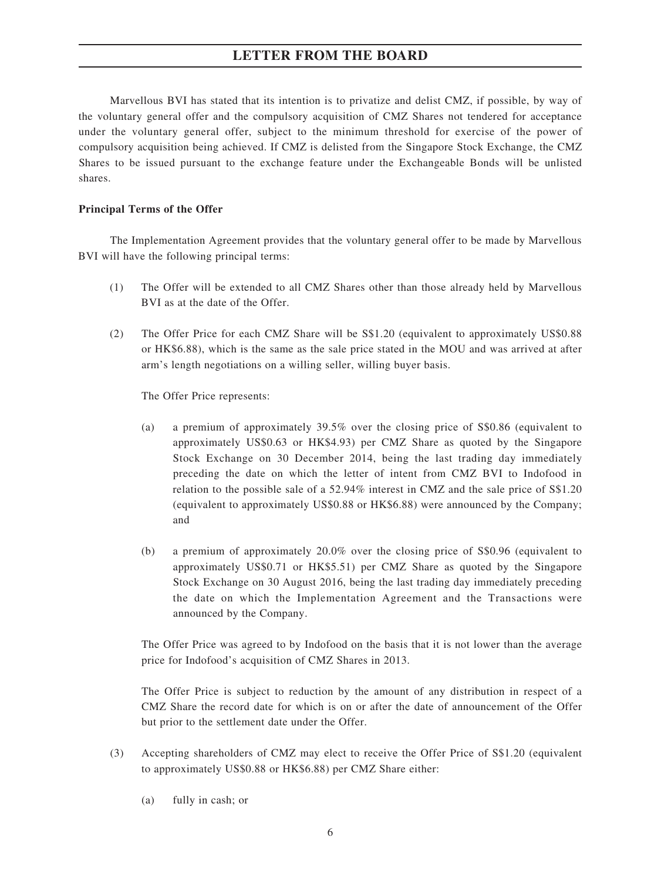Marvellous BVI has stated that its intention is to privatize and delist CMZ, if possible, by way of the voluntary general offer and the compulsory acquisition of CMZ Shares not tendered for acceptance under the voluntary general offer, subject to the minimum threshold for exercise of the power of compulsory acquisition being achieved. If CMZ is delisted from the Singapore Stock Exchange, the CMZ Shares to be issued pursuant to the exchange feature under the Exchangeable Bonds will be unlisted shares.

**Principal Terms of the Offer**

The Implementation Agreement provides that the voluntary general offer to be made by Marvellous BVI will have the following principal terms:

(1) The Offer will be extended to all CMZ Shares other than those already held by Marvellous BVI as at the date of the Offer.

(2) The Offer Price for each CMZ Share will be S$1.20 (equivalent to approximately US$0.88 or HK$6.88), which is the same as the sale price stated in the MOU and was arrived at after arm's length negotiations on a willing seller, willing buyer basis.

   The Offer Price represents:

   (a) a premium of approximately 39.5% over the closing price of S$0.86 (equivalent to approximately US$0.63 or HK$4.93) per CMZ Share as quoted by the Singapore Stock Exchange on 30 December 2014, being the last trading day immediately preceding the date on which the letter of intent from CMZ BVI to Indofood in relation to the possible sale of a 52.94% interest in CMZ and the sale price of S$1.20 (equivalent to approximately US$0.88 or HK$6.88) were announced by the Company; and

   (b) a premium of approximately 20.0% over the closing price of S$0.96 (equivalent to approximately US$0.71 or HK$5.51) per CMZ Share as quoted by the Singapore Stock Exchange on 30 August 2016, being the last trading day immediately preceding the date on which the Implementation Agreement and the Transactions were announced by the Company.

   The Offer Price was agreed to by Indofood on the basis that it is not lower than the average price for Indofood's acquisition of CMZ Shares in 2013.

   The Offer Price is subject to reduction by the amount of any distribution in respect of a CMZ Share the record date for which is on or after the date of announcement of the Offer but prior to the settlement date under the Offer.

(3) Accepting shareholders of CMZ may elect to receive the Offer Price of S$1.20 (equivalent to approximately US$0.88 or HK$6.88) per CMZ Share either:

   (a) fully in cash; or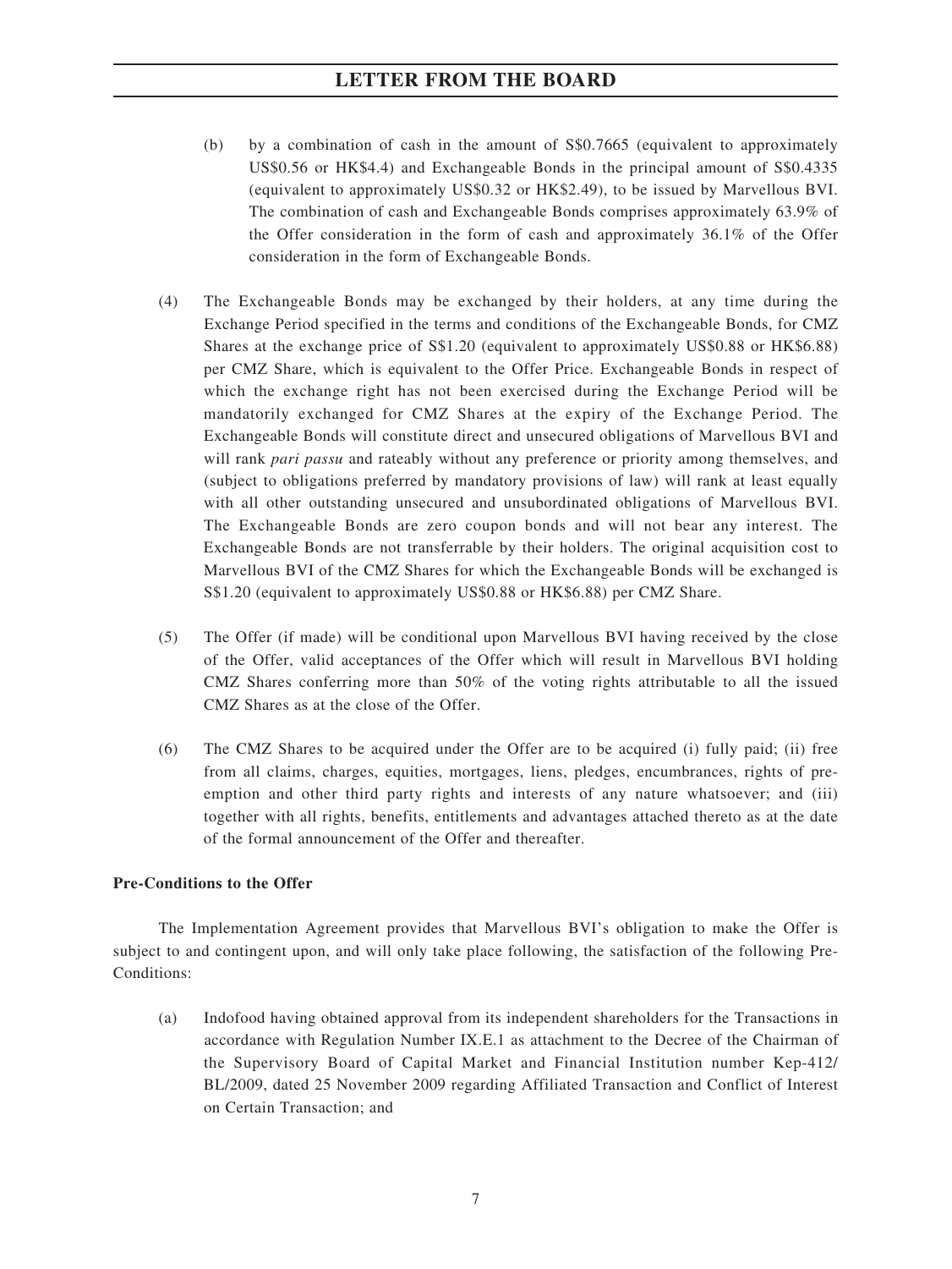(b) by a combination of cash in the amount of S$0.7665 (equivalent to approximately US$0.56 or HK$4.4) and Exchangeable Bonds in the principal amount of S$0.4335 (equivalent to approximately US$0.32 or HK$2.49), to be issued by Marvellous BVI. The combination of cash and Exchangeable Bonds comprises approximately 63.9% of the Offer consideration in the form of cash and approximately 36.1% of the Offer consideration in the form of Exchangeable Bonds.

(4) The Exchangeable Bonds may be exchanged by their holders, at any time during the Exchange Period specified in the terms and conditions of the Exchangeable Bonds, for CMZ Shares at the exchange price of S$1.20 (equivalent to approximately US$0.88 or HK$6.88) per CMZ Share, which is equivalent to the Offer Price. Exchangeable Bonds in respect of which the exchange right has not been exercised during the Exchange Period will be mandatorily exchanged for CMZ Shares at the expiry of the Exchange Period. The Exchangeable Bonds will constitute direct and unsecured obligations of Marvellous BVI and will rank *pari passu* and rateably without any preference or priority among themselves, and (subject to obligations preferred by mandatory provisions of law) will rank at least equally with all other outstanding unsecured and unsubordinated obligations of Marvellous BVI. The Exchangeable Bonds are zero coupon bonds and will not bear any interest. The Exchangeable Bonds are not transferrable by their holders. The original acquisition cost to Marvellous BVI of the CMZ Shares for which the Exchangeable Bonds will be exchanged is S$1.20 (equivalent to approximately US$0.88 or HK$6.88) per CMZ Share.

(5) The Offer (if made) will be conditional upon Marvellous BVI having received by the close of the Offer, valid acceptances of the Offer which will result in Marvellous BVI holding CMZ Shares conferring more than 50% of the voting rights attributable to all the issued CMZ Shares as at the close of the Offer.

(6) The CMZ Shares to be acquired under the Offer are to be acquired (i) fully paid; (ii) free from all claims, charges, equities, mortgages, liens, pledges, encumbrances, rights of pre-emption and other third party rights and interests of any nature whatsoever; and (iii) together with all rights, benefits, entitlements and advantages attached thereto as at the date of the formal announcement of the Offer and thereafter.

**Pre-Conditions to the Offer**

The Implementation Agreement provides that Marvellous BVI's obligation to make the Offer is subject to and contingent upon, and will only take place following, the satisfaction of the following Pre-Conditions:

(a) Indofood having obtained approval from its independent shareholders for the Transactions in accordance with Regulation Number IX.E.1 as attachment to the Decree of the Chairman of the Supervisory Board of Capital Market and Financial Institution number Kep-412/BL/2009, dated 25 November 2009 regarding Affiliated Transaction and Conflict of Interest on Certain Transaction; and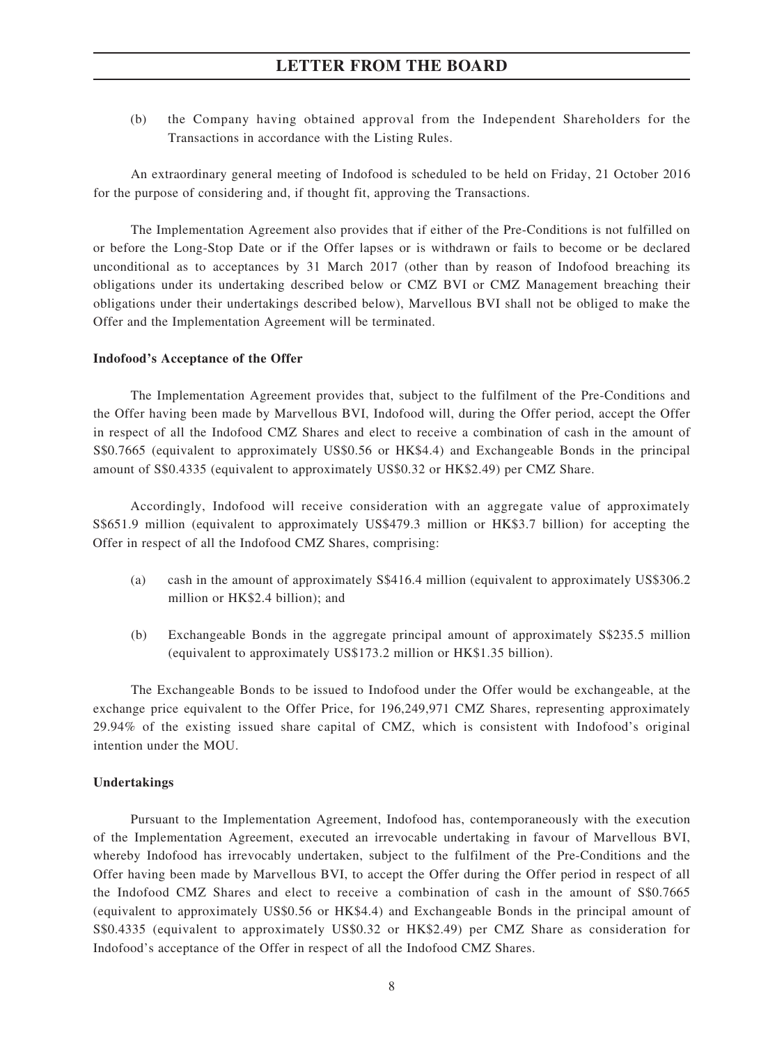(b) the Company having obtained approval from the Independent Shareholders for the Transactions in accordance with the Listing Rules.

An extraordinary general meeting of Indofood is scheduled to be held on Friday, 21 October 2016 for the purpose of considering and, if thought fit, approving the Transactions.

The Implementation Agreement also provides that if either of the Pre-Conditions is not fulfilled on or before the Long-Stop Date or if the Offer lapses or is withdrawn or fails to become or be declared unconditional as to acceptances by 31 March 2017 (other than by reason of Indofood breaching its obligations under its undertaking described below or CMZ BVI or CMZ Management breaching their obligations under their undertakings described below), Marvellous BVI shall not be obliged to make the Offer and the Implementation Agreement will be terminated.

**Indofood's Acceptance of the Offer**

The Implementation Agreement provides that, subject to the fulfilment of the Pre-Conditions and the Offer having been made by Marvellous BVI, Indofood will, during the Offer period, accept the Offer in respect of all the Indofood CMZ Shares and elect to receive a combination of cash in the amount of S$0.7665 (equivalent to approximately US$0.56 or HK$4.4) and Exchangeable Bonds in the principal amount of S$0.4335 (equivalent to approximately US$0.32 or HK$2.49) per CMZ Share.

Accordingly, Indofood will receive consideration with an aggregate value of approximately S$651.9 million (equivalent to approximately US$479.3 million or HK$3.7 billion) for accepting the Offer in respect of all the Indofood CMZ Shares, comprising:

(a) cash in the amount of approximately S$416.4 million (equivalent to approximately US$306.2 million or HK$2.4 billion); and

(b) Exchangeable Bonds in the aggregate principal amount of approximately S$235.5 million (equivalent to approximately US$173.2 million or HK$1.35 billion).

The Exchangeable Bonds to be issued to Indofood under the Offer would be exchangeable, at the exchange price equivalent to the Offer Price, for 196,249,971 CMZ Shares, representing approximately 29.94% of the existing issued share capital of CMZ, which is consistent with Indofood's original intention under the MOU.

**Undertakings**

Pursuant to the Implementation Agreement, Indofood has, contemporaneously with the execution of the Implementation Agreement, executed an irrevocable undertaking in favour of Marvellous BVI, whereby Indofood has irrevocably undertaken, subject to the fulfilment of the Pre-Conditions and the Offer having been made by Marvellous BVI, to accept the Offer during the Offer period in respect of all the Indofood CMZ Shares and elect to receive a combination of cash in the amount of S$0.7665 (equivalent to approximately US$0.56 or HK$4.4) and Exchangeable Bonds in the principal amount of S$0.4335 (equivalent to approximately US$0.32 or HK$2.49) per CMZ Share as consideration for Indofood's acceptance of the Offer in respect of all the Indofood CMZ Shares.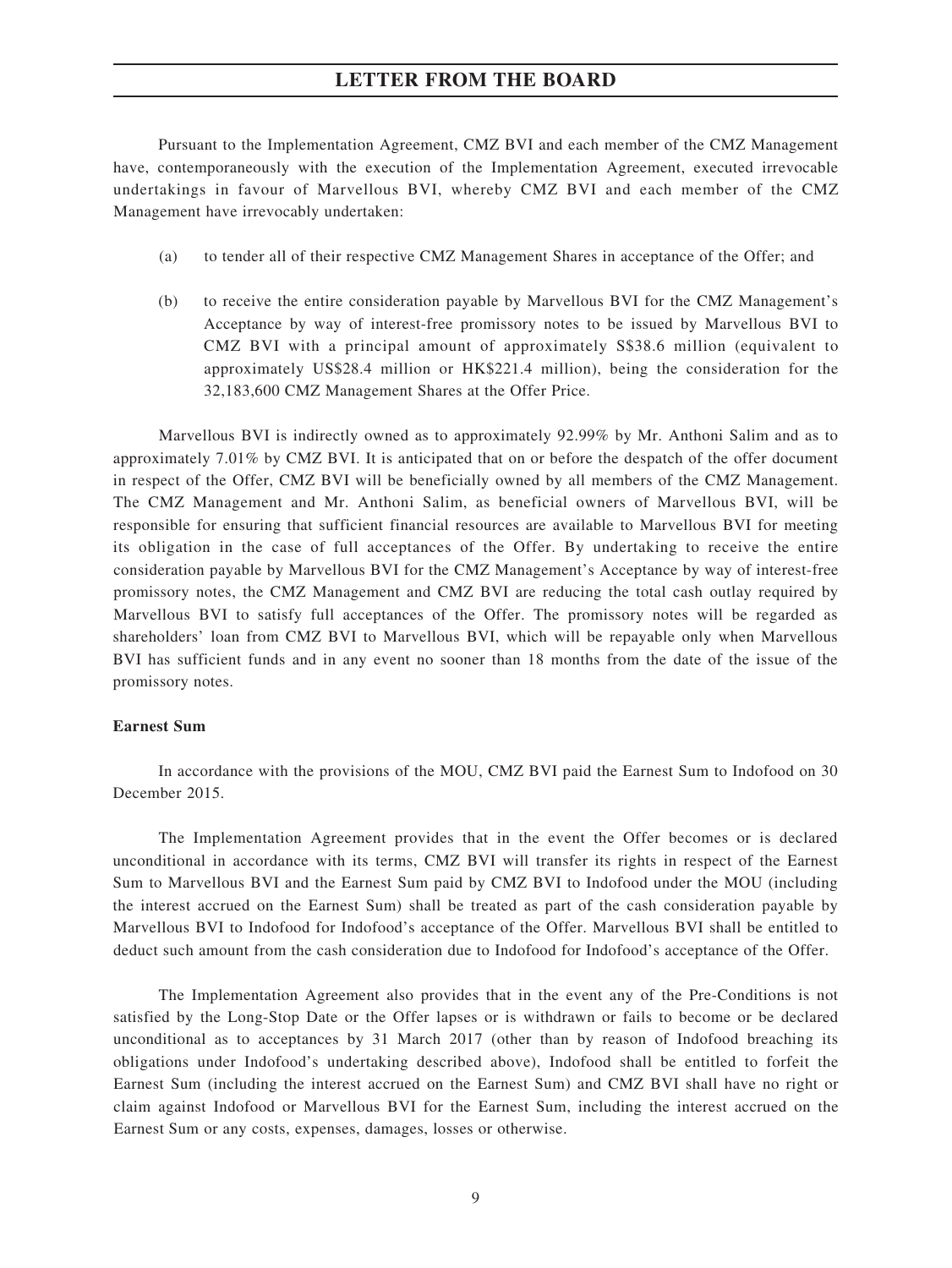Pursuant to the Implementation Agreement, CMZ BVI and each member of the CMZ Management have, contemporaneously with the execution of the Implementation Agreement, executed irrevocable undertakings in favour of Marvellous BVI, whereby CMZ BVI and each member of the CMZ Management have irrevocably undertaken:

(a) to tender all of their respective CMZ Management Shares in acceptance of the Offer; and

(b) to receive the entire consideration payable by Marvellous BVI for the CMZ Management's Acceptance by way of interest-free promissory notes to be issued by Marvellous BVI to CMZ BVI with a principal amount of approximately S$38.6 million (equivalent to approximately US$28.4 million or HK$221.4 million), being the consideration for the 32,183,600 CMZ Management Shares at the Offer Price.

Marvellous BVI is indirectly owned as to approximately 92.99% by Mr. Anthoni Salim and as to approximately 7.01% by CMZ BVI. It is anticipated that on or before the despatch of the offer document in respect of the Offer, CMZ BVI will be beneficially owned by all members of the CMZ Management. The CMZ Management and Mr. Anthoni Salim, as beneficial owners of Marvellous BVI, will be responsible for ensuring that sufficient financial resources are available to Marvellous BVI for meeting its obligation in the case of full acceptances of the Offer. By undertaking to receive the entire consideration payable by Marvellous BVI for the CMZ Management's Acceptance by way of interest-free promissory notes, the CMZ Management and CMZ BVI are reducing the total cash outlay required by Marvellous BVI to satisfy full acceptances of the Offer. The promissory notes will be regarded as shareholders' loan from CMZ BVI to Marvellous BVI, which will be repayable only when Marvellous BVI has sufficient funds and in any event no sooner than 18 months from the date of the issue of the promissory notes.

**Earnest Sum**

In accordance with the provisions of the MOU, CMZ BVI paid the Earnest Sum to Indofood on 30 December 2015.

The Implementation Agreement provides that in the event the Offer becomes or is declared unconditional in accordance with its terms, CMZ BVI will transfer its rights in respect of the Earnest Sum to Marvellous BVI and the Earnest Sum paid by CMZ BVI to Indofood under the MOU (including the interest accrued on the Earnest Sum) shall be treated as part of the cash consideration payable by Marvellous BVI to Indofood for Indofood's acceptance of the Offer. Marvellous BVI shall be entitled to deduct such amount from the cash consideration due to Indofood for Indofood's acceptance of the Offer.

The Implementation Agreement also provides that in the event any of the Pre-Conditions is not satisfied by the Long-Stop Date or the Offer lapses or is withdrawn or fails to become or be declared unconditional as to acceptances by 31 March 2017 (other than by reason of Indofood breaching its obligations under Indofood's undertaking described above), Indofood shall be entitled to forfeit the Earnest Sum (including the interest accrued on the Earnest Sum) and CMZ BVI shall have no right or claim against Indofood or Marvellous BVI for the Earnest Sum, including the interest accrued on the Earnest Sum or any costs, expenses, damages, losses or otherwise.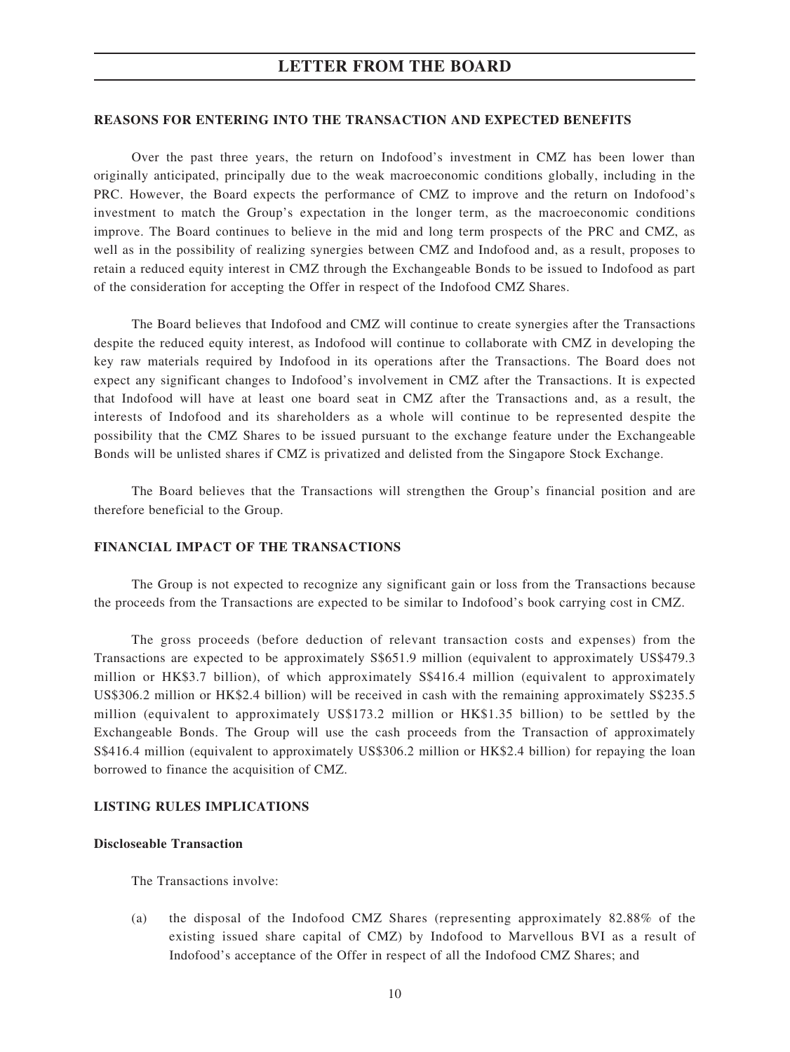## REASONS FOR ENTERING INTO THE TRANSACTION AND EXPECTED BENEFITS

Over the past three years, the return on Indofood's investment in CMZ has been lower than originally anticipated, principally due to the weak macroeconomic conditions globally, including in the PRC. However, the Board expects the performance of CMZ to improve and the return on Indofood's investment to match the Group's expectation in the longer term, as the macroeconomic conditions improve. The Board continues to believe in the mid and long term prospects of the PRC and CMZ, as well as in the possibility of realizing synergies between CMZ and Indofood and, as a result, proposes to retain a reduced equity interest in CMZ through the Exchangeable Bonds to be issued to Indofood as part of the consideration for accepting the Offer in respect of the Indofood CMZ Shares.

The Board believes that Indofood and CMZ will continue to create synergies after the Transactions despite the reduced equity interest, as Indofood will continue to collaborate with CMZ in developing the key raw materials required by Indofood in its operations after the Transactions. The Board does not expect any significant changes to Indofood's involvement in CMZ after the Transactions. It is expected that Indofood will have at least one board seat in CMZ after the Transactions and, as a result, the interests of Indofood and its shareholders as a whole will continue to be represented despite the possibility that the CMZ Shares to be issued pursuant to the exchange feature under the Exchangeable Bonds will be unlisted shares if CMZ is privatized and delisted from the Singapore Stock Exchange.

The Board believes that the Transactions will strengthen the Group's financial position and are therefore beneficial to the Group.

## FINANCIAL IMPACT OF THE TRANSACTIONS

The Group is not expected to recognize any significant gain or loss from the Transactions because the proceeds from the Transactions are expected to be similar to Indofood's book carrying cost in CMZ.

The gross proceeds (before deduction of relevant transaction costs and expenses) from the Transactions are expected to be approximately S$651.9 million (equivalent to approximately US$479.3 million or HK$3.7 billion), of which approximately S$416.4 million (equivalent to approximately US$306.2 million or HK$2.4 billion) will be received in cash with the remaining approximately S$235.5 million (equivalent to approximately US$173.2 million or HK$1.35 billion) to be settled by the Exchangeable Bonds. The Group will use the cash proceeds from the Transaction of approximately S$416.4 million (equivalent to approximately US$306.2 million or HK$2.4 billion) for repaying the loan borrowed to finance the acquisition of CMZ.

## LISTING RULES IMPLICATIONS

### Discloseable Transaction

The Transactions involve:

(a) the disposal of the Indofood CMZ Shares (representing approximately 82.88% of the existing issued share capital of CMZ) by Indofood to Marvellous BVI as a result of Indofood's acceptance of the Offer in respect of all the Indofood CMZ Shares; and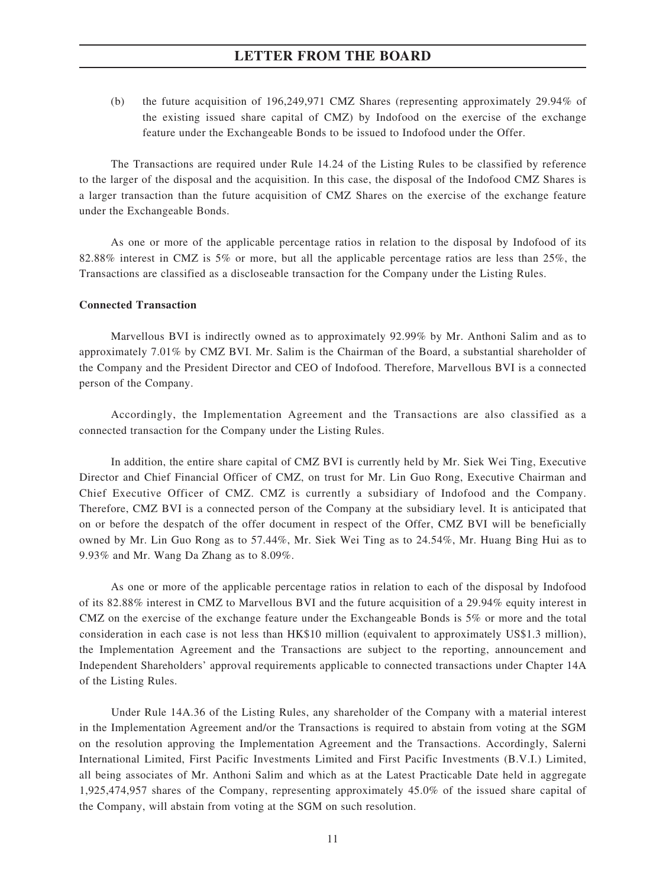(b) the future acquisition of 196,249,971 CMZ Shares (representing approximately 29.94% of the existing issued share capital of CMZ) by Indofood on the exercise of the exchange feature under the Exchangeable Bonds to be issued to Indofood under the Offer.

The Transactions are required under Rule 14.24 of the Listing Rules to be classified by reference to the larger of the disposal and the acquisition. In this case, the disposal of the Indofood CMZ Shares is a larger transaction than the future acquisition of CMZ Shares on the exercise of the exchange feature under the Exchangeable Bonds.

As one or more of the applicable percentage ratios in relation to the disposal by Indofood of its 82.88% interest in CMZ is 5% or more, but all the applicable percentage ratios are less than 25%, the Transactions are classified as a discloseable transaction for the Company under the Listing Rules.

**Connected Transaction**

Marvellous BVI is indirectly owned as to approximately 92.99% by Mr. Anthoni Salim and as to approximately 7.01% by CMZ BVI. Mr. Salim is the Chairman of the Board, a substantial shareholder of the Company and the President Director and CEO of Indofood. Therefore, Marvellous BVI is a connected person of the Company.

Accordingly, the Implementation Agreement and the Transactions are also classified as a connected transaction for the Company under the Listing Rules.

In addition, the entire share capital of CMZ BVI is currently held by Mr. Siek Wei Ting, Executive Director and Chief Financial Officer of CMZ, on trust for Mr. Lin Guo Rong, Executive Chairman and Chief Executive Officer of CMZ. CMZ is currently a subsidiary of Indofood and the Company. Therefore, CMZ BVI is a connected person of the Company at the subsidiary level. It is anticipated that on or before the despatch of the offer document in respect of the Offer, CMZ BVI will be beneficially owned by Mr. Lin Guo Rong as to 57.44%, Mr. Siek Wei Ting as to 24.54%, Mr. Huang Bing Hui as to 9.93% and Mr. Wang Da Zhang as to 8.09%.

As one or more of the applicable percentage ratios in relation to each of the disposal by Indofood of its 82.88% interest in CMZ to Marvellous BVI and the future acquisition of a 29.94% equity interest in CMZ on the exercise of the exchange feature under the Exchangeable Bonds is 5% or more and the total consideration in each case is not less than HK$10 million (equivalent to approximately US$1.3 million), the Implementation Agreement and the Transactions are subject to the reporting, announcement and Independent Shareholders' approval requirements applicable to connected transactions under Chapter 14A of the Listing Rules.

Under Rule 14A.36 of the Listing Rules, any shareholder of the Company with a material interest in the Implementation Agreement and/or the Transactions is required to abstain from voting at the SGM on the resolution approving the Implementation Agreement and the Transactions. Accordingly, Salerni International Limited, First Pacific Investments Limited and First Pacific Investments (B.V.I.) Limited, all being associates of Mr. Anthoni Salim and which as at the Latest Practicable Date held in aggregate 1,925,474,957 shares of the Company, representing approximately 45.0% of the issued share capital of the Company, will abstain from voting at the SGM on such resolution.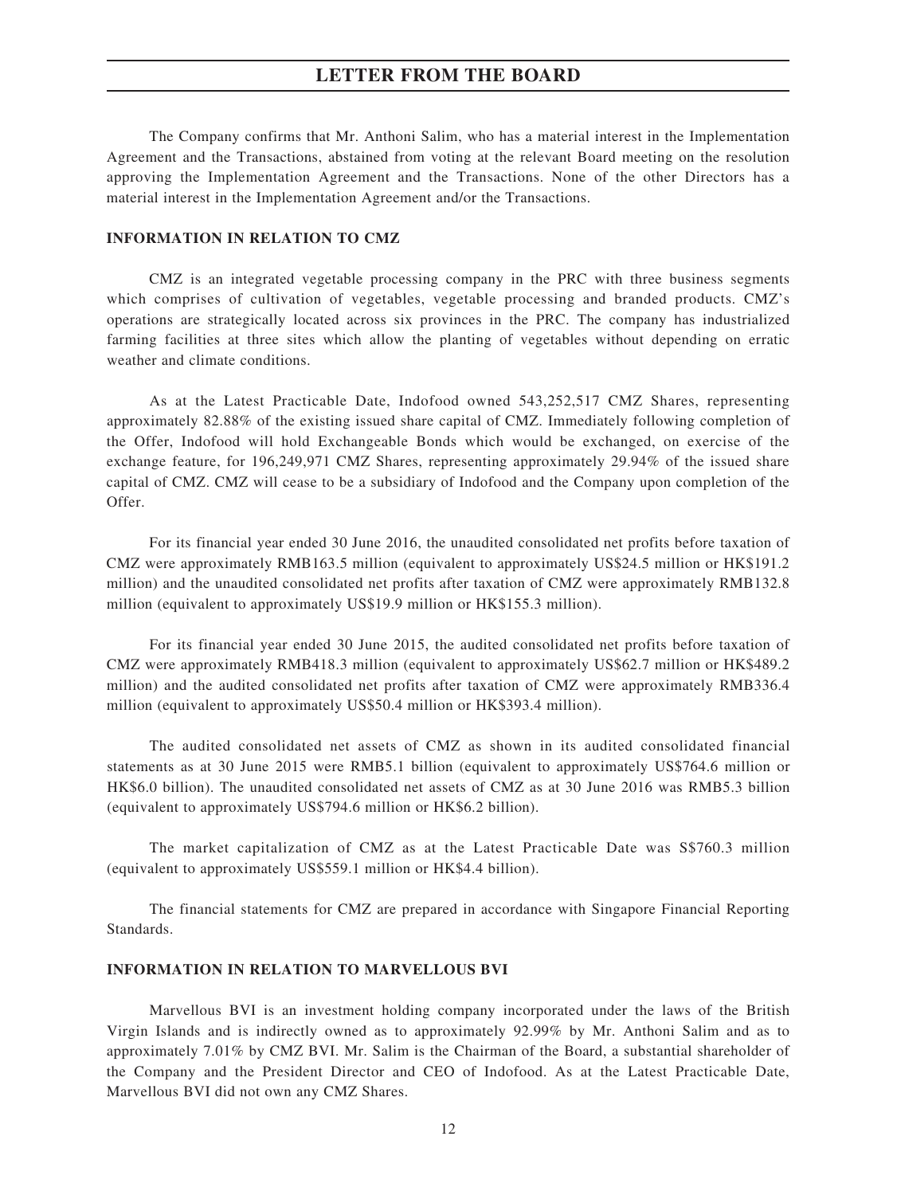The Company confirms that Mr. Anthoni Salim, who has a material interest in the Implementation Agreement and the Transactions, abstained from voting at the relevant Board meeting on the resolution approving the Implementation Agreement and the Transactions. None of the other Directors has a material interest in the Implementation Agreement and/or the Transactions.

## INFORMATION IN RELATION TO CMZ

CMZ is an integrated vegetable processing company in the PRC with three business segments which comprises of cultivation of vegetables, vegetable processing and branded products. CMZ's operations are strategically located across six provinces in the PRC. The company has industrialized farming facilities at three sites which allow the planting of vegetables without depending on erratic weather and climate conditions.

As at the Latest Practicable Date, Indofood owned 543,252,517 CMZ Shares, representing approximately 82.88% of the existing issued share capital of CMZ. Immediately following completion of the Offer, Indofood will hold Exchangeable Bonds which would be exchanged, on exercise of the exchange feature, for 196,249,971 CMZ Shares, representing approximately 29.94% of the issued share capital of CMZ. CMZ will cease to be a subsidiary of Indofood and the Company upon completion of the Offer.

For its financial year ended 30 June 2016, the unaudited consolidated net profits before taxation of CMZ were approximately RMB163.5 million (equivalent to approximately US$24.5 million or HK$191.2 million) and the unaudited consolidated net profits after taxation of CMZ were approximately RMB132.8 million (equivalent to approximately US$19.9 million or HK$155.3 million).

For its financial year ended 30 June 2015, the audited consolidated net profits before taxation of CMZ were approximately RMB418.3 million (equivalent to approximately US$62.7 million or HK$489.2 million) and the audited consolidated net profits after taxation of CMZ were approximately RMB336.4 million (equivalent to approximately US$50.4 million or HK$393.4 million).

The audited consolidated net assets of CMZ as shown in its audited consolidated financial statements as at 30 June 2015 were RMB5.1 billion (equivalent to approximately US$764.6 million or HK$6.0 billion). The unaudited consolidated net assets of CMZ as at 30 June 2016 was RMB5.3 billion (equivalent to approximately US$794.6 million or HK$6.2 billion).

The market capitalization of CMZ as at the Latest Practicable Date was S$760.3 million (equivalent to approximately US$559.1 million or HK$4.4 billion).

The financial statements for CMZ are prepared in accordance with Singapore Financial Reporting Standards.

## INFORMATION IN RELATION TO MARVELLOUS BVI

Marvellous BVI is an investment holding company incorporated under the laws of the British Virgin Islands and is indirectly owned as to approximately 92.99% by Mr. Anthoni Salim and as to approximately 7.01% by CMZ BVI. Mr. Salim is the Chairman of the Board, a substantial shareholder of the Company and the President Director and CEO of Indofood. As at the Latest Practicable Date, Marvellous BVI did not own any CMZ Shares.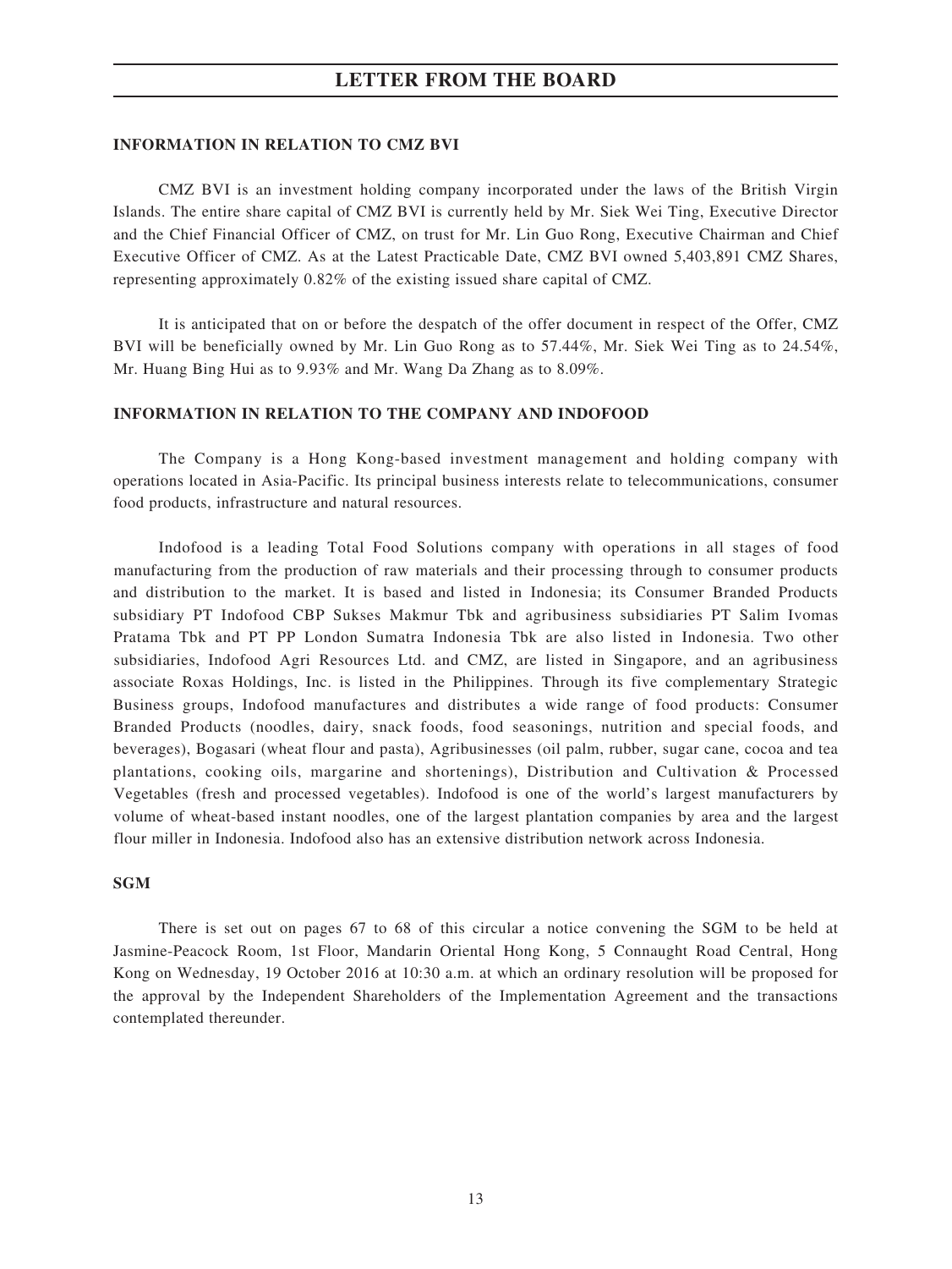**INFORMATION IN RELATION TO CMZ BVI**

CMZ BVI is an investment holding company incorporated under the laws of the British Virgin Islands. The entire share capital of CMZ BVI is currently held by Mr. Siek Wei Ting, Executive Director and the Chief Financial Officer of CMZ, on trust for Mr. Lin Guo Rong, Executive Chairman and Chief Executive Officer of CMZ. As at the Latest Practicable Date, CMZ BVI owned 5,403,891 CMZ Shares, representing approximately 0.82% of the existing issued share capital of CMZ.

It is anticipated that on or before the despatch of the offer document in respect of the Offer, CMZ BVI will be beneficially owned by Mr. Lin Guo Rong as to 57.44%, Mr. Siek Wei Ting as to 24.54%, Mr. Huang Bing Hui as to 9.93% and Mr. Wang Da Zhang as to 8.09%.

**INFORMATION IN RELATION TO THE COMPANY AND INDOFOOD**

The Company is a Hong Kong-based investment management and holding company with operations located in Asia-Pacific. Its principal business interests relate to telecommunications, consumer food products, infrastructure and natural resources.

Indofood is a leading Total Food Solutions company with operations in all stages of food manufacturing from the production of raw materials and their processing through to consumer products and distribution to the market. It is based and listed in Indonesia; its Consumer Branded Products subsidiary PT Indofood CBP Sukses Makmur Tbk and agribusiness subsidiaries PT Salim Ivomas Pratama Tbk and PT PP London Sumatra Indonesia Tbk are also listed in Indonesia. Two other subsidiaries, Indofood Agri Resources Ltd. and CMZ, are listed in Singapore, and an agribusiness associate Roxas Holdings, Inc. is listed in the Philippines. Through its five complementary Strategic Business groups, Indofood manufactures and distributes a wide range of food products: Consumer Branded Products (noodles, dairy, snack foods, food seasonings, nutrition and special foods, and beverages), Bogasari (wheat flour and pasta), Agribusinesses (oil palm, rubber, sugar cane, cocoa and tea plantations, cooking oils, margarine and shortenings), Distribution and Cultivation & Processed Vegetables (fresh and processed vegetables). Indofood is one of the world's largest manufacturers by volume of wheat-based instant noodles, one of the largest plantation companies by area and the largest flour miller in Indonesia. Indofood also has an extensive distribution network across Indonesia.

**SGM**

There is set out on pages 67 to 68 of this circular a notice convening the SGM to be held at Jasmine-Peacock Room, 1st Floor, Mandarin Oriental Hong Kong, 5 Connaught Road Central, Hong Kong on Wednesday, 19 October 2016 at 10:30 a.m. at which an ordinary resolution will be proposed for the approval by the Independent Shareholders of the Implementation Agreement and the transactions contemplated thereunder.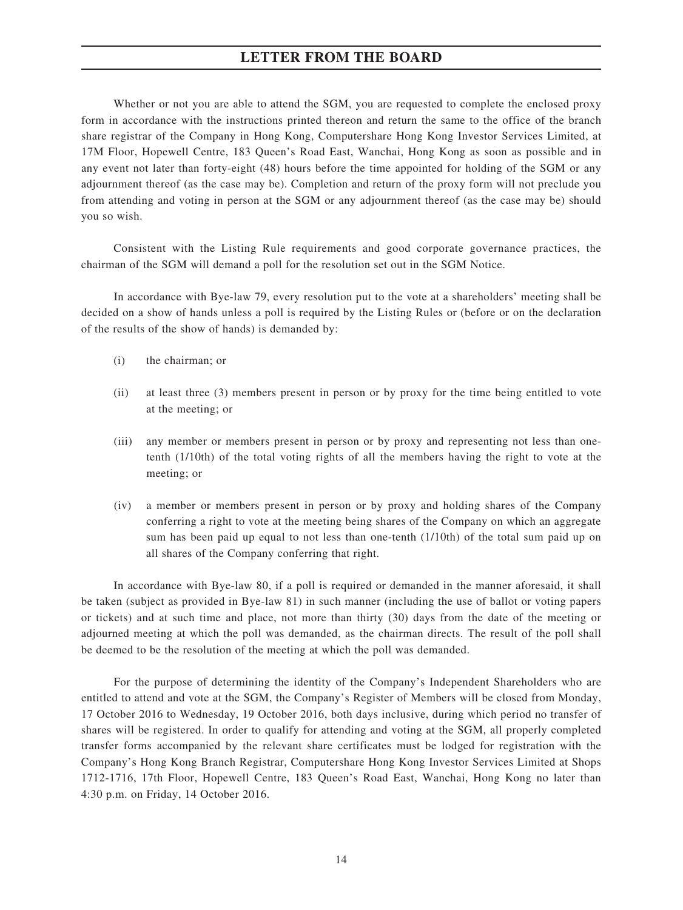Whether or not you are able to attend the SGM, you are requested to complete the enclosed proxy form in accordance with the instructions printed thereon and return the same to the office of the branch share registrar of the Company in Hong Kong, Computershare Hong Kong Investor Services Limited, at 17M Floor, Hopewell Centre, 183 Queen's Road East, Wanchai, Hong Kong as soon as possible and in any event not later than forty-eight (48) hours before the time appointed for holding of the SGM or any adjournment thereof (as the case may be). Completion and return of the proxy form will not preclude you from attending and voting in person at the SGM or any adjournment thereof (as the case may be) should you so wish.

Consistent with the Listing Rule requirements and good corporate governance practices, the chairman of the SGM will demand a poll for the resolution set out in the SGM Notice.

In accordance with Bye-law 79, every resolution put to the vote at a shareholders' meeting shall be decided on a show of hands unless a poll is required by the Listing Rules or (before or on the declaration of the results of the show of hands) is demanded by:

(i) the chairman; or

(ii) at least three (3) members present in person or by proxy for the time being entitled to vote at the meeting; or

(iii) any member or members present in person or by proxy and representing not less than one-tenth (1/10th) of the total voting rights of all the members having the right to vote at the meeting; or

(iv) a member or members present in person or by proxy and holding shares of the Company conferring a right to vote at the meeting being shares of the Company on which an aggregate sum has been paid up equal to not less than one-tenth (1/10th) of the total sum paid up on all shares of the Company conferring that right.

In accordance with Bye-law 80, if a poll is required or demanded in the manner aforesaid, it shall be taken (subject as provided in Bye-law 81) in such manner (including the use of ballot or voting papers or tickets) and at such time and place, not more than thirty (30) days from the date of the meeting or adjourned meeting at which the poll was demanded, as the chairman directs. The result of the poll shall be deemed to be the resolution of the meeting at which the poll was demanded.

For the purpose of determining the identity of the Company's Independent Shareholders who are entitled to attend and vote at the SGM, the Company's Register of Members will be closed from Monday, 17 October 2016 to Wednesday, 19 October 2016, both days inclusive, during which period no transfer of shares will be registered. In order to qualify for attending and voting at the SGM, all properly completed transfer forms accompanied by the relevant share certificates must be lodged for registration with the Company's Hong Kong Branch Registrar, Computershare Hong Kong Investor Services Limited at Shops 1712-1716, 17th Floor, Hopewell Centre, 183 Queen's Road East, Wanchai, Hong Kong no later than 4:30 p.m. on Friday, 14 October 2016.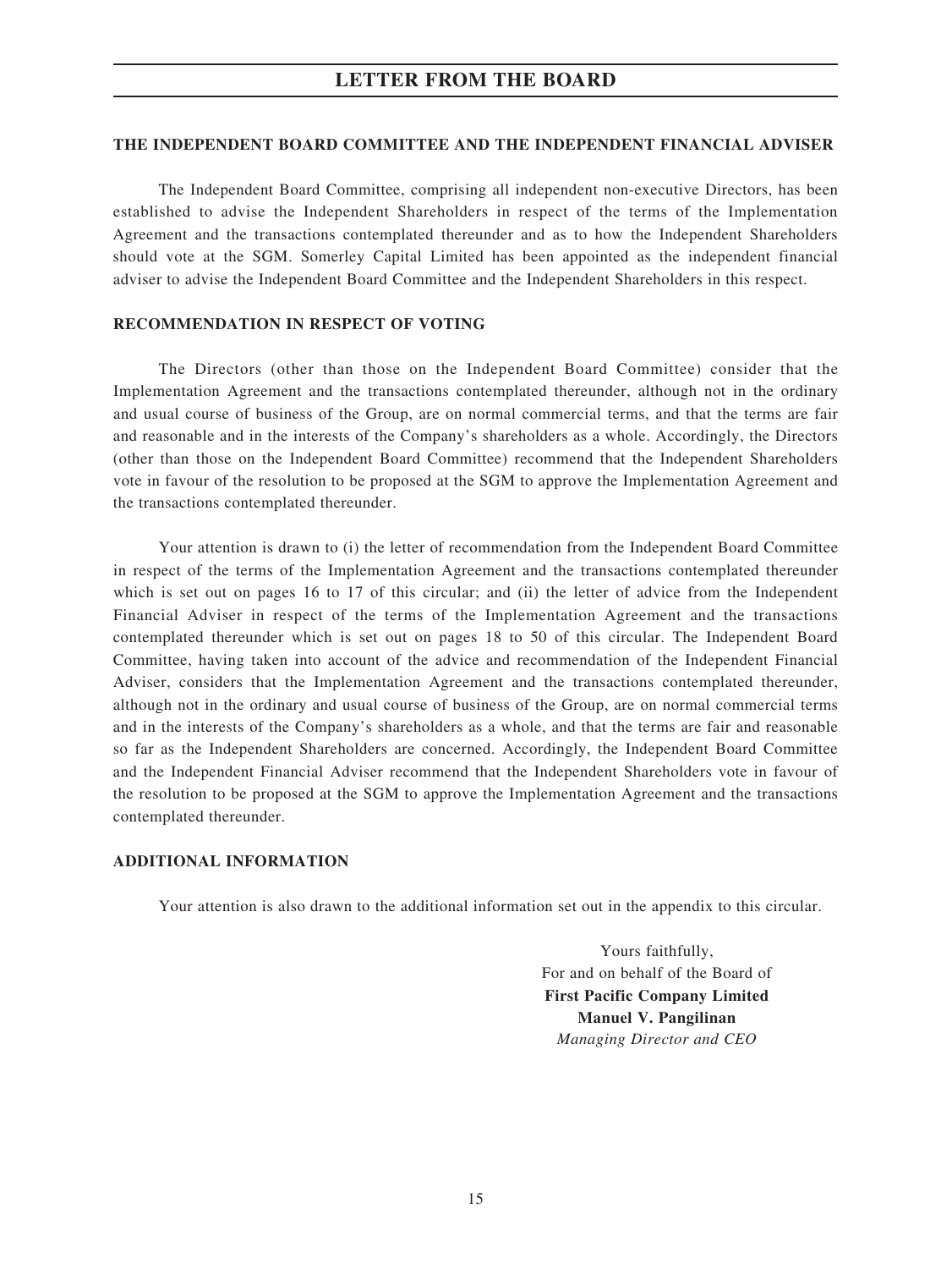## THE INDEPENDENT BOARD COMMITTEE AND THE INDEPENDENT FINANCIAL ADVISER

The Independent Board Committee, comprising all independent non-executive Directors, has been established to advise the Independent Shareholders in respect of the terms of the Implementation Agreement and the transactions contemplated thereunder and as to how the Independent Shareholders should vote at the SGM. Somerley Capital Limited has been appointed as the independent financial adviser to advise the Independent Board Committee and the Independent Shareholders in this respect.

## RECOMMENDATION IN RESPECT OF VOTING

The Directors (other than those on the Independent Board Committee) consider that the Implementation Agreement and the transactions contemplated thereunder, although not in the ordinary and usual course of business of the Group, are on normal commercial terms, and that the terms are fair and reasonable and in the interests of the Company's shareholders as a whole. Accordingly, the Directors (other than those on the Independent Board Committee) recommend that the Independent Shareholders vote in favour of the resolution to be proposed at the SGM to approve the Implementation Agreement and the transactions contemplated thereunder.

Your attention is drawn to (i) the letter of recommendation from the Independent Board Committee in respect of the terms of the Implementation Agreement and the transactions contemplated thereunder which is set out on pages 16 to 17 of this circular; and (ii) the letter of advice from the Independent Financial Adviser in respect of the terms of the Implementation Agreement and the transactions contemplated thereunder which is set out on pages 18 to 50 of this circular. The Independent Board Committee, having taken into account of the advice and recommendation of the Independent Financial Adviser, considers that the Implementation Agreement and the transactions contemplated thereunder, although not in the ordinary and usual course of business of the Group, are on normal commercial terms and in the interests of the Company's shareholders as a whole, and that the terms are fair and reasonable so far as the Independent Shareholders are concerned. Accordingly, the Independent Board Committee and the Independent Financial Adviser recommend that the Independent Shareholders vote in favour of the resolution to be proposed at the SGM to approve the Implementation Agreement and the transactions contemplated thereunder.

## ADDITIONAL INFORMATION

Your attention is also drawn to the additional information set out in the appendix to this circular.

Yours faithfully,
For and on behalf of the Board of
**First Pacific Company Limited**
**Manuel V. Pangilinan**
*Managing Director and CEO*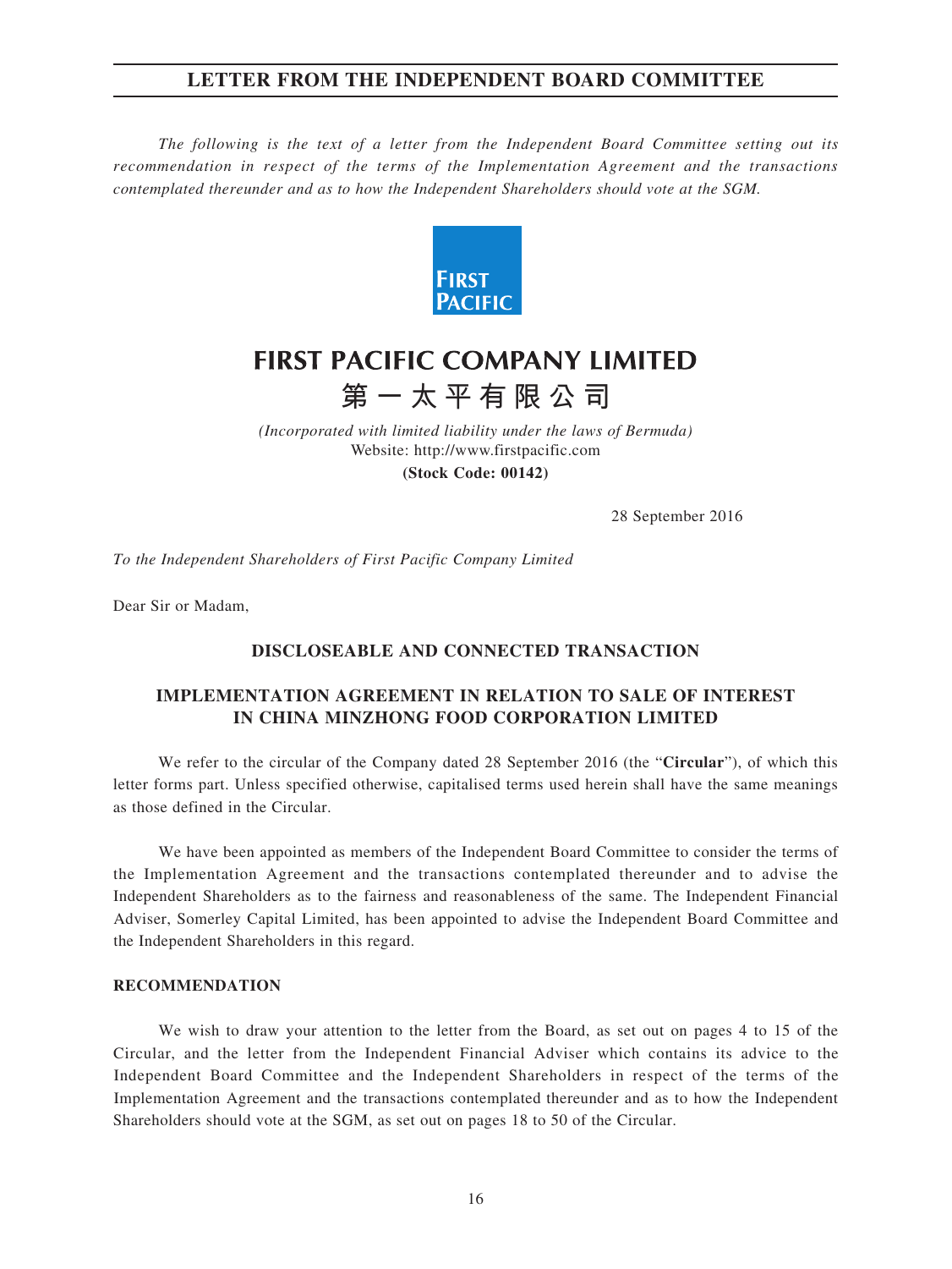# LETTER FROM THE INDEPENDENT BOARD COMMITTEE

*The following is the text of a letter from the Independent Board Committee setting out its recommendation in respect of the terms of the Implementation Agreement and the transactions contemplated thereunder and as to how the Independent Shareholders should vote at the SGM.*

## FIRST PACIFIC COMPANY LIMITED
## 第一太平有限公司

*(Incorporated with limited liability under the laws of Bermuda)*
Website: http://www.firstpacific.com
**(Stock Code: 00142)**

28 September 2016

*To the Independent Shareholders of First Pacific Company Limited*

Dear Sir or Madam,

**DISCLOSEABLE AND CONNECTED TRANSACTION**

**IMPLEMENTATION AGREEMENT IN RELATION TO SALE OF INTEREST IN CHINA MINZHONG FOOD CORPORATION LIMITED**

We refer to the circular of the Company dated 28 September 2016 (the "**Circular**"), of which this letter forms part. Unless specified otherwise, capitalised terms used herein shall have the same meanings as those defined in the Circular.

We have been appointed as members of the Independent Board Committee to consider the terms of the Implementation Agreement and the transactions contemplated thereunder and to advise the Independent Shareholders as to the fairness and reasonableness of the same. The Independent Financial Adviser, Somerley Capital Limited, has been appointed to advise the Independent Board Committee and the Independent Shareholders in this regard.

**RECOMMENDATION**

We wish to draw your attention to the letter from the Board, as set out on pages 4 to 15 of the Circular, and the letter from the Independent Financial Adviser which contains its advice to the Independent Board Committee and the Independent Shareholders in respect of the terms of the Implementation Agreement and the transactions contemplated thereunder and as to how the Independent Shareholders should vote at the SGM, as set out on pages 18 to 50 of the Circular.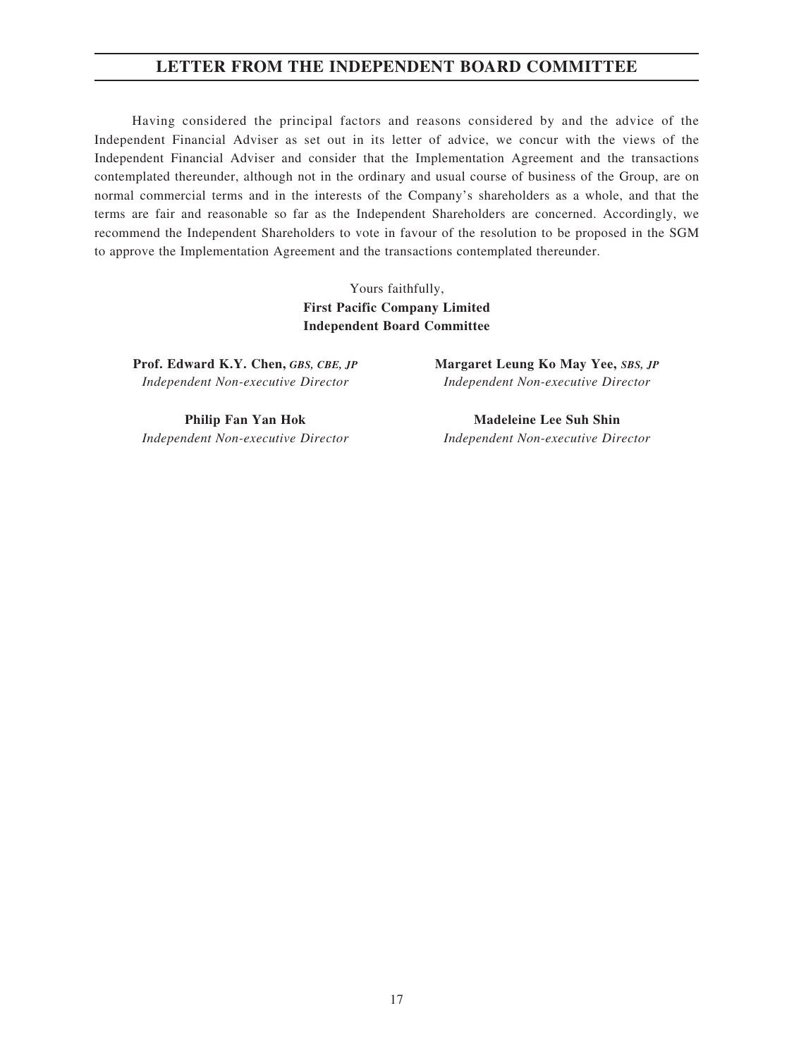# LETTER FROM THE INDEPENDENT BOARD COMMITTEE

Having considered the principal factors and reasons considered by and the advice of the Independent Financial Adviser as set out in its letter of advice, we concur with the views of the Independent Financial Adviser and consider that the Implementation Agreement and the transactions contemplated thereunder, although not in the ordinary and usual course of business of the Group, are on normal commercial terms and in the interests of the Company's shareholders as a whole, and that the terms are fair and reasonable so far as the Independent Shareholders are concerned. Accordingly, we recommend the Independent Shareholders to vote in favour of the resolution to be proposed in the SGM to approve the Implementation Agreement and the transactions contemplated thereunder.

Yours faithfully,
**First Pacific Company Limited**
**Independent Board Committee**

**Prof. Edward K.Y. Chen,** ***GBS, CBE, JP***
*Independent Non-executive Director*

**Margaret Leung Ko May Yee,** ***SBS, JP***
*Independent Non-executive Director*

**Philip Fan Yan Hok**
*Independent Non-executive Director*

**Madeleine Lee Suh Shin**
*Independent Non-executive Director*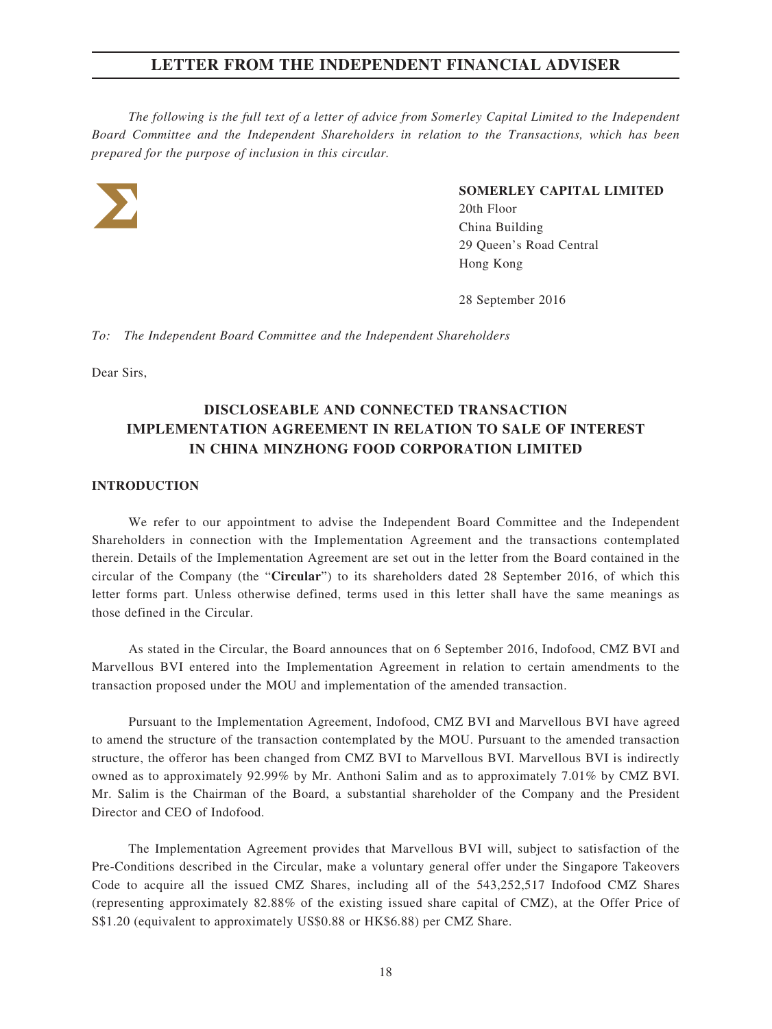## LETTER FROM THE INDEPENDENT FINANCIAL ADVISER

*The following is the full text of a letter of advice from Somerley Capital Limited to the Independent Board Committee and the Independent Shareholders in relation to the Transactions, which has been prepared for the purpose of inclusion in this circular.*

**SOMERLEY CAPITAL LIMITED**
20th Floor
China Building
29 Queen's Road Central
Hong Kong

28 September 2016

*To: The Independent Board Committee and the Independent Shareholders*

Dear Sirs,

### DISCLOSEABLE AND CONNECTED TRANSACTION IMPLEMENTATION AGREEMENT IN RELATION TO SALE OF INTEREST IN CHINA MINZHONG FOOD CORPORATION LIMITED

#### INTRODUCTION

We refer to our appointment to advise the Independent Board Committee and the Independent Shareholders in connection with the Implementation Agreement and the transactions contemplated therein. Details of the Implementation Agreement are set out in the letter from the Board contained in the circular of the Company (the "**Circular**") to its shareholders dated 28 September 2016, of which this letter forms part. Unless otherwise defined, terms used in this letter shall have the same meanings as those defined in the Circular.

As stated in the Circular, the Board announces that on 6 September 2016, Indofood, CMZ BVI and Marvellous BVI entered into the Implementation Agreement in relation to certain amendments to the transaction proposed under the MOU and implementation of the amended transaction.

Pursuant to the Implementation Agreement, Indofood, CMZ BVI and Marvellous BVI have agreed to amend the structure of the transaction contemplated by the MOU. Pursuant to the amended transaction structure, the offeror has been changed from CMZ BVI to Marvellous BVI. Marvellous BVI is indirectly owned as to approximately 92.99% by Mr. Anthoni Salim and as to approximately 7.01% by CMZ BVI. Mr. Salim is the Chairman of the Board, a substantial shareholder of the Company and the President Director and CEO of Indofood.

The Implementation Agreement provides that Marvellous BVI will, subject to satisfaction of the Pre-Conditions described in the Circular, make a voluntary general offer under the Singapore Takeovers Code to acquire all the issued CMZ Shares, including all of the 543,252,517 Indofood CMZ Shares (representing approximately 82.88% of the existing issued share capital of CMZ), at the Offer Price of S$1.20 (equivalent to approximately US$0.88 or HK$6.88) per CMZ Share.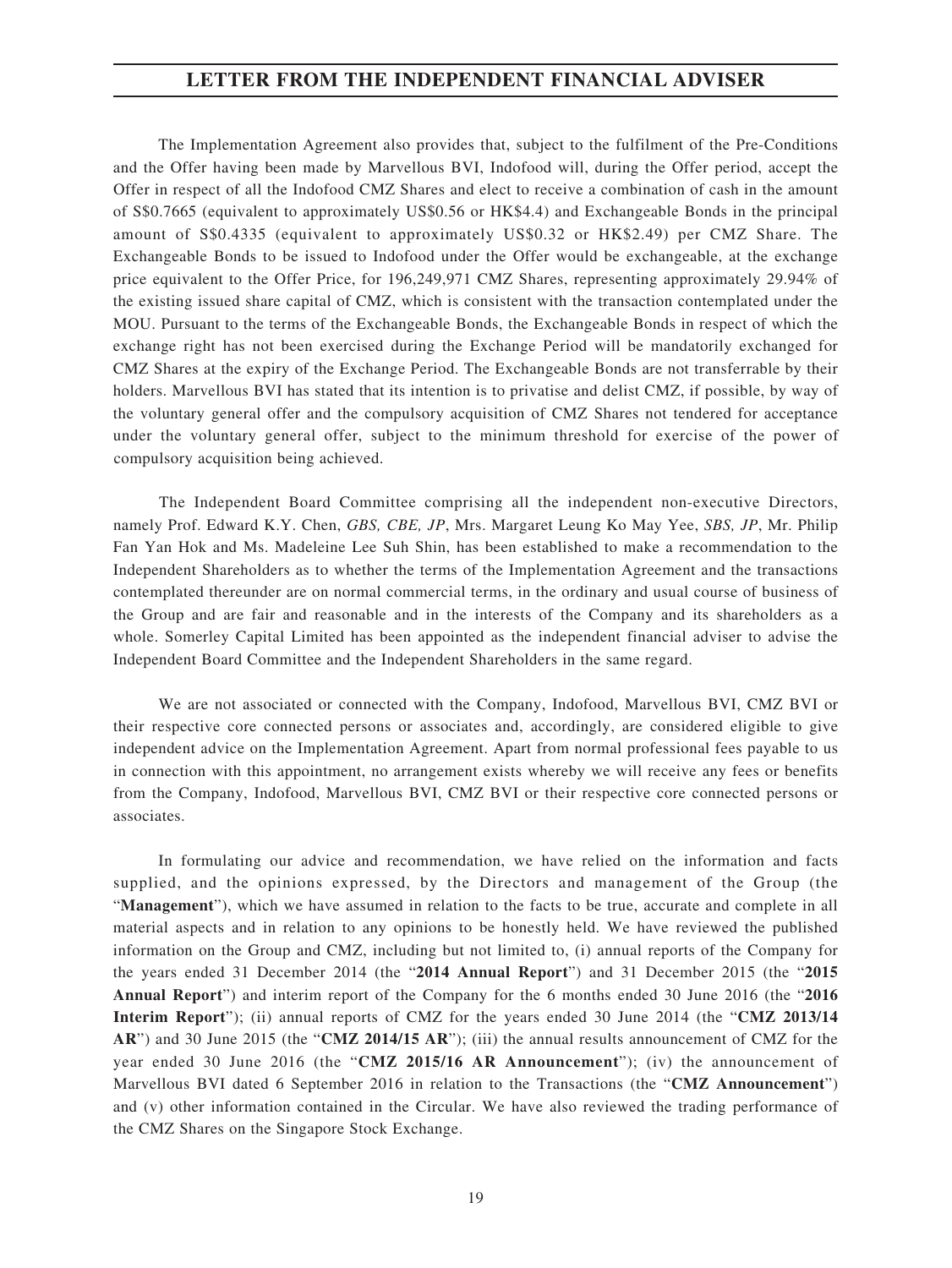The Implementation Agreement also provides that, subject to the fulfilment of the Pre-Conditions and the Offer having been made by Marvellous BVI, Indofood will, during the Offer period, accept the Offer in respect of all the Indofood CMZ Shares and elect to receive a combination of cash in the amount of S$0.7665 (equivalent to approximately US$0.56 or HK$4.4) and Exchangeable Bonds in the principal amount of S$0.4335 (equivalent to approximately US$0.32 or HK$2.49) per CMZ Share. The Exchangeable Bonds to be issued to Indofood under the Offer would be exchangeable, at the exchange price equivalent to the Offer Price, for 196,249,971 CMZ Shares, representing approximately 29.94% of the existing issued share capital of CMZ, which is consistent with the transaction contemplated under the MOU. Pursuant to the terms of the Exchangeable Bonds, the Exchangeable Bonds in respect of which the exchange right has not been exercised during the Exchange Period will be mandatorily exchanged for CMZ Shares at the expiry of the Exchange Period. The Exchangeable Bonds are not transferrable by their holders. Marvellous BVI has stated that its intention is to privatise and delist CMZ, if possible, by way of the voluntary general offer and the compulsory acquisition of CMZ Shares not tendered for acceptance under the voluntary general offer, subject to the minimum threshold for exercise of the power of compulsory acquisition being achieved.

The Independent Board Committee comprising all the independent non-executive Directors, namely Prof. Edward K.Y. Chen, *GBS, CBE, JP*, Mrs. Margaret Leung Ko May Yee, *SBS, JP*, Mr. Philip Fan Yan Hok and Ms. Madeleine Lee Suh Shin, has been established to make a recommendation to the Independent Shareholders as to whether the terms of the Implementation Agreement and the transactions contemplated thereunder are on normal commercial terms, in the ordinary and usual course of business of the Group and are fair and reasonable and in the interests of the Company and its shareholders as a whole. Somerley Capital Limited has been appointed as the independent financial adviser to advise the Independent Board Committee and the Independent Shareholders in the same regard.

We are not associated or connected with the Company, Indofood, Marvellous BVI, CMZ BVI or their respective core connected persons or associates and, accordingly, are considered eligible to give independent advice on the Implementation Agreement. Apart from normal professional fees payable to us in connection with this appointment, no arrangement exists whereby we will receive any fees or benefits from the Company, Indofood, Marvellous BVI, CMZ BVI or their respective core connected persons or associates.

In formulating our advice and recommendation, we have relied on the information and facts supplied, and the opinions expressed, by the Directors and management of the Group (the "**Management**"), which we have assumed in relation to the facts to be true, accurate and complete in all material aspects and in relation to any opinions to be honestly held. We have reviewed the published information on the Group and CMZ, including but not limited to, (i) annual reports of the Company for the years ended 31 December 2014 (the "**2014 Annual Report**") and 31 December 2015 (the "**2015 Annual Report**") and interim report of the Company for the 6 months ended 30 June 2016 (the "**2016 Interim Report**"); (ii) annual reports of CMZ for the years ended 30 June 2014 (the "**CMZ 2013/14 AR**") and 30 June 2015 (the "**CMZ 2014/15 AR**"); (iii) the annual results announcement of CMZ for the year ended 30 June 2016 (the "**CMZ 2015/16 AR Announcement**"); (iv) the announcement of Marvellous BVI dated 6 September 2016 in relation to the Transactions (the "**CMZ Announcement**") and (v) other information contained in the Circular. We have also reviewed the trading performance of the CMZ Shares on the Singapore Stock Exchange.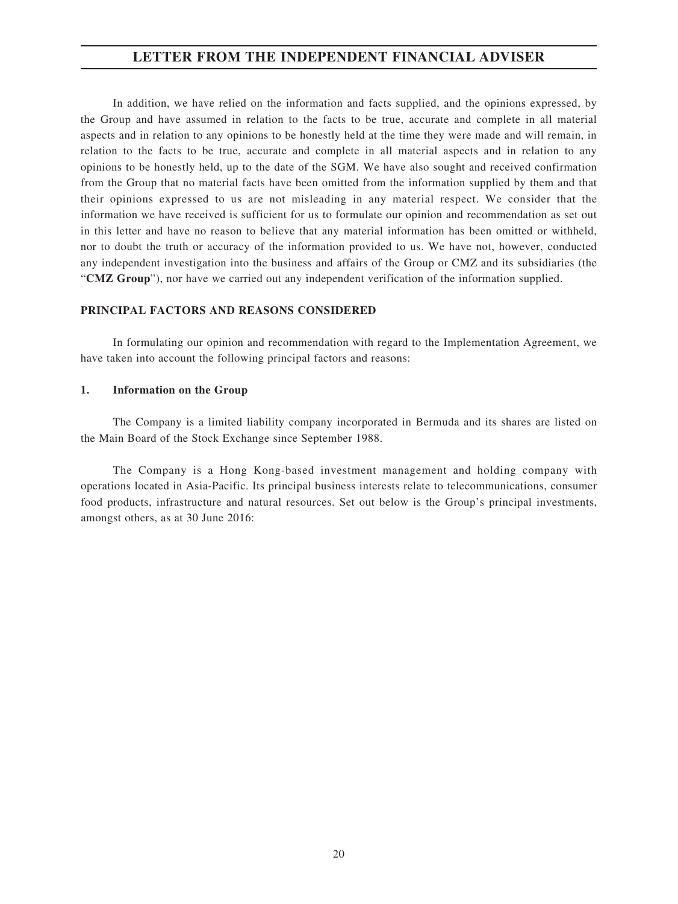In addition, we have relied on the information and facts supplied, and the opinions expressed, by the Group and have assumed in relation to the facts to be true, accurate and complete in all material aspects and in relation to any opinions to be honestly held at the time they were made and will remain, in relation to the facts to be true, accurate and complete in all material aspects and in relation to any opinions to be honestly held, up to the date of the SGM. We have also sought and received confirmation from the Group that no material facts have been omitted from the information supplied by them and that their opinions expressed to us are not misleading in any material respect. We consider that the information we have received is sufficient for us to formulate our opinion and recommendation as set out in this letter and have no reason to believe that any material information has been omitted or withheld, nor to doubt the truth or accuracy of the information provided to us. We have not, however, conducted any independent investigation into the business and affairs of the Group or CMZ and its subsidiaries (the "**CMZ Group**"), nor have we carried out any independent verification of the information supplied.

## PRINCIPAL FACTORS AND REASONS CONSIDERED

In formulating our opinion and recommendation with regard to the Implementation Agreement, we have taken into account the following principal factors and reasons:

### 1. Information on the Group

The Company is a limited liability company incorporated in Bermuda and its shares are listed on the Main Board of the Stock Exchange since September 1988.

The Company is a Hong Kong-based investment management and holding company with operations located in Asia-Pacific. Its principal business interests relate to telecommunications, consumer food products, infrastructure and natural resources. Set out below is the Group's principal investments, amongst others, as at 30 June 2016: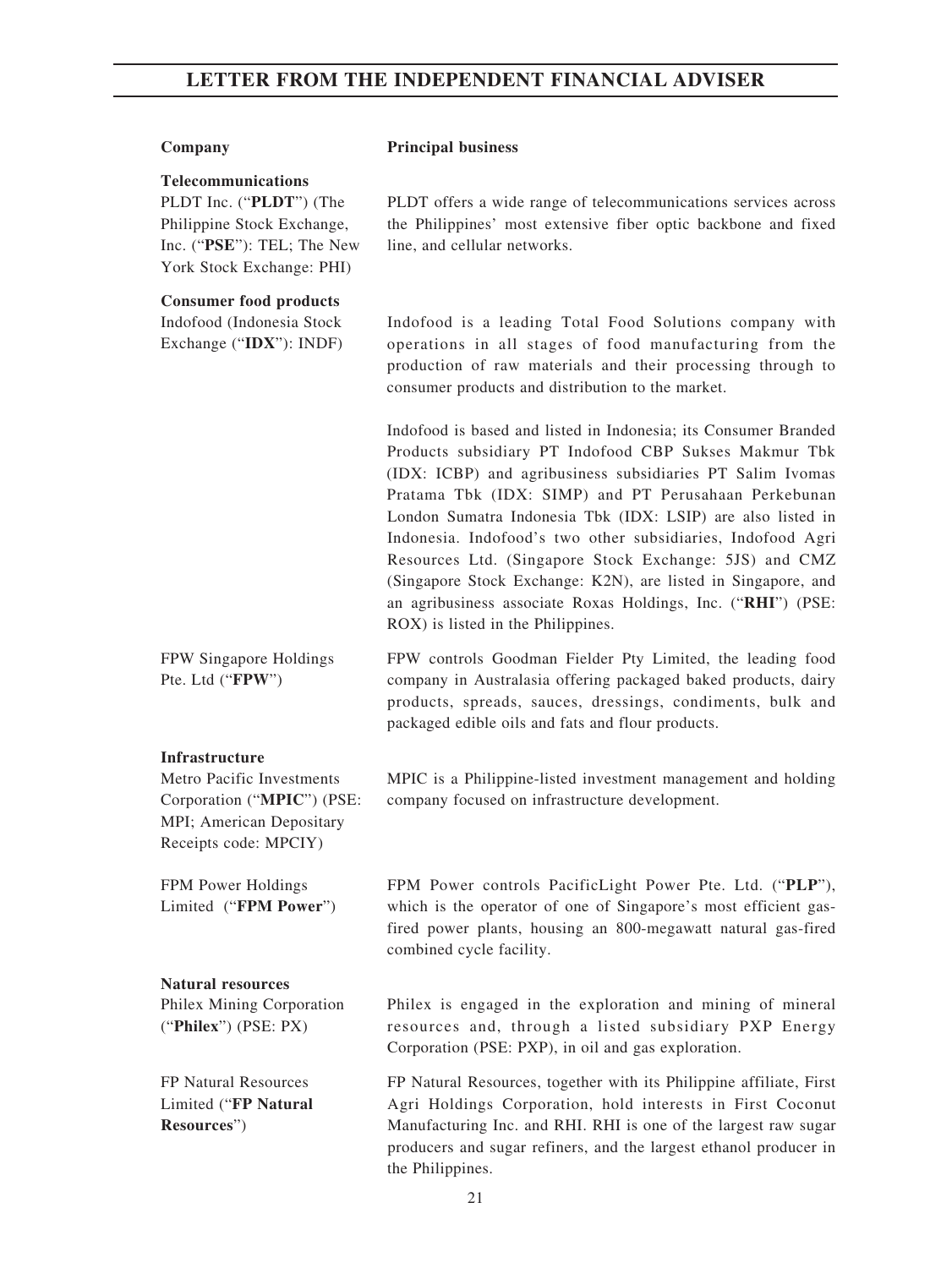| Company | Principal business |
|---|---|
| **Telecommunications** | |
| PLDT Inc. ("**PLDT**") (The Philippine Stock Exchange, Inc. ("**PSE**"): TEL; The New York Stock Exchange: PHI) | PLDT offers a wide range of telecommunications services across the Philippines' most extensive fiber optic backbone and fixed line, and cellular networks. |
| **Consumer food products** | |
| Indofood (Indonesia Stock Exchange ("**IDX**"): INDF) | Indofood is a leading Total Food Solutions company with operations in all stages of food manufacturing from the production of raw materials and their processing through to consumer products and distribution to the market.<br><br>Indofood is based and listed in Indonesia; its Consumer Branded Products subsidiary PT Indofood CBP Sukses Makmur Tbk (IDX: ICBP) and agribusiness subsidiaries PT Salim Ivomas Pratama Tbk (IDX: SIMP) and PT Perusahaan Perkebunan London Sumatra Indonesia Tbk (IDX: LSIP) are also listed in Indonesia. Indofood's two other subsidiaries, Indofood Agri Resources Ltd. (Singapore Stock Exchange: 5JS) and CMZ (Singapore Stock Exchange: K2N), are listed in Singapore, and an agribusiness associate Roxas Holdings, Inc. ("**RHI**") (PSE: ROX) is listed in the Philippines. |
| FPW Singapore Holdings Pte. Ltd ("**FPW**") | FPW controls Goodman Fielder Pty Limited, the leading food company in Australasia offering packaged baked products, dairy products, spreads, sauces, dressings, condiments, bulk and packaged edible oils and fats and flour products. |
| **Infrastructure** | |
| Metro Pacific Investments Corporation ("**MPIC**") (PSE: MPI; American Depositary Receipts code: MPCIY) | MPIC is a Philippine-listed investment management and holding company focused on infrastructure development. |
| FPM Power Holdings Limited ("**FPM Power**") | FPM Power controls PacificLight Power Pte. Ltd. ("**PLP**"), which is the operator of one of Singapore's most efficient gas-fired power plants, housing an 800-megawatt natural gas-fired combined cycle facility. |
| **Natural resources** | |
| Philex Mining Corporation ("**Philex**") (PSE: PX) | Philex is engaged in the exploration and mining of mineral resources and, through a listed subsidiary PXP Energy Corporation (PSE: PXP), in oil and gas exploration. |
| FP Natural Resources Limited ("**FP Natural Resources**") | FP Natural Resources, together with its Philippine affiliate, First Agri Holdings Corporation, hold interests in First Coconut Manufacturing Inc. and RHI. RHI is one of the largest raw sugar producers and sugar refiners, and the largest ethanol producer in the Philippines. |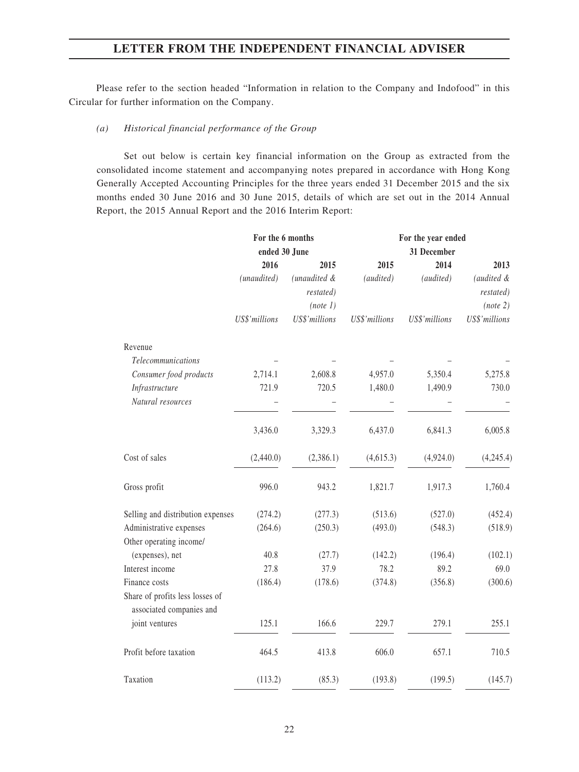Please refer to the section headed "Information in relation to the Company and Indofood" in this Circular for further information on the Company.

*(a) Historical financial performance of the Group*

Set out below is certain key financial information on the Group as extracted from the consolidated income statement and accompanying notes prepared in accordance with Hong Kong Generally Accepted Accounting Principles for the three years ended 31 December 2015 and the six months ended 30 June 2016 and 30 June 2015, details of which are set out in the 2014 Annual Report, the 2015 Annual Report and the 2016 Interim Report:

| | For the 6 months ended 30 June | | For the year ended 31 December | | |
|---|---|---|---|---|---|
| | **2016** | **2015** | **2015** | **2014** | **2013** |
| | *(unaudited)* | *(unaudited & restated) (note 1)* | *(audited)* | *(audited)* | *(audited & restated) (note 2)* |
| | *US$'millions* | *US$'millions* | *US$'millions* | *US$'millions* | *US$'millions* |
| Revenue | | | | | |
| *Telecommunications* | – | – | – | – | – |
| *Consumer food products* | 2,714.1 | 2,608.8 | 4,957.0 | 5,350.4 | 5,275.8 |
| *Infrastructure* | 721.9 | 720.5 | 1,480.0 | 1,490.9 | 730.0 |
| *Natural resources* | – | – | – | – | – |
| | 3,436.0 | 3,329.3 | 6,437.0 | 6,841.3 | 6,005.8 |
| Cost of sales | (2,440.0) | (2,386.1) | (4,615.3) | (4,924.0) | (4,245.4) |
| Gross profit | 996.0 | 943.2 | 1,821.7 | 1,917.3 | 1,760.4 |
| Selling and distribution expenses | (274.2) | (277.3) | (513.6) | (527.0) | (452.4) |
| Administrative expenses | (264.6) | (250.3) | (493.0) | (548.3) | (518.9) |
| Other operating income/ (expenses), net | 40.8 | (27.7) | (142.2) | (196.4) | (102.1) |
| Interest income | 27.8 | 37.9 | 78.2 | 89.2 | 69.0 |
| Finance costs | (186.4) | (178.6) | (374.8) | (356.8) | (300.6) |
| Share of profits less losses of associated companies and joint ventures | 125.1 | 166.6 | 229.7 | 279.1 | 255.1 |
| Profit before taxation | 464.5 | 413.8 | 606.0 | 657.1 | 710.5 |
| Taxation | (113.2) | (85.3) | (193.8) | (199.5) | (145.7) |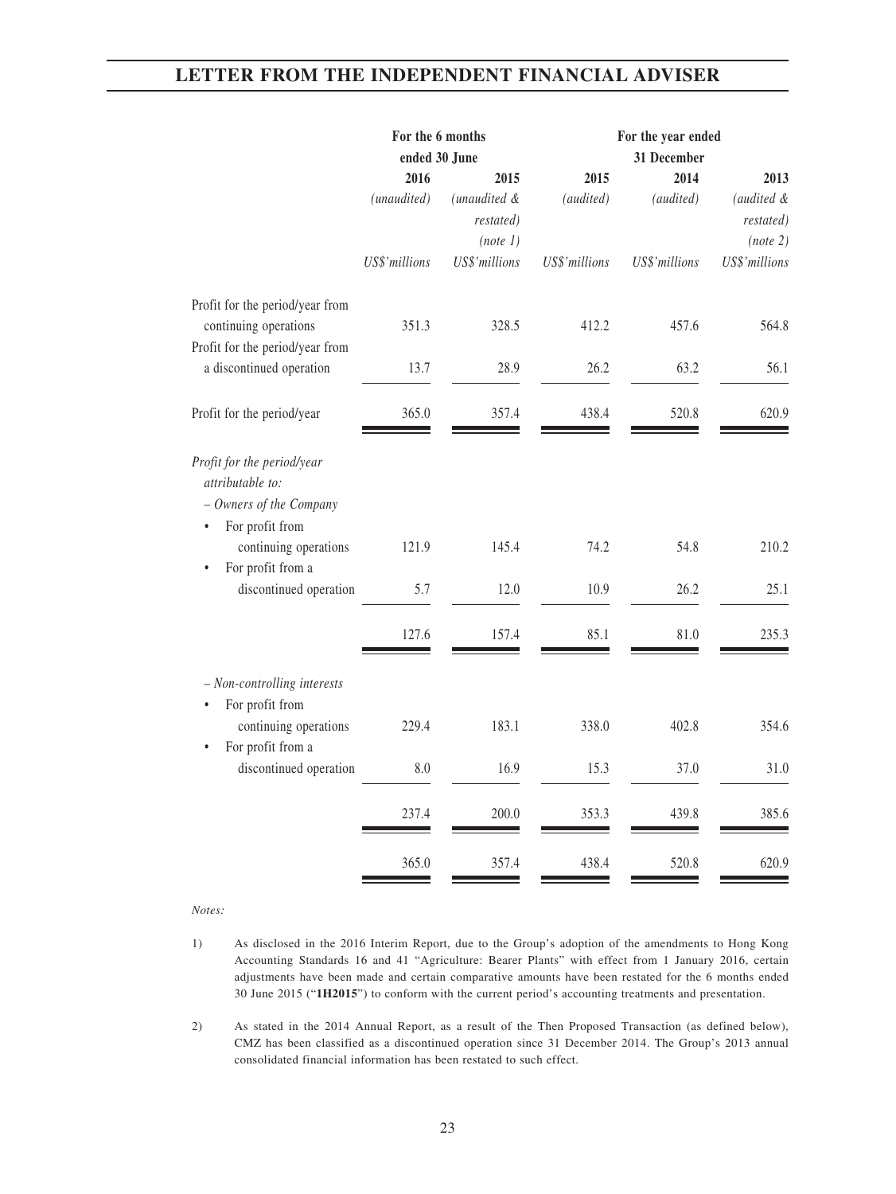| | For the 6 months ended 30 June | | For the year ended 31 December | | |
|---|---|---|---|---|---|
| | 2016 | 2015 | 2015 | 2014 | 2013 |
| | *(unaudited)* | *(unaudited & restated)* *(note 1)* | *(audited)* | *(audited)* | *(audited & restated)* *(note 2)* |
| | *US$'millions* | *US$'millions* | *US$'millions* | *US$'millions* | *US$'millions* |
| Profit for the period/year from continuing operations | 351.3 | 328.5 | 412.2 | 457.6 | 564.8 |
| Profit for the period/year from a discontinued operation | 13.7 | 28.9 | 26.2 | 63.2 | 56.1 |
| Profit for the period/year | 365.0 | 357.4 | 438.4 | 520.8 | 620.9 |
| *Profit for the period/year attributable to:* | | | | | |
| *– Owners of the Company* | | | | | |
| • For profit from continuing operations | 121.9 | 145.4 | 74.2 | 54.8 | 210.2 |
| • For profit from a discontinued operation | 5.7 | 12.0 | 10.9 | 26.2 | 25.1 |
| | 127.6 | 157.4 | 85.1 | 81.0 | 235.3 |
| *– Non-controlling interests* | | | | | |
| • For profit from continuing operations | 229.4 | 183.1 | 338.0 | 402.8 | 354.6 |
| • For profit from a discontinued operation | 8.0 | 16.9 | 15.3 | 37.0 | 31.0 |
| | 237.4 | 200.0 | 353.3 | 439.8 | 385.6 |
| | 365.0 | 357.4 | 438.4 | 520.8 | 620.9 |

*Notes:*

1) As disclosed in the 2016 Interim Report, due to the Group's adoption of the amendments to Hong Kong Accounting Standards 16 and 41 "Agriculture: Bearer Plants" with effect from 1 January 2016, certain adjustments have been made and certain comparative amounts have been restated for the 6 months ended 30 June 2015 ("**1H2015**") to conform with the current period's accounting treatments and presentation.

2) As stated in the 2014 Annual Report, as a result of the Then Proposed Transaction (as defined below), CMZ has been classified as a discontinued operation since 31 December 2014. The Group's 2013 annual consolidated financial information has been restated to such effect.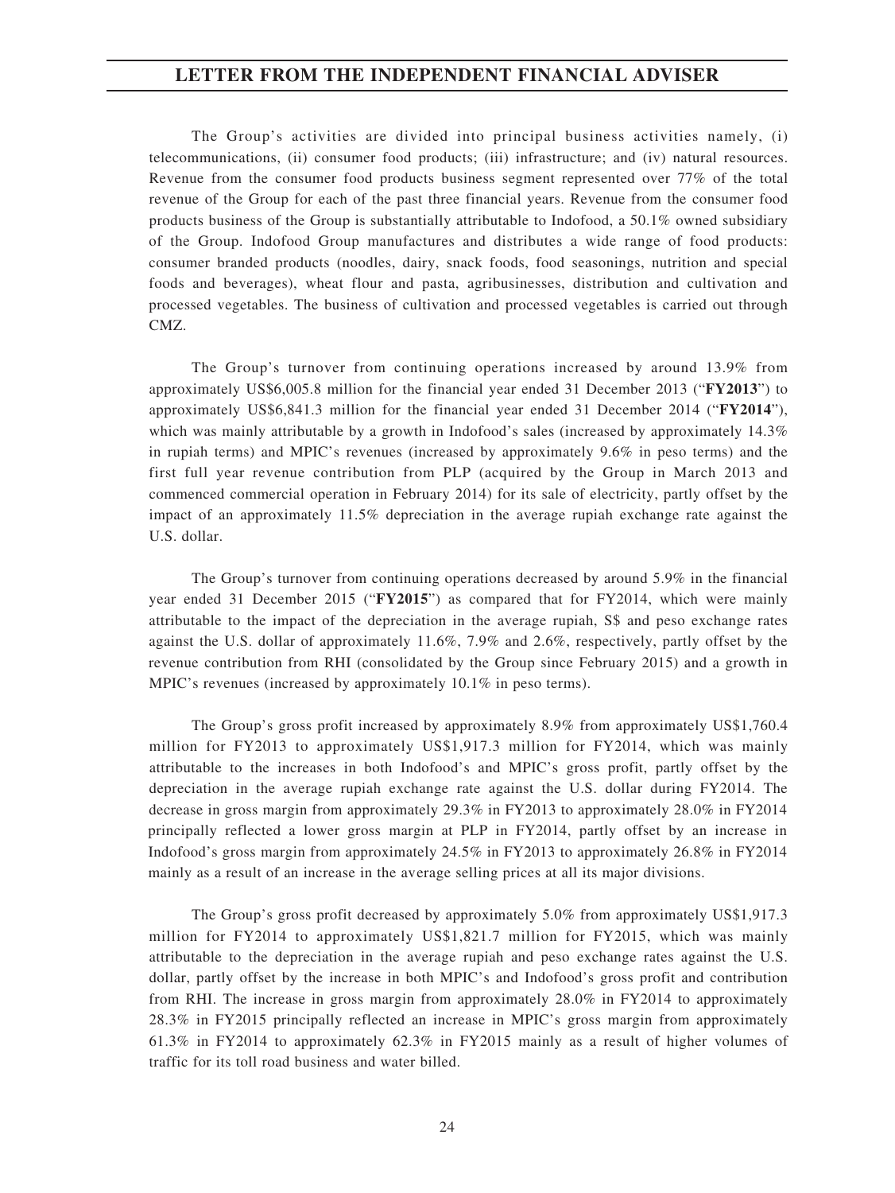The Group's activities are divided into principal business activities namely, (i) telecommunications, (ii) consumer food products; (iii) infrastructure; and (iv) natural resources. Revenue from the consumer food products business segment represented over 77% of the total revenue of the Group for each of the past three financial years. Revenue from the consumer food products business of the Group is substantially attributable to Indofood, a 50.1% owned subsidiary of the Group. Indofood Group manufactures and distributes a wide range of food products: consumer branded products (noodles, dairy, snack foods, food seasonings, nutrition and special foods and beverages), wheat flour and pasta, agribusinesses, distribution and cultivation and processed vegetables. The business of cultivation and processed vegetables is carried out through CMZ.

The Group's turnover from continuing operations increased by around 13.9% from approximately US$6,005.8 million for the financial year ended 31 December 2013 ("**FY2013**") to approximately US$6,841.3 million for the financial year ended 31 December 2014 ("**FY2014**"), which was mainly attributable by a growth in Indofood's sales (increased by approximately 14.3% in rupiah terms) and MPIC's revenues (increased by approximately 9.6% in peso terms) and the first full year revenue contribution from PLP (acquired by the Group in March 2013 and commenced commercial operation in February 2014) for its sale of electricity, partly offset by the impact of an approximately 11.5% depreciation in the average rupiah exchange rate against the U.S. dollar.

The Group's turnover from continuing operations decreased by around 5.9% in the financial year ended 31 December 2015 ("**FY2015**") as compared that for FY2014, which were mainly attributable to the impact of the depreciation in the average rupiah, S$ and peso exchange rates against the U.S. dollar of approximately 11.6%, 7.9% and 2.6%, respectively, partly offset by the revenue contribution from RHI (consolidated by the Group since February 2015) and a growth in MPIC's revenues (increased by approximately 10.1% in peso terms).

The Group's gross profit increased by approximately 8.9% from approximately US$1,760.4 million for FY2013 to approximately US$1,917.3 million for FY2014, which was mainly attributable to the increases in both Indofood's and MPIC's gross profit, partly offset by the depreciation in the average rupiah exchange rate against the U.S. dollar during FY2014. The decrease in gross margin from approximately 29.3% in FY2013 to approximately 28.0% in FY2014 principally reflected a lower gross margin at PLP in FY2014, partly offset by an increase in Indofood's gross margin from approximately 24.5% in FY2013 to approximately 26.8% in FY2014 mainly as a result of an increase in the average selling prices at all its major divisions.

The Group's gross profit decreased by approximately 5.0% from approximately US$1,917.3 million for FY2014 to approximately US$1,821.7 million for FY2015, which was mainly attributable to the depreciation in the average rupiah and peso exchange rates against the U.S. dollar, partly offset by the increase in both MPIC's and Indofood's gross profit and contribution from RHI. The increase in gross margin from approximately 28.0% in FY2014 to approximately 28.3% in FY2015 principally reflected an increase in MPIC's gross margin from approximately 61.3% in FY2014 to approximately 62.3% in FY2015 mainly as a result of higher volumes of traffic for its toll road business and water billed.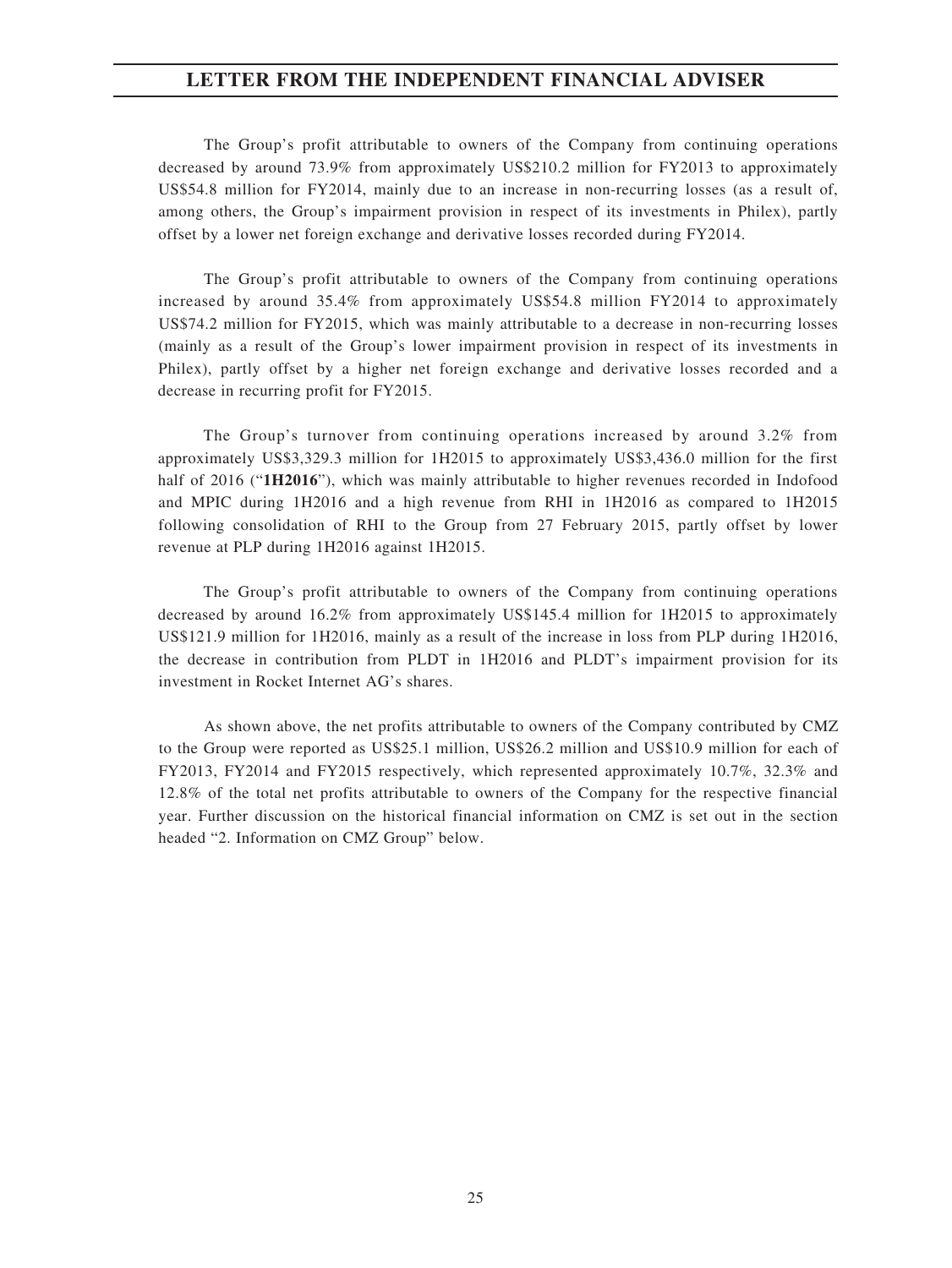The Group's profit attributable to owners of the Company from continuing operations decreased by around 73.9% from approximately US$210.2 million for FY2013 to approximately US$54.8 million for FY2014, mainly due to an increase in non-recurring losses (as a result of, among others, the Group's impairment provision in respect of its investments in Philex), partly offset by a lower net foreign exchange and derivative losses recorded during FY2014.

The Group's profit attributable to owners of the Company from continuing operations increased by around 35.4% from approximately US$54.8 million FY2014 to approximately US$74.2 million for FY2015, which was mainly attributable to a decrease in non-recurring losses (mainly as a result of the Group's lower impairment provision in respect of its investments in Philex), partly offset by a higher net foreign exchange and derivative losses recorded and a decrease in recurring profit for FY2015.

The Group's turnover from continuing operations increased by around 3.2% from approximately US$3,329.3 million for 1H2015 to approximately US$3,436.0 million for the first half of 2016 ("**1H2016**"), which was mainly attributable to higher revenues recorded in Indofood and MPIC during 1H2016 and a high revenue from RHI in 1H2016 as compared to 1H2015 following consolidation of RHI to the Group from 27 February 2015, partly offset by lower revenue at PLP during 1H2016 against 1H2015.

The Group's profit attributable to owners of the Company from continuing operations decreased by around 16.2% from approximately US$145.4 million for 1H2015 to approximately US$121.9 million for 1H2016, mainly as a result of the increase in loss from PLP during 1H2016, the decrease in contribution from PLDT in 1H2016 and PLDT's impairment provision for its investment in Rocket Internet AG's shares.

As shown above, the net profits attributable to owners of the Company contributed by CMZ to the Group were reported as US$25.1 million, US$26.2 million and US$10.9 million for each of FY2013, FY2014 and FY2015 respectively, which represented approximately 10.7%, 32.3% and 12.8% of the total net profits attributable to owners of the Company for the respective financial year. Further discussion on the historical financial information on CMZ is set out in the section headed "2. Information on CMZ Group" below.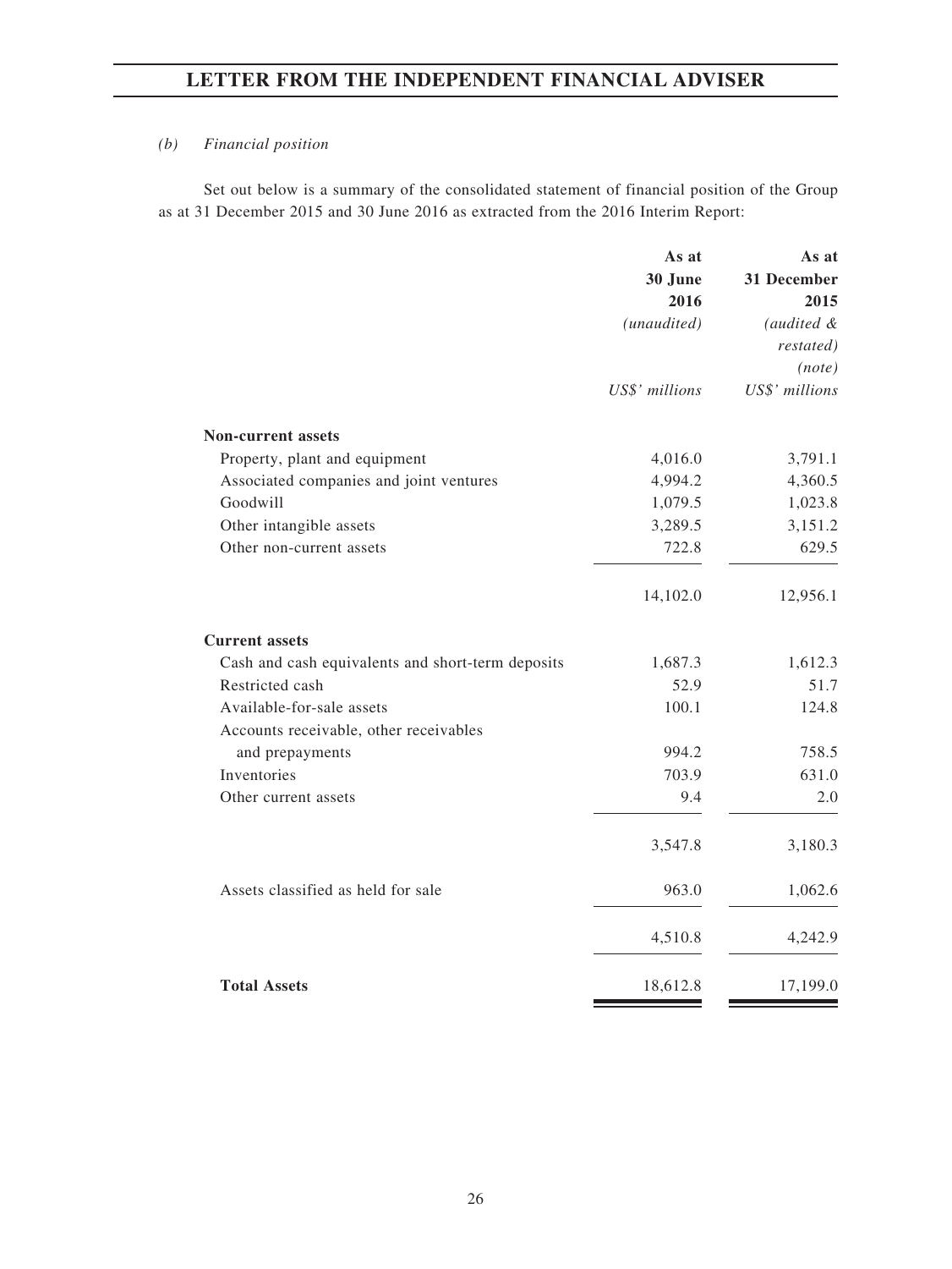*(b) Financial position*

Set out below is a summary of the consolidated statement of financial position of the Group as at 31 December 2015 and 30 June 2016 as extracted from the 2016 Interim Report:

| | **As at 30 June 2016** | **As at 31 December 2015** |
|---|---|---|
| | *(unaudited)* | *(audited & restated) (note)* |
| | *US$' millions* | *US$' millions* |
| **Non-current assets** | | |
| Property, plant and equipment | 4,016.0 | 3,791.1 |
| Associated companies and joint ventures | 4,994.2 | 4,360.5 |
| Goodwill | 1,079.5 | 1,023.8 |
| Other intangible assets | 3,289.5 | 3,151.2 |
| Other non-current assets | 722.8 | 629.5 |
| | 14,102.0 | 12,956.1 |
| **Current assets** | | |
| Cash and cash equivalents and short-term deposits | 1,687.3 | 1,612.3 |
| Restricted cash | 52.9 | 51.7 |
| Available-for-sale assets | 100.1 | 124.8 |
| Accounts receivable, other receivables and prepayments | 994.2 | 758.5 |
| Inventories | 703.9 | 631.0 |
| Other current assets | 9.4 | 2.0 |
| | 3,547.8 | 3,180.3 |
| Assets classified as held for sale | 963.0 | 1,062.6 |
| | 4,510.8 | 4,242.9 |
| **Total Assets** | 18,612.8 | 17,199.0 |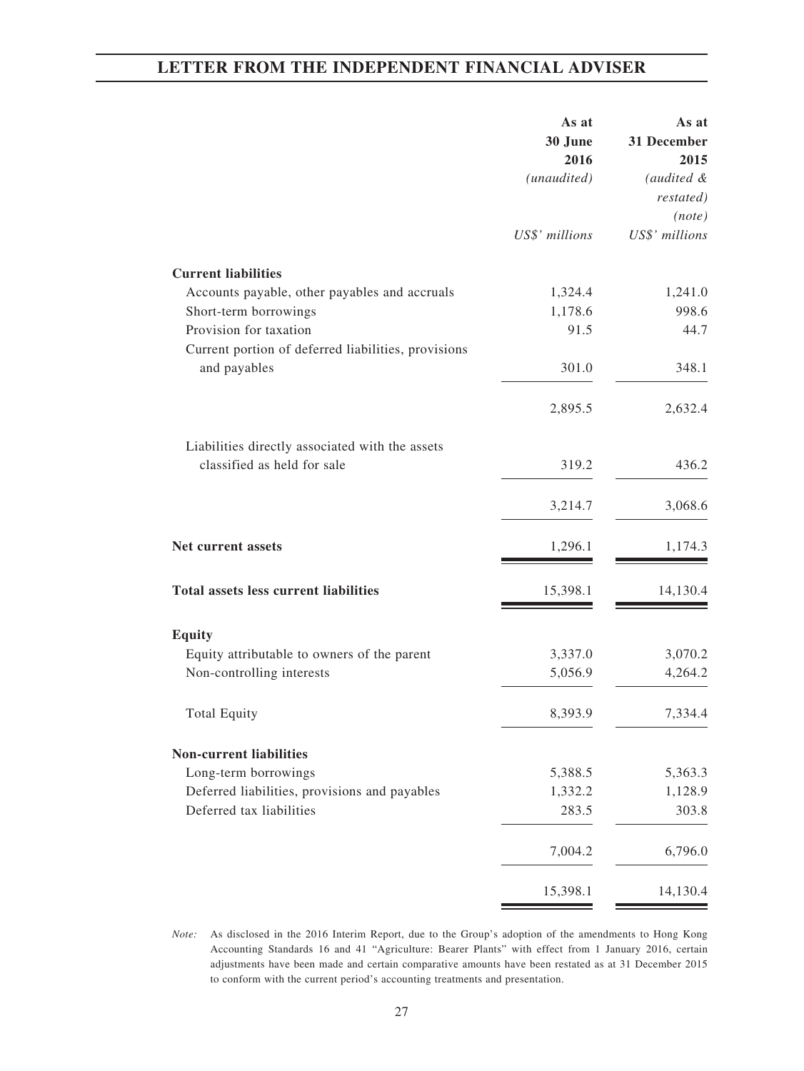| | As at 30 June 2016 *(unaudited)* | As at 31 December 2015 *(audited & restated)* *(note)* |
|---|---|---|
| | *US$' millions* | *US$' millions* |
| **Current liabilities** | | |
| Accounts payable, other payables and accruals | 1,324.4 | 1,241.0 |
| Short-term borrowings | 1,178.6 | 998.6 |
| Provision for taxation | 91.5 | 44.7 |
| Current portion of deferred liabilities, provisions and payables | 301.0 | 348.1 |
| | 2,895.5 | 2,632.4 |
| Liabilities directly associated with the assets classified as held for sale | 319.2 | 436.2 |
| | 3,214.7 | 3,068.6 |
| **Net current assets** | 1,296.1 | 1,174.3 |
| **Total assets less current liabilities** | 15,398.1 | 14,130.4 |
| **Equity** | | |
| Equity attributable to owners of the parent | 3,337.0 | 3,070.2 |
| Non-controlling interests | 5,056.9 | 4,264.2 |
| Total Equity | 8,393.9 | 7,334.4 |
| **Non-current liabilities** | | |
| Long-term borrowings | 5,388.5 | 5,363.3 |
| Deferred liabilities, provisions and payables | 1,332.2 | 1,128.9 |
| Deferred tax liabilities | 283.5 | 303.8 |
| | 7,004.2 | 6,796.0 |
| | 15,398.1 | 14,130.4 |

*Note:* As disclosed in the 2016 Interim Report, due to the Group's adoption of the amendments to Hong Kong Accounting Standards 16 and 41 "Agriculture: Bearer Plants" with effect from 1 January 2016, certain adjustments have been made and certain comparative amounts have been restated as at 31 December 2015 to conform with the current period's accounting treatments and presentation.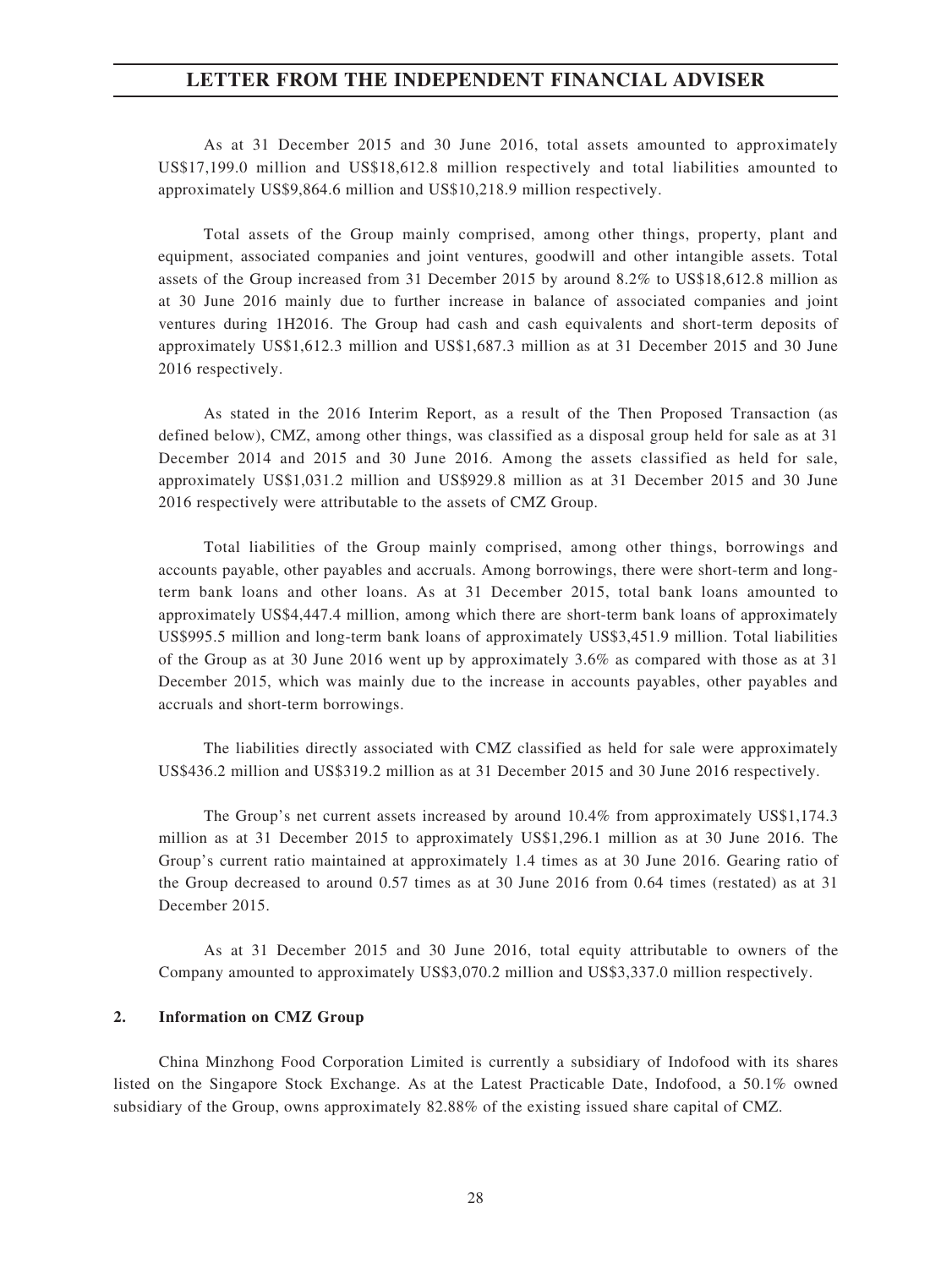As at 31 December 2015 and 30 June 2016, total assets amounted to approximately US$17,199.0 million and US$18,612.8 million respectively and total liabilities amounted to approximately US$9,864.6 million and US$10,218.9 million respectively.

Total assets of the Group mainly comprised, among other things, property, plant and equipment, associated companies and joint ventures, goodwill and other intangible assets. Total assets of the Group increased from 31 December 2015 by around 8.2% to US$18,612.8 million as at 30 June 2016 mainly due to further increase in balance of associated companies and joint ventures during 1H2016. The Group had cash and cash equivalents and short-term deposits of approximately US$1,612.3 million and US$1,687.3 million as at 31 December 2015 and 30 June 2016 respectively.

As stated in the 2016 Interim Report, as a result of the Then Proposed Transaction (as defined below), CMZ, among other things, was classified as a disposal group held for sale as at 31 December 2014 and 2015 and 30 June 2016. Among the assets classified as held for sale, approximately US$1,031.2 million and US$929.8 million as at 31 December 2015 and 30 June 2016 respectively were attributable to the assets of CMZ Group.

Total liabilities of the Group mainly comprised, among other things, borrowings and accounts payable, other payables and accruals. Among borrowings, there were short-term and long-term bank loans and other loans. As at 31 December 2015, total bank loans amounted to approximately US$4,447.4 million, among which there are short-term bank loans of approximately US$995.5 million and long-term bank loans of approximately US$3,451.9 million. Total liabilities of the Group as at 30 June 2016 went up by approximately 3.6% as compared with those as at 31 December 2015, which was mainly due to the increase in accounts payables, other payables and accruals and short-term borrowings.

The liabilities directly associated with CMZ classified as held for sale were approximately US$436.2 million and US$319.2 million as at 31 December 2015 and 30 June 2016 respectively.

The Group's net current assets increased by around 10.4% from approximately US$1,174.3 million as at 31 December 2015 to approximately US$1,296.1 million as at 30 June 2016. The Group's current ratio maintained at approximately 1.4 times as at 30 June 2016. Gearing ratio of the Group decreased to around 0.57 times as at 30 June 2016 from 0.64 times (restated) as at 31 December 2015.

As at 31 December 2015 and 30 June 2016, total equity attributable to owners of the Company amounted to approximately US$3,070.2 million and US$3,337.0 million respectively.

**2. Information on CMZ Group**

China Minzhong Food Corporation Limited is currently a subsidiary of Indofood with its shares listed on the Singapore Stock Exchange. As at the Latest Practicable Date, Indofood, a 50.1% owned subsidiary of the Group, owns approximately 82.88% of the existing issued share capital of CMZ.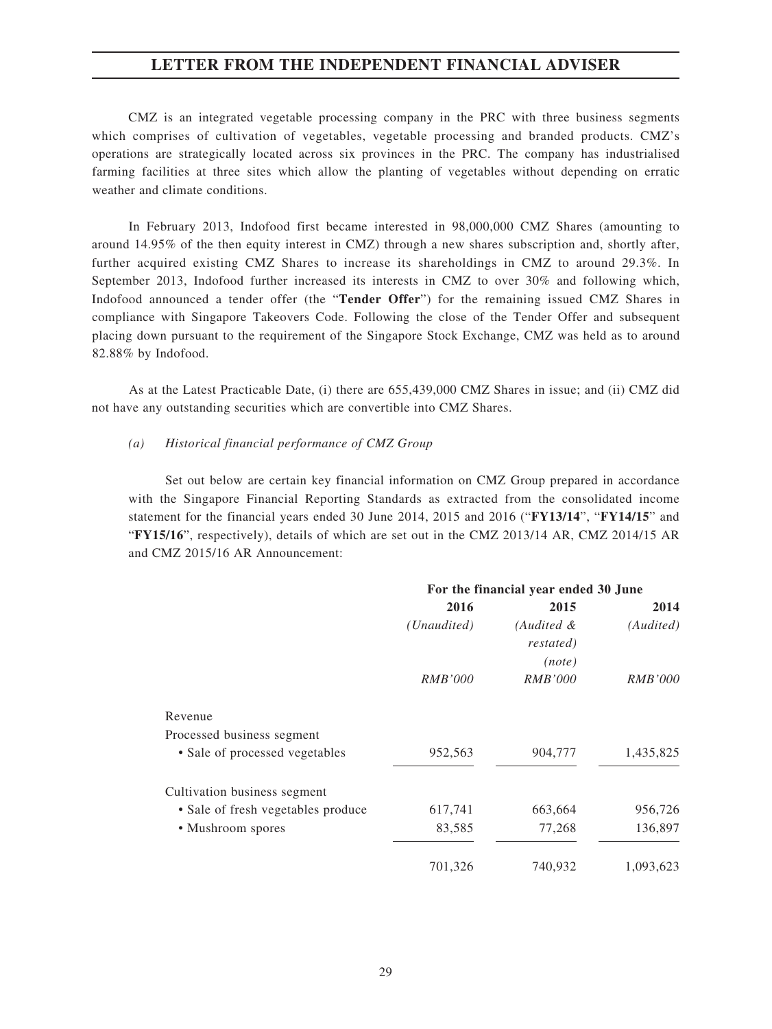CMZ is an integrated vegetable processing company in the PRC with three business segments which comprises of cultivation of vegetables, vegetable processing and branded products. CMZ's operations are strategically located across six provinces in the PRC. The company has industrialised farming facilities at three sites which allow the planting of vegetables without depending on erratic weather and climate conditions.

In February 2013, Indofood first became interested in 98,000,000 CMZ Shares (amounting to around 14.95% of the then equity interest in CMZ) through a new shares subscription and, shortly after, further acquired existing CMZ Shares to increase its shareholdings in CMZ to around 29.3%. In September 2013, Indofood further increased its interests in CMZ to over 30% and following which, Indofood announced a tender offer (the "**Tender Offer**") for the remaining issued CMZ Shares in compliance with Singapore Takeovers Code. Following the close of the Tender Offer and subsequent placing down pursuant to the requirement of the Singapore Stock Exchange, CMZ was held as to around 82.88% by Indofood.

As at the Latest Practicable Date, (i) there are 655,439,000 CMZ Shares in issue; and (ii) CMZ did not have any outstanding securities which are convertible into CMZ Shares.

*(a) Historical financial performance of CMZ Group*

Set out below are certain key financial information on CMZ Group prepared in accordance with the Singapore Financial Reporting Standards as extracted from the consolidated income statement for the financial years ended 30 June 2014, 2015 and 2016 ("**FY13/14**", "**FY14/15**" and "**FY15/16**", respectively), details of which are set out in the CMZ 2013/14 AR, CMZ 2014/15 AR and CMZ 2015/16 AR Announcement:

| | For the financial year ended 30 June | | |
|---|---|---|---|
| | **2016** | **2015** | **2014** |
| | *(Unaudited)* | *(Audited & restated) (note)* | *(Audited)* |
| | *RMB'000* | *RMB'000* | *RMB'000* |
| Revenue | | | |
| Processed business segment | | | |
| • Sale of processed vegetables | 952,563 | 904,777 | 1,435,825 |
| Cultivation business segment | | | |
| • Sale of fresh vegetables produce | 617,741 | 663,664 | 956,726 |
| • Mushroom spores | 83,585 | 77,268 | 136,897 |
| | 701,326 | 740,932 | 1,093,623 |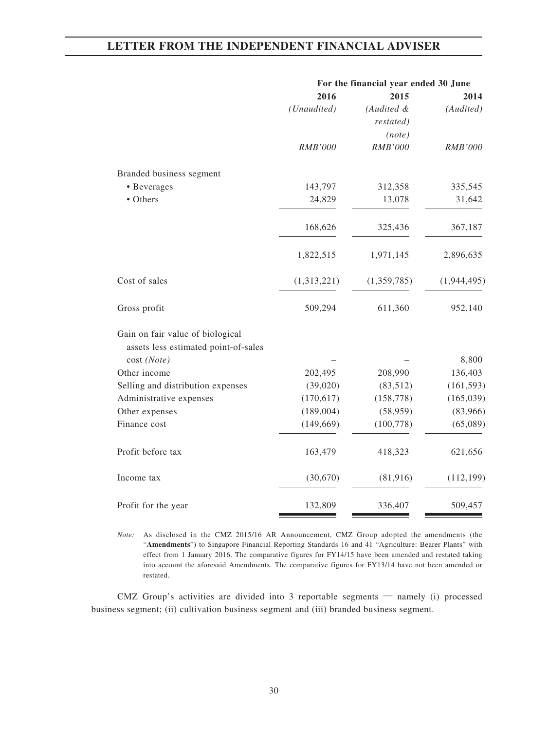| | For the financial year ended 30 June | | |
|---|---|---|---|
| | 2016 | 2015 | 2014 |
| | *(Unaudited)* | *(Audited & restated) (note)* | *(Audited)* |
| | *RMB'000* | *RMB'000* | *RMB'000* |
| Branded business segment | | | |
| • Beverages | 143,797 | 312,358 | 335,545 |
| • Others | 24,829 | 13,078 | 31,642 |
| | 168,626 | 325,436 | 367,187 |
| | 1,822,515 | 1,971,145 | 2,896,635 |
| Cost of sales | (1,313,221) | (1,359,785) | (1,944,495) |
| Gross profit | 509,294 | 611,360 | 952,140 |
| Gain on fair value of biological assets less estimated point-of-sales cost *(Note)* | – | – | 8,800 |
| Other income | 202,495 | 208,990 | 136,403 |
| Selling and distribution expenses | (39,020) | (83,512) | (161,593) |
| Administrative expenses | (170,617) | (158,778) | (165,039) |
| Other expenses | (189,004) | (58,959) | (83,966) |
| Finance cost | (149,669) | (100,778) | (65,089) |
| Profit before tax | 163,479 | 418,323 | 621,656 |
| Income tax | (30,670) | (81,916) | (112,199) |
| Profit for the year | 132,809 | 336,407 | 509,457 |

*Note:* As disclosed in the CMZ 2015/16 AR Announcement, CMZ Group adopted the amendments (the "**Amendments**") to Singapore Financial Reporting Standards 16 and 41 "Agriculture: Bearer Plants" with effect from 1 January 2016. The comparative figures for FY14/15 have been amended and restated taking into account the aforesaid Amendments. The comparative figures for FY13/14 have not been amended or restated.

CMZ Group's activities are divided into 3 reportable segments — namely (i) processed business segment; (ii) cultivation business segment and (iii) branded business segment.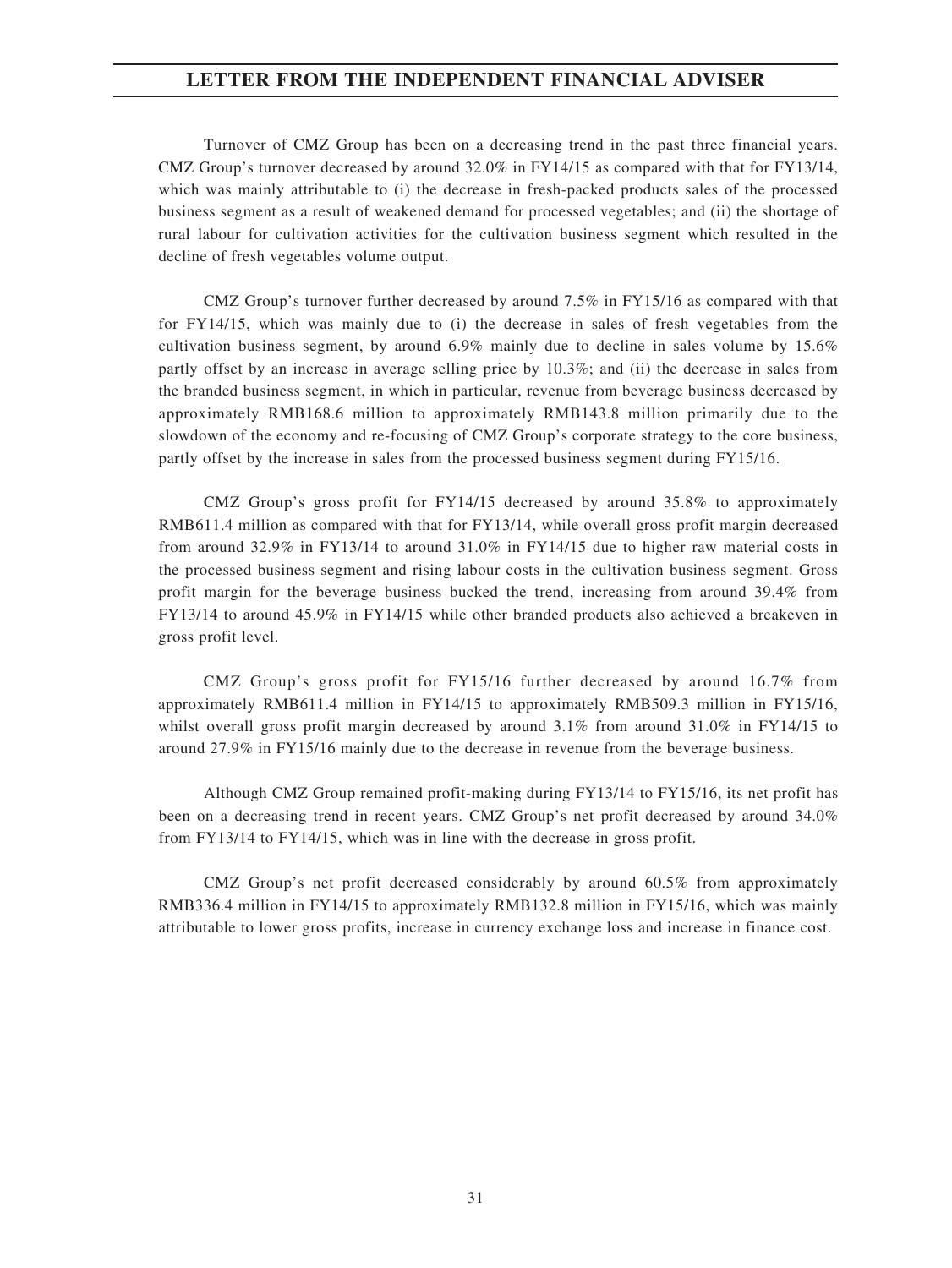Turnover of CMZ Group has been on a decreasing trend in the past three financial years. CMZ Group's turnover decreased by around 32.0% in FY14/15 as compared with that for FY13/14, which was mainly attributable to (i) the decrease in fresh-packed products sales of the processed business segment as a result of weakened demand for processed vegetables; and (ii) the shortage of rural labour for cultivation activities for the cultivation business segment which resulted in the decline of fresh vegetables volume output.

CMZ Group's turnover further decreased by around 7.5% in FY15/16 as compared with that for FY14/15, which was mainly due to (i) the decrease in sales of fresh vegetables from the cultivation business segment, by around 6.9% mainly due to decline in sales volume by 15.6% partly offset by an increase in average selling price by 10.3%; and (ii) the decrease in sales from the branded business segment, in which in particular, revenue from beverage business decreased by approximately RMB168.6 million to approximately RMB143.8 million primarily due to the slowdown of the economy and re-focusing of CMZ Group's corporate strategy to the core business, partly offset by the increase in sales from the processed business segment during FY15/16.

CMZ Group's gross profit for FY14/15 decreased by around 35.8% to approximately RMB611.4 million as compared with that for FY13/14, while overall gross profit margin decreased from around 32.9% in FY13/14 to around 31.0% in FY14/15 due to higher raw material costs in the processed business segment and rising labour costs in the cultivation business segment. Gross profit margin for the beverage business bucked the trend, increasing from around 39.4% from FY13/14 to around 45.9% in FY14/15 while other branded products also achieved a breakeven in gross profit level.

CMZ Group's gross profit for FY15/16 further decreased by around 16.7% from approximately RMB611.4 million in FY14/15 to approximately RMB509.3 million in FY15/16, whilst overall gross profit margin decreased by around 3.1% from around 31.0% in FY14/15 to around 27.9% in FY15/16 mainly due to the decrease in revenue from the beverage business.

Although CMZ Group remained profit-making during FY13/14 to FY15/16, its net profit has been on a decreasing trend in recent years. CMZ Group's net profit decreased by around 34.0% from FY13/14 to FY14/15, which was in line with the decrease in gross profit.

CMZ Group's net profit decreased considerably by around 60.5% from approximately RMB336.4 million in FY14/15 to approximately RMB132.8 million in FY15/16, which was mainly attributable to lower gross profits, increase in currency exchange loss and increase in finance cost.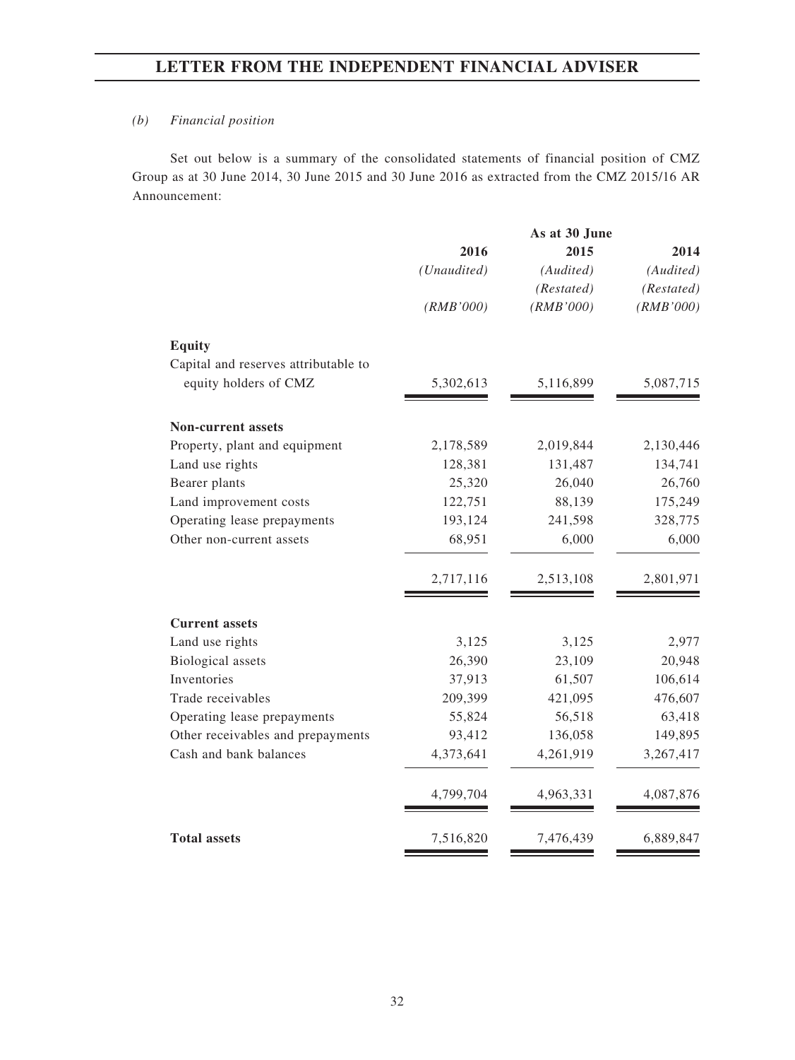*(b) Financial position*

Set out below is a summary of the consolidated statements of financial position of CMZ Group as at 30 June 2014, 30 June 2015 and 30 June 2016 as extracted from the CMZ 2015/16 AR Announcement:

| | As at 30 June | | |
|---|---|---|---|
| | **2016** | **2015** | **2014** |
| | *(Unaudited)* | *(Audited)* | *(Audited)* |
| | | *(Restated)* | *(Restated)* |
| | *(RMB'000)* | *(RMB'000)* | *(RMB'000)* |
| **Equity** | | | |
| Capital and reserves attributable to equity holders of CMZ | 5,302,613 | 5,116,899 | 5,087,715 |
| **Non-current assets** | | | |
| Property, plant and equipment | 2,178,589 | 2,019,844 | 2,130,446 |
| Land use rights | 128,381 | 131,487 | 134,741 |
| Bearer plants | 25,320 | 26,040 | 26,760 |
| Land improvement costs | 122,751 | 88,139 | 175,249 |
| Operating lease prepayments | 193,124 | 241,598 | 328,775 |
| Other non-current assets | 68,951 | 6,000 | 6,000 |
| | 2,717,116 | 2,513,108 | 2,801,971 |
| **Current assets** | | | |
| Land use rights | 3,125 | 3,125 | 2,977 |
| Biological assets | 26,390 | 23,109 | 20,948 |
| Inventories | 37,913 | 61,507 | 106,614 |
| Trade receivables | 209,399 | 421,095 | 476,607 |
| Operating lease prepayments | 55,824 | 56,518 | 63,418 |
| Other receivables and prepayments | 93,412 | 136,058 | 149,895 |
| Cash and bank balances | 4,373,641 | 4,261,919 | 3,267,417 |
| | 4,799,704 | 4,963,331 | 4,087,876 |
| **Total assets** | 7,516,820 | 7,476,439 | 6,889,847 |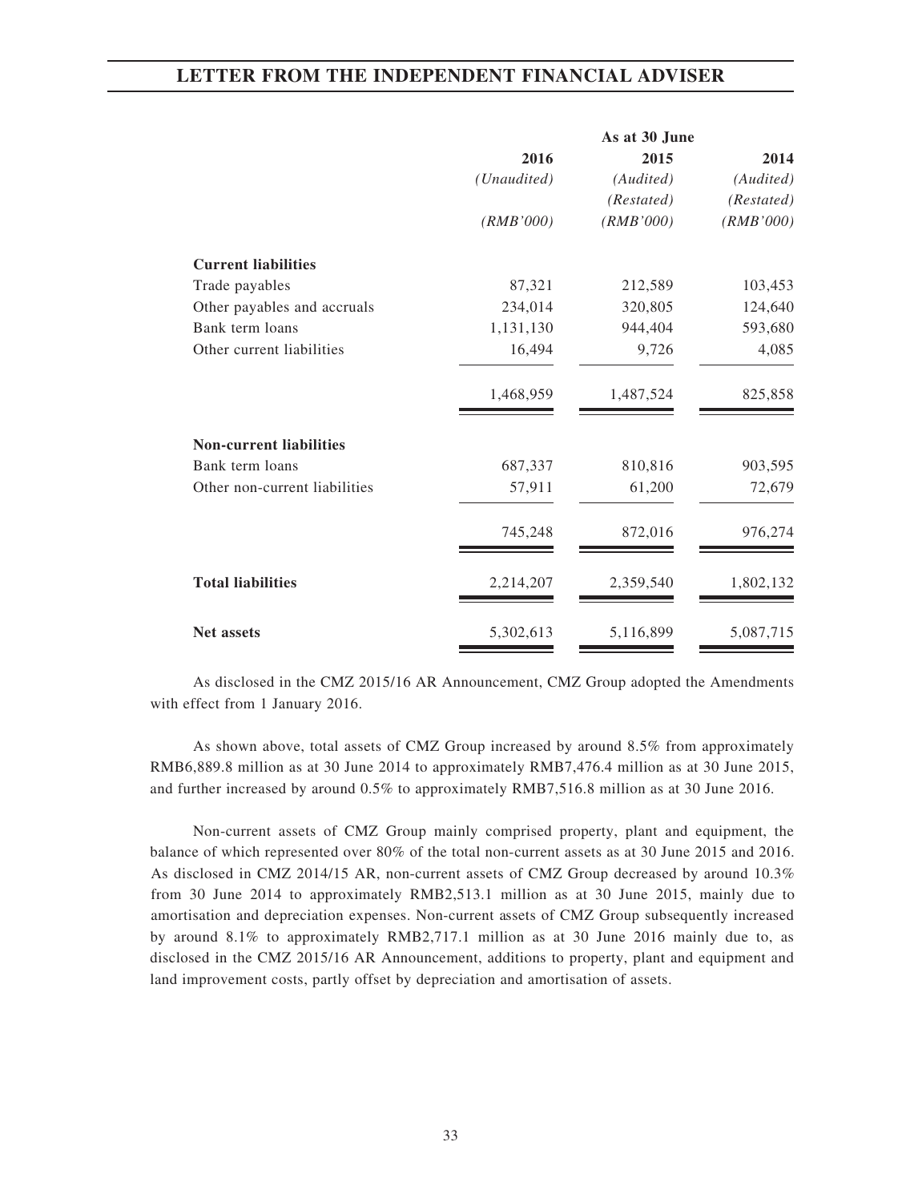| | As at 30 June | | |
|---|---|---|---|
| | 2016 | 2015 | 2014 |
| | *(Unaudited)* | *(Audited)* | *(Audited)* |
| | | *(Restated)* | *(Restated)* |
| | *(RMB'000)* | *(RMB'000)* | *(RMB'000)* |
| **Current liabilities** | | | |
| Trade payables | 87,321 | 212,589 | 103,453 |
| Other payables and accruals | 234,014 | 320,805 | 124,640 |
| Bank term loans | 1,131,130 | 944,404 | 593,680 |
| Other current liabilities | 16,494 | 9,726 | 4,085 |
| | 1,468,959 | 1,487,524 | 825,858 |
| **Non-current liabilities** | | | |
| Bank term loans | 687,337 | 810,816 | 903,595 |
| Other non-current liabilities | 57,911 | 61,200 | 72,679 |
| | 745,248 | 872,016 | 976,274 |
| **Total liabilities** | 2,214,207 | 2,359,540 | 1,802,132 |
| **Net assets** | 5,302,613 | 5,116,899 | 5,087,715 |

As disclosed in the CMZ 2015/16 AR Announcement, CMZ Group adopted the Amendments with effect from 1 January 2016.

As shown above, total assets of CMZ Group increased by around 8.5% from approximately RMB6,889.8 million as at 30 June 2014 to approximately RMB7,476.4 million as at 30 June 2015, and further increased by around 0.5% to approximately RMB7,516.8 million as at 30 June 2016.

Non-current assets of CMZ Group mainly comprised property, plant and equipment, the balance of which represented over 80% of the total non-current assets as at 30 June 2015 and 2016. As disclosed in CMZ 2014/15 AR, non-current assets of CMZ Group decreased by around 10.3% from 30 June 2014 to approximately RMB2,513.1 million as at 30 June 2015, mainly due to amortisation and depreciation expenses. Non-current assets of CMZ Group subsequently increased by around 8.1% to approximately RMB2,717.1 million as at 30 June 2016 mainly due to, as disclosed in the CMZ 2015/16 AR Announcement, additions to property, plant and equipment and land improvement costs, partly offset by depreciation and amortisation of assets.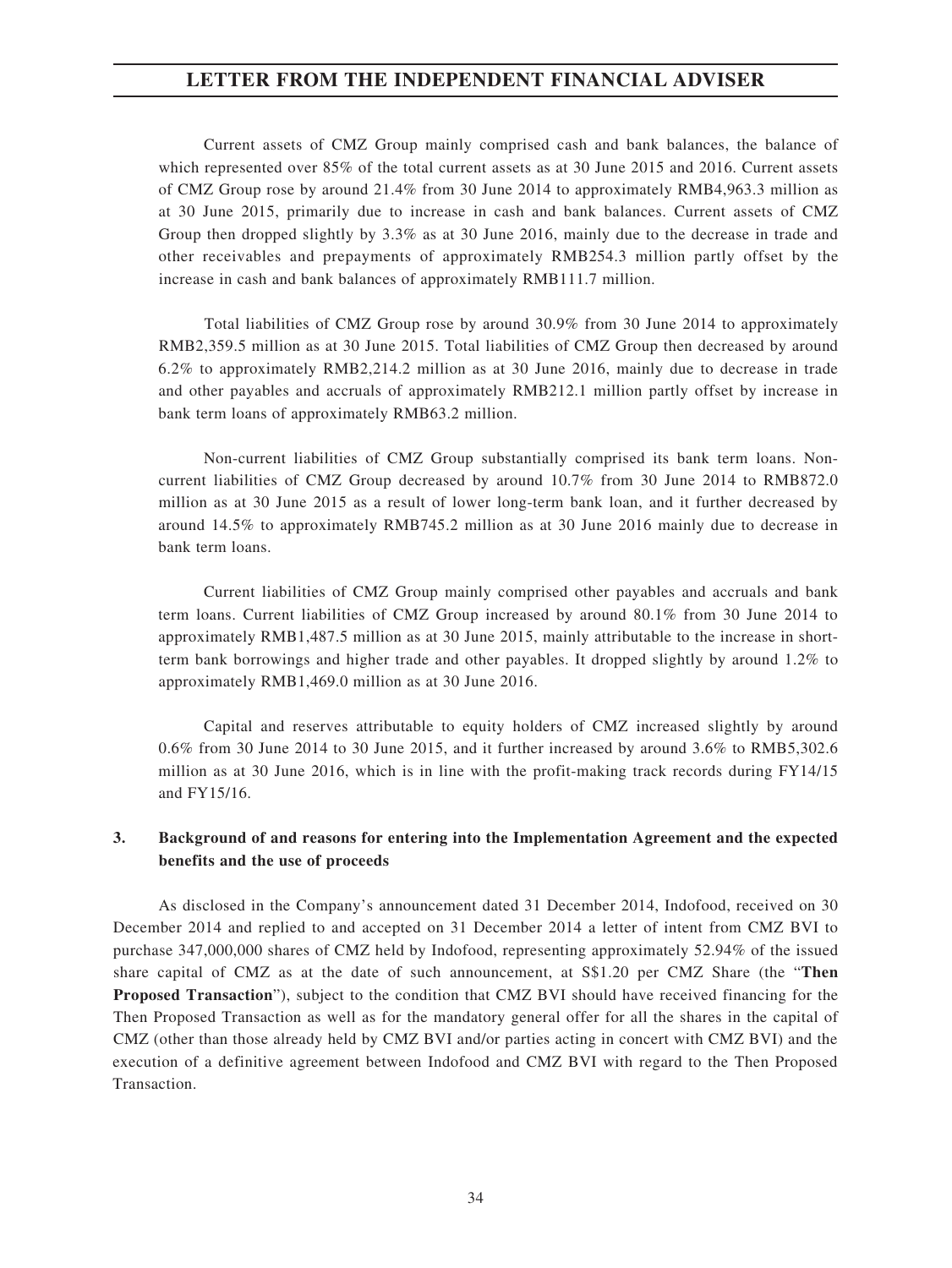Current assets of CMZ Group mainly comprised cash and bank balances, the balance of which represented over 85% of the total current assets as at 30 June 2015 and 2016. Current assets of CMZ Group rose by around 21.4% from 30 June 2014 to approximately RMB4,963.3 million as at 30 June 2015, primarily due to increase in cash and bank balances. Current assets of CMZ Group then dropped slightly by 3.3% as at 30 June 2016, mainly due to the decrease in trade and other receivables and prepayments of approximately RMB254.3 million partly offset by the increase in cash and bank balances of approximately RMB111.7 million.

Total liabilities of CMZ Group rose by around 30.9% from 30 June 2014 to approximately RMB2,359.5 million as at 30 June 2015. Total liabilities of CMZ Group then decreased by around 6.2% to approximately RMB2,214.2 million as at 30 June 2016, mainly due to decrease in trade and other payables and accruals of approximately RMB212.1 million partly offset by increase in bank term loans of approximately RMB63.2 million.

Non-current liabilities of CMZ Group substantially comprised its bank term loans. Non-current liabilities of CMZ Group decreased by around 10.7% from 30 June 2014 to RMB872.0 million as at 30 June 2015 as a result of lower long-term bank loan, and it further decreased by around 14.5% to approximately RMB745.2 million as at 30 June 2016 mainly due to decrease in bank term loans.

Current liabilities of CMZ Group mainly comprised other payables and accruals and bank term loans. Current liabilities of CMZ Group increased by around 80.1% from 30 June 2014 to approximately RMB1,487.5 million as at 30 June 2015, mainly attributable to the increase in short-term bank borrowings and higher trade and other payables. It dropped slightly by around 1.2% to approximately RMB1,469.0 million as at 30 June 2016.

Capital and reserves attributable to equity holders of CMZ increased slightly by around 0.6% from 30 June 2014 to 30 June 2015, and it further increased by around 3.6% to RMB5,302.6 million as at 30 June 2016, which is in line with the profit-making track records during FY14/15 and FY15/16.

### 3. Background of and reasons for entering into the Implementation Agreement and the expected benefits and the use of proceeds

As disclosed in the Company's announcement dated 31 December 2014, Indofood, received on 30 December 2014 and replied to and accepted on 31 December 2014 a letter of intent from CMZ BVI to purchase 347,000,000 shares of CMZ held by Indofood, representing approximately 52.94% of the issued share capital of CMZ as at the date of such announcement, at S$1.20 per CMZ Share (the "**Then Proposed Transaction**"), subject to the condition that CMZ BVI should have received financing for the Then Proposed Transaction as well as for the mandatory general offer for all the shares in the capital of CMZ (other than those already held by CMZ BVI and/or parties acting in concert with CMZ BVI) and the execution of a definitive agreement between Indofood and CMZ BVI with regard to the Then Proposed Transaction.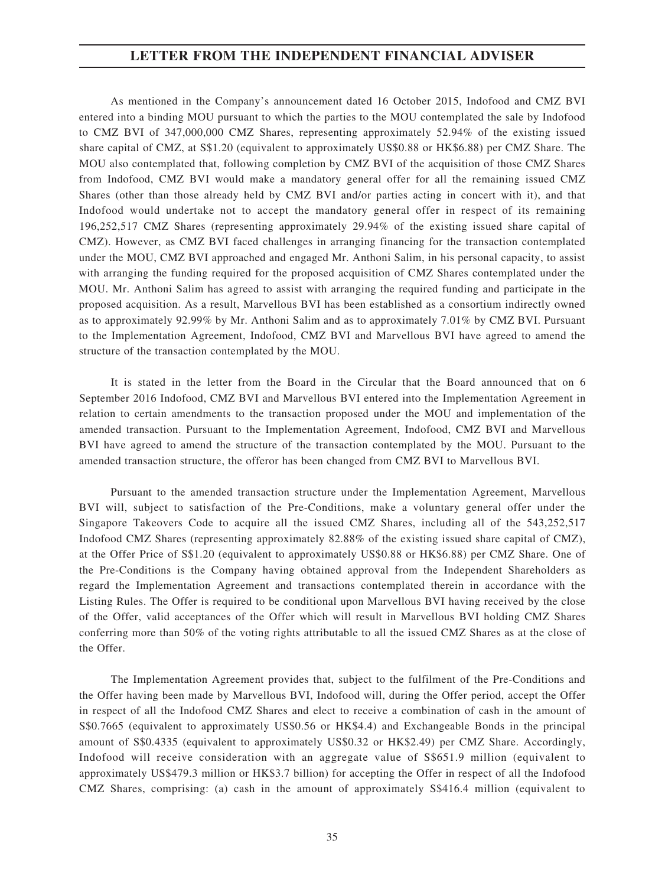As mentioned in the Company's announcement dated 16 October 2015, Indofood and CMZ BVI entered into a binding MOU pursuant to which the parties to the MOU contemplated the sale by Indofood to CMZ BVI of 347,000,000 CMZ Shares, representing approximately 52.94% of the existing issued share capital of CMZ, at S$1.20 (equivalent to approximately US$0.88 or HK$6.88) per CMZ Share. The MOU also contemplated that, following completion by CMZ BVI of the acquisition of those CMZ Shares from Indofood, CMZ BVI would make a mandatory general offer for all the remaining issued CMZ Shares (other than those already held by CMZ BVI and/or parties acting in concert with it), and that Indofood would undertake not to accept the mandatory general offer in respect of its remaining 196,252,517 CMZ Shares (representing approximately 29.94% of the existing issued share capital of CMZ). However, as CMZ BVI faced challenges in arranging financing for the transaction contemplated under the MOU, CMZ BVI approached and engaged Mr. Anthoni Salim, in his personal capacity, to assist with arranging the funding required for the proposed acquisition of CMZ Shares contemplated under the MOU. Mr. Anthoni Salim has agreed to assist with arranging the required funding and participate in the proposed acquisition. As a result, Marvellous BVI has been established as a consortium indirectly owned as to approximately 92.99% by Mr. Anthoni Salim and as to approximately 7.01% by CMZ BVI. Pursuant to the Implementation Agreement, Indofood, CMZ BVI and Marvellous BVI have agreed to amend the structure of the transaction contemplated by the MOU.

It is stated in the letter from the Board in the Circular that the Board announced that on 6 September 2016 Indofood, CMZ BVI and Marvellous BVI entered into the Implementation Agreement in relation to certain amendments to the transaction proposed under the MOU and implementation of the amended transaction. Pursuant to the Implementation Agreement, Indofood, CMZ BVI and Marvellous BVI have agreed to amend the structure of the transaction contemplated by the MOU. Pursuant to the amended transaction structure, the offeror has been changed from CMZ BVI to Marvellous BVI.

Pursuant to the amended transaction structure under the Implementation Agreement, Marvellous BVI will, subject to satisfaction of the Pre-Conditions, make a voluntary general offer under the Singapore Takeovers Code to acquire all the issued CMZ Shares, including all of the 543,252,517 Indofood CMZ Shares (representing approximately 82.88% of the existing issued share capital of CMZ), at the Offer Price of S$1.20 (equivalent to approximately US$0.88 or HK$6.88) per CMZ Share. One of the Pre-Conditions is the Company having obtained approval from the Independent Shareholders as regard the Implementation Agreement and transactions contemplated therein in accordance with the Listing Rules. The Offer is required to be conditional upon Marvellous BVI having received by the close of the Offer, valid acceptances of the Offer which will result in Marvellous BVI holding CMZ Shares conferring more than 50% of the voting rights attributable to all the issued CMZ Shares as at the close of the Offer.

The Implementation Agreement provides that, subject to the fulfilment of the Pre-Conditions and the Offer having been made by Marvellous BVI, Indofood will, during the Offer period, accept the Offer in respect of all the Indofood CMZ Shares and elect to receive a combination of cash in the amount of S$0.7665 (equivalent to approximately US$0.56 or HK$4.4) and Exchangeable Bonds in the principal amount of S$0.4335 (equivalent to approximately US$0.32 or HK$2.49) per CMZ Share. Accordingly, Indofood will receive consideration with an aggregate value of S$651.9 million (equivalent to approximately US$479.3 million or HK$3.7 billion) for accepting the Offer in respect of all the Indofood CMZ Shares, comprising: (a) cash in the amount of approximately S$416.4 million (equivalent to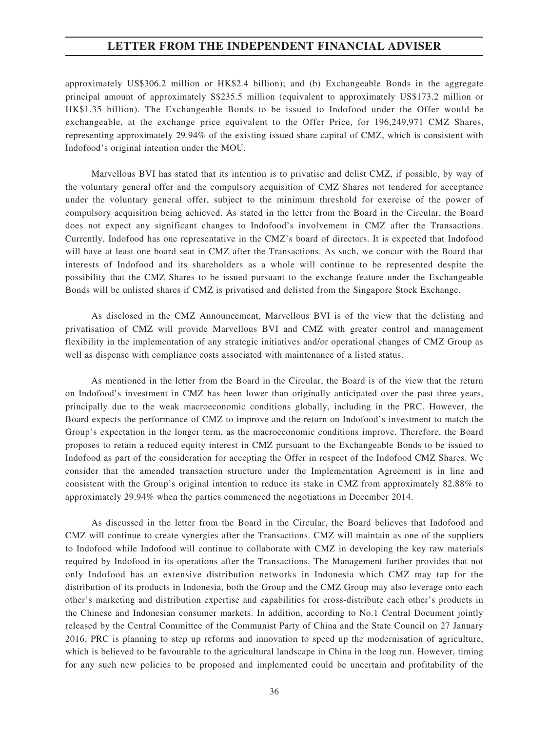approximately US$306.2 million or HK$2.4 billion); and (b) Exchangeable Bonds in the aggregate principal amount of approximately S$235.5 million (equivalent to approximately US$173.2 million or HK$1.35 billion). The Exchangeable Bonds to be issued to Indofood under the Offer would be exchangeable, at the exchange price equivalent to the Offer Price, for 196,249,971 CMZ Shares, representing approximately 29.94% of the existing issued share capital of CMZ, which is consistent with Indofood's original intention under the MOU.

Marvellous BVI has stated that its intention is to privatise and delist CMZ, if possible, by way of the voluntary general offer and the compulsory acquisition of CMZ Shares not tendered for acceptance under the voluntary general offer, subject to the minimum threshold for exercise of the power of compulsory acquisition being achieved. As stated in the letter from the Board in the Circular, the Board does not expect any significant changes to Indofood's involvement in CMZ after the Transactions. Currently, Indofood has one representative in the CMZ's board of directors. It is expected that Indofood will have at least one board seat in CMZ after the Transactions. As such, we concur with the Board that interests of Indofood and its shareholders as a whole will continue to be represented despite the possibility that the CMZ Shares to be issued pursuant to the exchange feature under the Exchangeable Bonds will be unlisted shares if CMZ is privatised and delisted from the Singapore Stock Exchange.

As disclosed in the CMZ Announcement, Marvellous BVI is of the view that the delisting and privatisation of CMZ will provide Marvellous BVI and CMZ with greater control and management flexibility in the implementation of any strategic initiatives and/or operational changes of CMZ Group as well as dispense with compliance costs associated with maintenance of a listed status.

As mentioned in the letter from the Board in the Circular, the Board is of the view that the return on Indofood's investment in CMZ has been lower than originally anticipated over the past three years, principally due to the weak macroeconomic conditions globally, including in the PRC. However, the Board expects the performance of CMZ to improve and the return on Indofood's investment to match the Group's expectation in the longer term, as the macroeconomic conditions improve. Therefore, the Board proposes to retain a reduced equity interest in CMZ pursuant to the Exchangeable Bonds to be issued to Indofood as part of the consideration for accepting the Offer in respect of the Indofood CMZ Shares. We consider that the amended transaction structure under the Implementation Agreement is in line and consistent with the Group's original intention to reduce its stake in CMZ from approximately 82.88% to approximately 29.94% when the parties commenced the negotiations in December 2014.

As discussed in the letter from the Board in the Circular, the Board believes that Indofood and CMZ will continue to create synergies after the Transactions. CMZ will maintain as one of the suppliers to Indofood while Indofood will continue to collaborate with CMZ in developing the key raw materials required by Indofood in its operations after the Transactions. The Management further provides that not only Indofood has an extensive distribution networks in Indonesia which CMZ may tap for the distribution of its products in Indonesia, both the Group and the CMZ Group may also leverage onto each other's marketing and distribution expertise and capabilities for cross-distribute each other's products in the Chinese and Indonesian consumer markets. In addition, according to No.1 Central Document jointly released by the Central Committee of the Communist Party of China and the State Council on 27 January 2016, PRC is planning to step up reforms and innovation to speed up the modernisation of agriculture, which is believed to be favourable to the agricultural landscape in China in the long run. However, timing for any such new policies to be proposed and implemented could be uncertain and profitability of the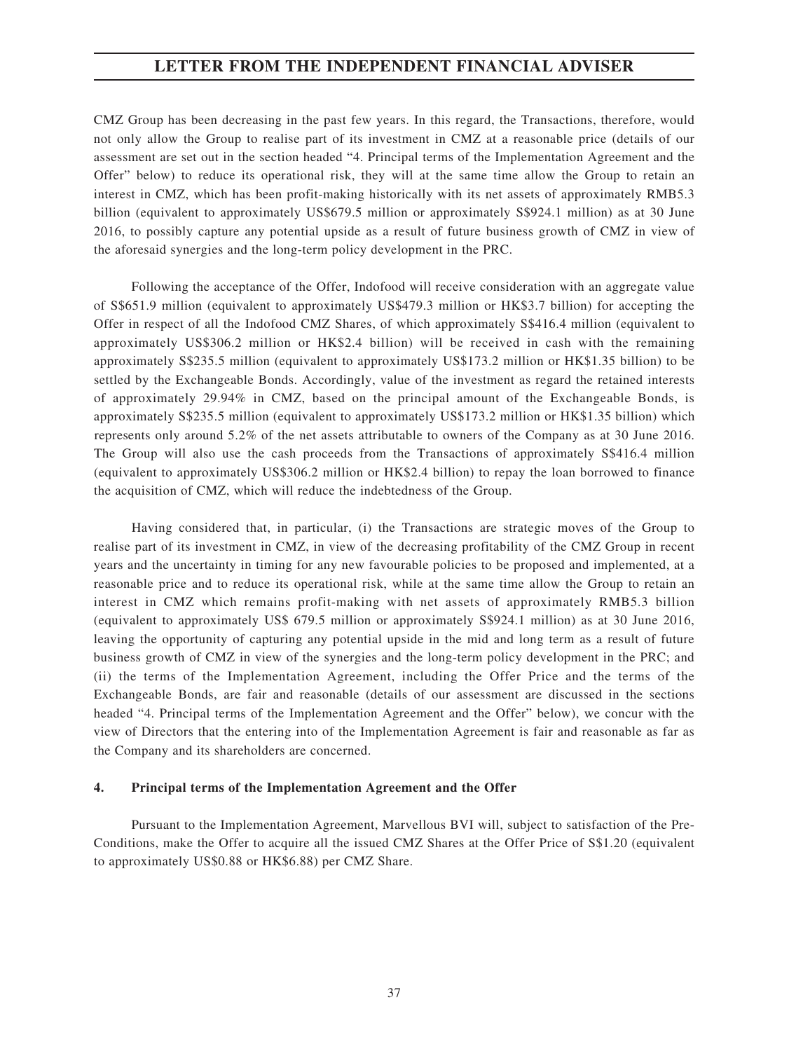CMZ Group has been decreasing in the past few years. In this regard, the Transactions, therefore, would not only allow the Group to realise part of its investment in CMZ at a reasonable price (details of our assessment are set out in the section headed "4. Principal terms of the Implementation Agreement and the Offer" below) to reduce its operational risk, they will at the same time allow the Group to retain an interest in CMZ, which has been profit-making historically with its net assets of approximately RMB5.3 billion (equivalent to approximately US$679.5 million or approximately S$924.1 million) as at 30 June 2016, to possibly capture any potential upside as a result of future business growth of CMZ in view of the aforesaid synergies and the long-term policy development in the PRC.

Following the acceptance of the Offer, Indofood will receive consideration with an aggregate value of S$651.9 million (equivalent to approximately US$479.3 million or HK$3.7 billion) for accepting the Offer in respect of all the Indofood CMZ Shares, of which approximately S$416.4 million (equivalent to approximately US$306.2 million or HK$2.4 billion) will be received in cash with the remaining approximately S$235.5 million (equivalent to approximately US$173.2 million or HK$1.35 billion) to be settled by the Exchangeable Bonds. Accordingly, value of the investment as regard the retained interests of approximately 29.94% in CMZ, based on the principal amount of the Exchangeable Bonds, is approximately S$235.5 million (equivalent to approximately US$173.2 million or HK$1.35 billion) which represents only around 5.2% of the net assets attributable to owners of the Company as at 30 June 2016. The Group will also use the cash proceeds from the Transactions of approximately S$416.4 million (equivalent to approximately US$306.2 million or HK$2.4 billion) to repay the loan borrowed to finance the acquisition of CMZ, which will reduce the indebtedness of the Group.

Having considered that, in particular, (i) the Transactions are strategic moves of the Group to realise part of its investment in CMZ, in view of the decreasing profitability of the CMZ Group in recent years and the uncertainty in timing for any new favourable policies to be proposed and implemented, at a reasonable price and to reduce its operational risk, while at the same time allow the Group to retain an interest in CMZ which remains profit-making with net assets of approximately RMB5.3 billion (equivalent to approximately US$ 679.5 million or approximately S$924.1 million) as at 30 June 2016, leaving the opportunity of capturing any potential upside in the mid and long term as a result of future business growth of CMZ in view of the synergies and the long-term policy development in the PRC; and (ii) the terms of the Implementation Agreement, including the Offer Price and the terms of the Exchangeable Bonds, are fair and reasonable (details of our assessment are discussed in the sections headed "4. Principal terms of the Implementation Agreement and the Offer" below), we concur with the view of Directors that the entering into of the Implementation Agreement is fair and reasonable as far as the Company and its shareholders are concerned.

### 4. Principal terms of the Implementation Agreement and the Offer

Pursuant to the Implementation Agreement, Marvellous BVI will, subject to satisfaction of the Pre-Conditions, make the Offer to acquire all the issued CMZ Shares at the Offer Price of S$1.20 (equivalent to approximately US$0.88 or HK$6.88) per CMZ Share.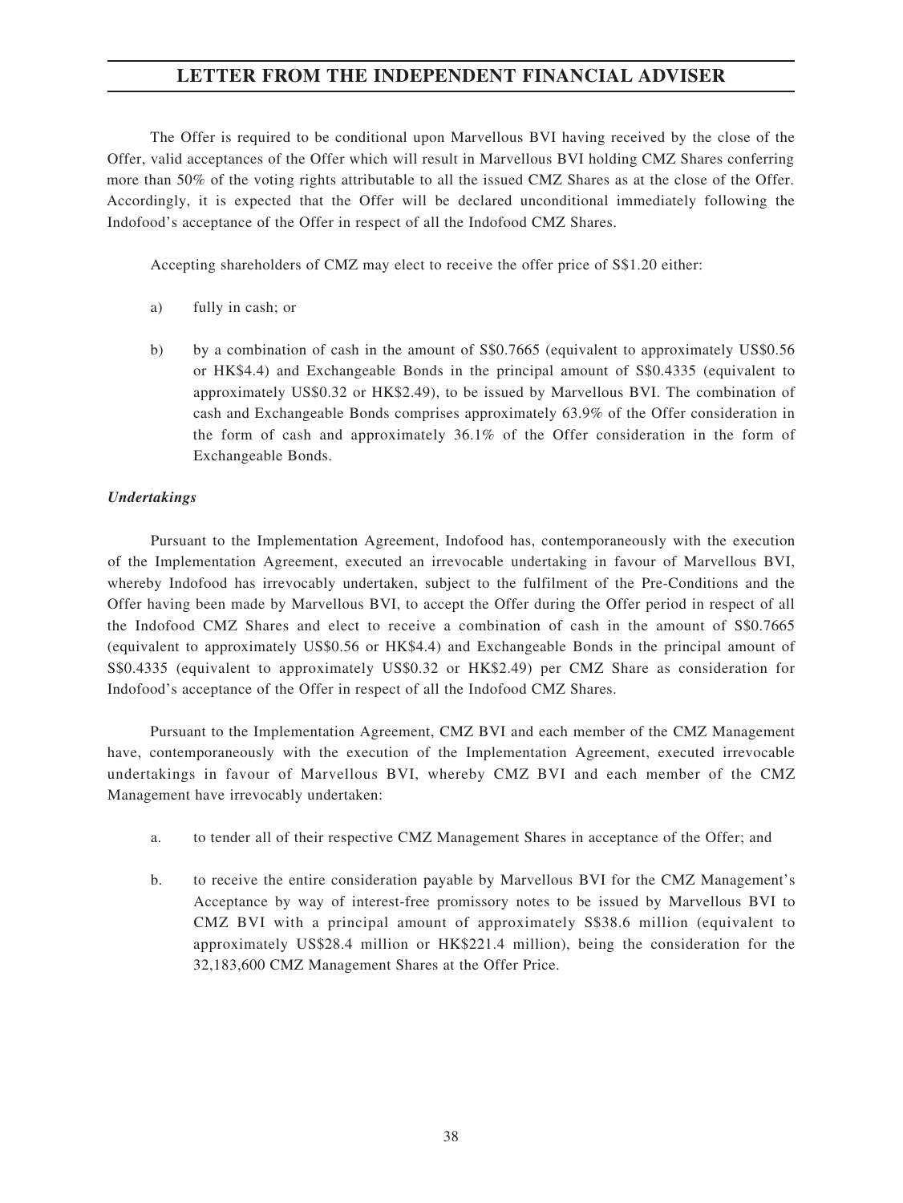The Offer is required to be conditional upon Marvellous BVI having received by the close of the Offer, valid acceptances of the Offer which will result in Marvellous BVI holding CMZ Shares conferring more than 50% of the voting rights attributable to all the issued CMZ Shares as at the close of the Offer. Accordingly, it is expected that the Offer will be declared unconditional immediately following the Indofood's acceptance of the Offer in respect of all the Indofood CMZ Shares.

Accepting shareholders of CMZ may elect to receive the offer price of S$1.20 either:

a) fully in cash; or

b) by a combination of cash in the amount of S$0.7665 (equivalent to approximately US$0.56 or HK$4.4) and Exchangeable Bonds in the principal amount of S$0.4335 (equivalent to approximately US$0.32 or HK$2.49), to be issued by Marvellous BVI. The combination of cash and Exchangeable Bonds comprises approximately 63.9% of the Offer consideration in the form of cash and approximately 36.1% of the Offer consideration in the form of Exchangeable Bonds.

***Undertakings***

Pursuant to the Implementation Agreement, Indofood has, contemporaneously with the execution of the Implementation Agreement, executed an irrevocable undertaking in favour of Marvellous BVI, whereby Indofood has irrevocably undertaken, subject to the fulfilment of the Pre-Conditions and the Offer having been made by Marvellous BVI, to accept the Offer during the Offer period in respect of all the Indofood CMZ Shares and elect to receive a combination of cash in the amount of S$0.7665 (equivalent to approximately US$0.56 or HK$4.4) and Exchangeable Bonds in the principal amount of S$0.4335 (equivalent to approximately US$0.32 or HK$2.49) per CMZ Share as consideration for Indofood's acceptance of the Offer in respect of all the Indofood CMZ Shares.

Pursuant to the Implementation Agreement, CMZ BVI and each member of the CMZ Management have, contemporaneously with the execution of the Implementation Agreement, executed irrevocable undertakings in favour of Marvellous BVI, whereby CMZ BVI and each member of the CMZ Management have irrevocably undertaken:

a. to tender all of their respective CMZ Management Shares in acceptance of the Offer; and

b. to receive the entire consideration payable by Marvellous BVI for the CMZ Management's Acceptance by way of interest-free promissory notes to be issued by Marvellous BVI to CMZ BVI with a principal amount of approximately S$38.6 million (equivalent to approximately US$28.4 million or HK$221.4 million), being the consideration for the 32,183,600 CMZ Management Shares at the Offer Price.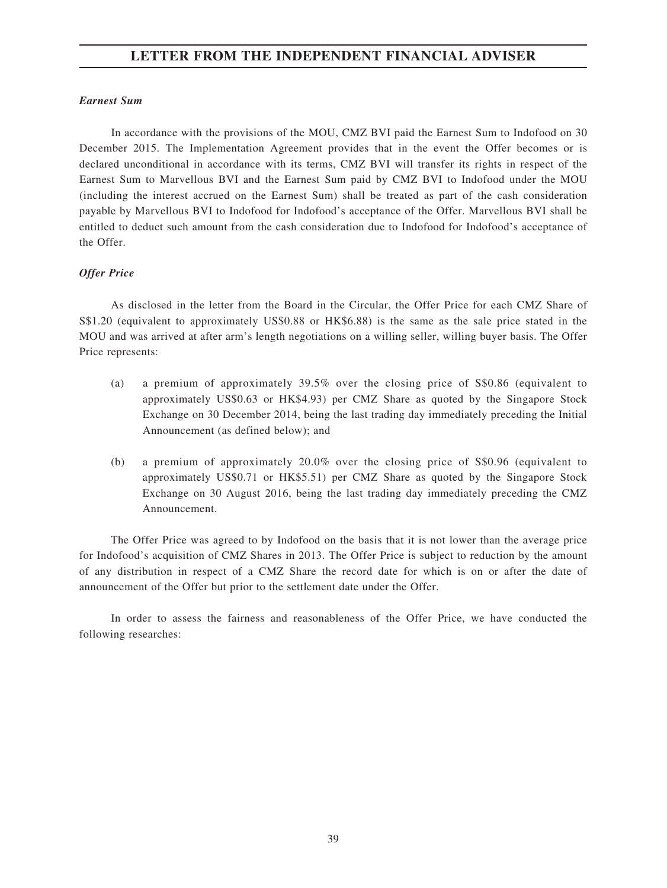***Earnest Sum***

In accordance with the provisions of the MOU, CMZ BVI paid the Earnest Sum to Indofood on 30 December 2015. The Implementation Agreement provides that in the event the Offer becomes or is declared unconditional in accordance with its terms, CMZ BVI will transfer its rights in respect of the Earnest Sum to Marvellous BVI and the Earnest Sum paid by CMZ BVI to Indofood under the MOU (including the interest accrued on the Earnest Sum) shall be treated as part of the cash consideration payable by Marvellous BVI to Indofood for Indofood's acceptance of the Offer. Marvellous BVI shall be entitled to deduct such amount from the cash consideration due to Indofood for Indofood's acceptance of the Offer.

***Offer Price***

As disclosed in the letter from the Board in the Circular, the Offer Price for each CMZ Share of S$1.20 (equivalent to approximately US$0.88 or HK$6.88) is the same as the sale price stated in the MOU and was arrived at after arm's length negotiations on a willing seller, willing buyer basis. The Offer Price represents:

(a) a premium of approximately 39.5% over the closing price of S$0.86 (equivalent to approximately US$0.63 or HK$4.93) per CMZ Share as quoted by the Singapore Stock Exchange on 30 December 2014, being the last trading day immediately preceding the Initial Announcement (as defined below); and

(b) a premium of approximately 20.0% over the closing price of S$0.96 (equivalent to approximately US$0.71 or HK$5.51) per CMZ Share as quoted by the Singapore Stock Exchange on 30 August 2016, being the last trading day immediately preceding the CMZ Announcement.

The Offer Price was agreed to by Indofood on the basis that it is not lower than the average price for Indofood's acquisition of CMZ Shares in 2013. The Offer Price is subject to reduction by the amount of any distribution in respect of a CMZ Share the record date for which is on or after the date of announcement of the Offer but prior to the settlement date under the Offer.

In order to assess the fairness and reasonableness of the Offer Price, we have conducted the following researches: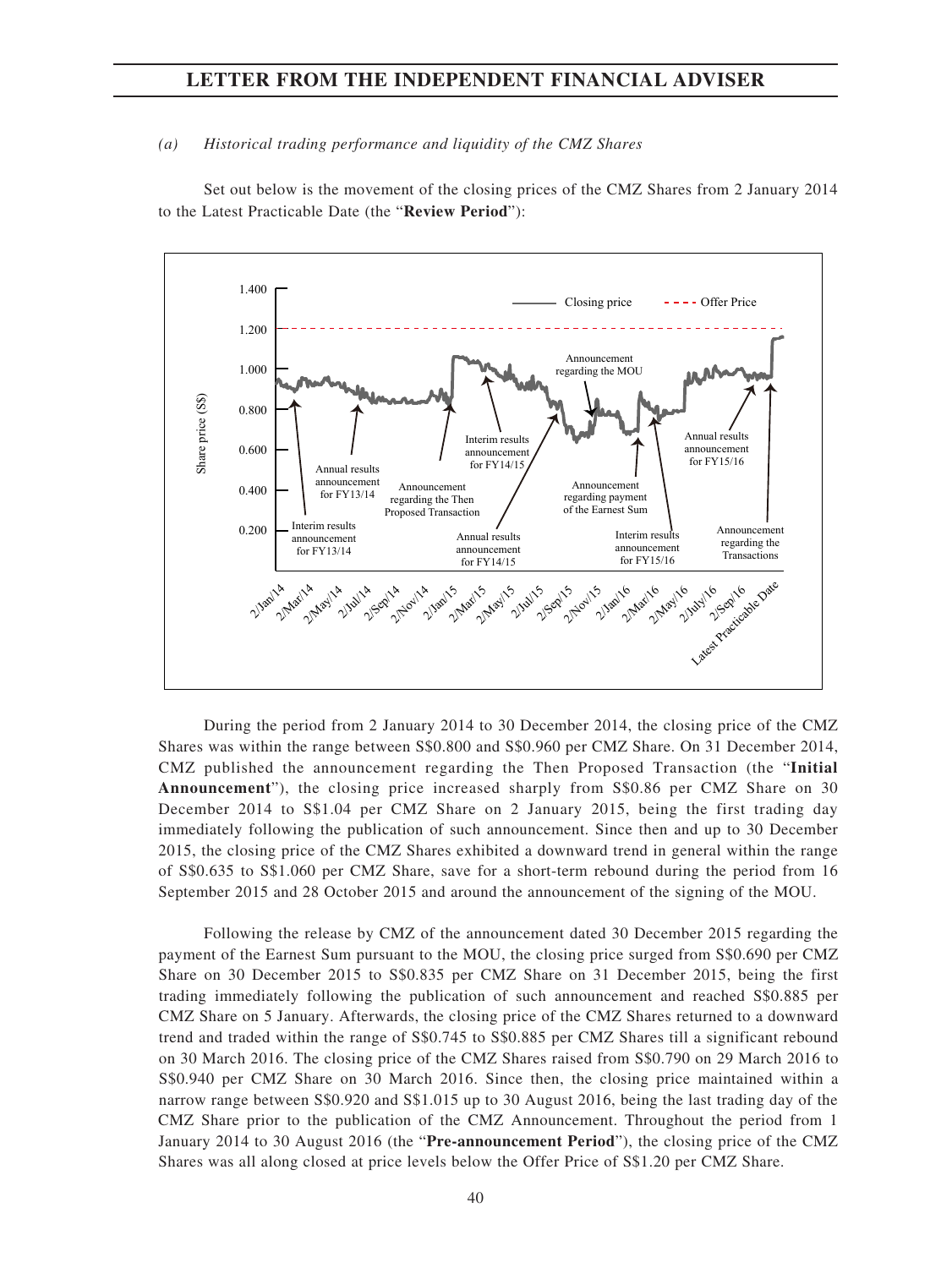*(a) Historical trading performance and liquidity of the CMZ Shares*

Set out below is the movement of the closing prices of the CMZ Shares from 2 January 2014 to the Latest Practicable Date (the "**Review Period**"):

During the period from 2 January 2014 to 30 December 2014, the closing price of the CMZ Shares was within the range between S$0.800 and S$0.960 per CMZ Share. On 31 December 2014, CMZ published the announcement regarding the Then Proposed Transaction (the "**Initial Announcement**"), the closing price increased sharply from S$0.86 per CMZ Share on 30 December 2014 to S$1.04 per CMZ Share on 2 January 2015, being the first trading day immediately following the publication of such announcement. Since then and up to 30 December 2015, the closing price of the CMZ Shares exhibited a downward trend in general within the range of S$0.635 to S$1.060 per CMZ Share, save for a short-term rebound during the period from 16 September 2015 and 28 October 2015 and around the announcement of the signing of the MOU.

Following the release by CMZ of the announcement dated 30 December 2015 regarding the payment of the Earnest Sum pursuant to the MOU, the closing price surged from S$0.690 per CMZ Share on 30 December 2015 to S$0.835 per CMZ Share on 31 December 2015, being the first trading immediately following the publication of such announcement and reached S$0.885 per CMZ Share on 5 January. Afterwards, the closing price of the CMZ Shares returned to a downward trend and traded within the range of S$0.745 to S$0.885 per CMZ Shares till a significant rebound on 30 March 2016. The closing price of the CMZ Shares raised from S$0.790 on 29 March 2016 to S$0.940 per CMZ Share on 30 March 2016. Since then, the closing price maintained within a narrow range between S$0.920 and S$1.015 up to 30 August 2016, being the last trading day of the CMZ Share prior to the publication of the CMZ Announcement. Throughout the period from 1 January 2014 to 30 August 2016 (the "**Pre-announcement Period**"), the closing price of the CMZ Shares was all along closed at price levels below the Offer Price of S$1.20 per CMZ Share.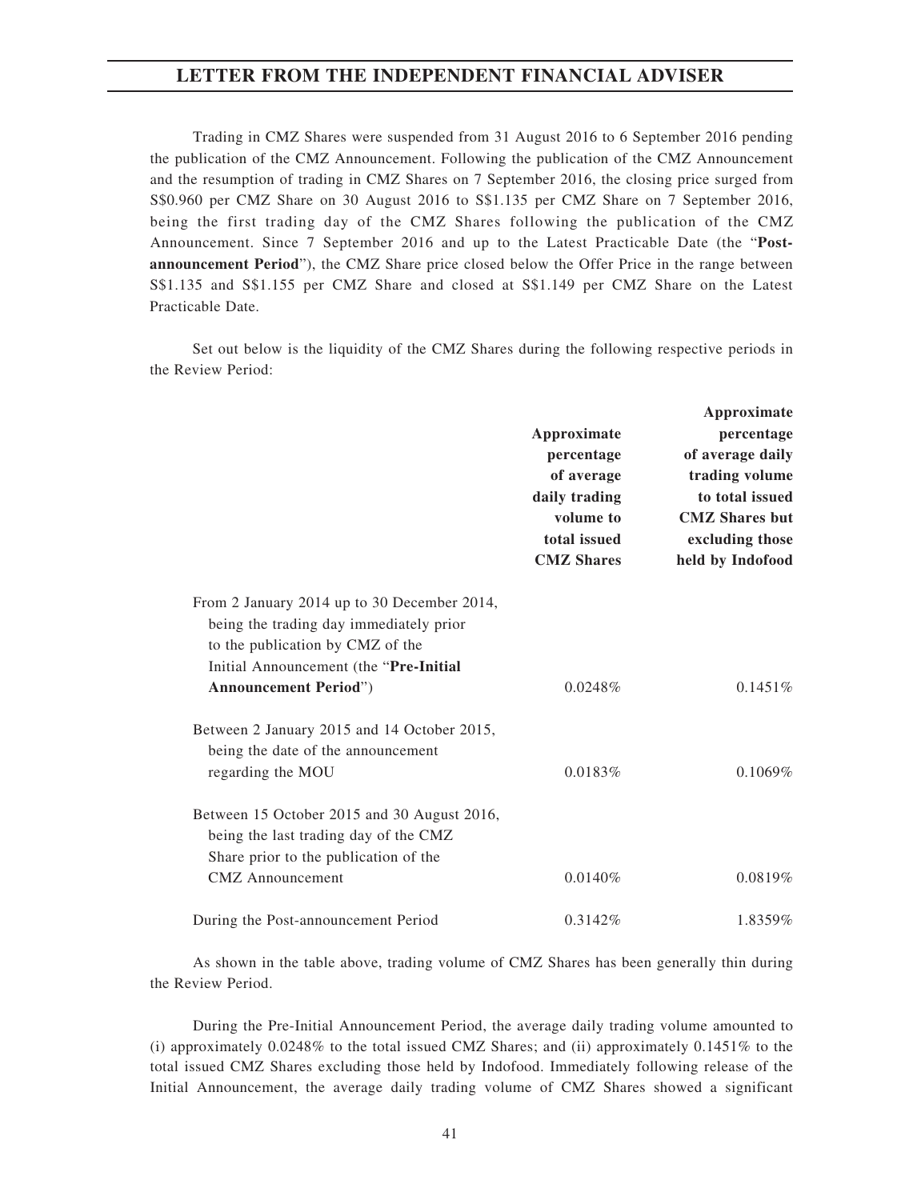Trading in CMZ Shares were suspended from 31 August 2016 to 6 September 2016 pending the publication of the CMZ Announcement. Following the publication of the CMZ Announcement and the resumption of trading in CMZ Shares on 7 September 2016, the closing price surged from S$0.960 per CMZ Share on 30 August 2016 to S$1.135 per CMZ Share on 7 September 2016, being the first trading day of the CMZ Shares following the publication of the CMZ Announcement. Since 7 September 2016 and up to the Latest Practicable Date (the "**Post-announcement Period**"), the CMZ Share price closed below the Offer Price in the range between S$1.135 and S$1.155 per CMZ Share and closed at S$1.149 per CMZ Share on the Latest Practicable Date.

Set out below is the liquidity of the CMZ Shares during the following respective periods in the Review Period:

| | **Approximate percentage of average daily trading volume to total issued CMZ Shares** | **Approximate percentage of average daily trading volume to total issued CMZ Shares but excluding those held by Indofood** |
|---|---|---|
| From 2 January 2014 up to 30 December 2014, being the trading day immediately prior to the publication by CMZ of the Initial Announcement (the "**Pre-Initial Announcement Period**") | 0.0248% | 0.1451% |
| Between 2 January 2015 and 14 October 2015, being the date of the announcement regarding the MOU | 0.0183% | 0.1069% |
| Between 15 October 2015 and 30 August 2016, being the last trading day of the CMZ Share prior to the publication of the CMZ Announcement | 0.0140% | 0.0819% |
| During the Post-announcement Period | 0.3142% | 1.8359% |

As shown in the table above, trading volume of CMZ Shares has been generally thin during the Review Period.

During the Pre-Initial Announcement Period, the average daily trading volume amounted to (i) approximately 0.0248% to the total issued CMZ Shares; and (ii) approximately 0.1451% to the total issued CMZ Shares excluding those held by Indofood. Immediately following release of the Initial Announcement, the average daily trading volume of CMZ Shares showed a significant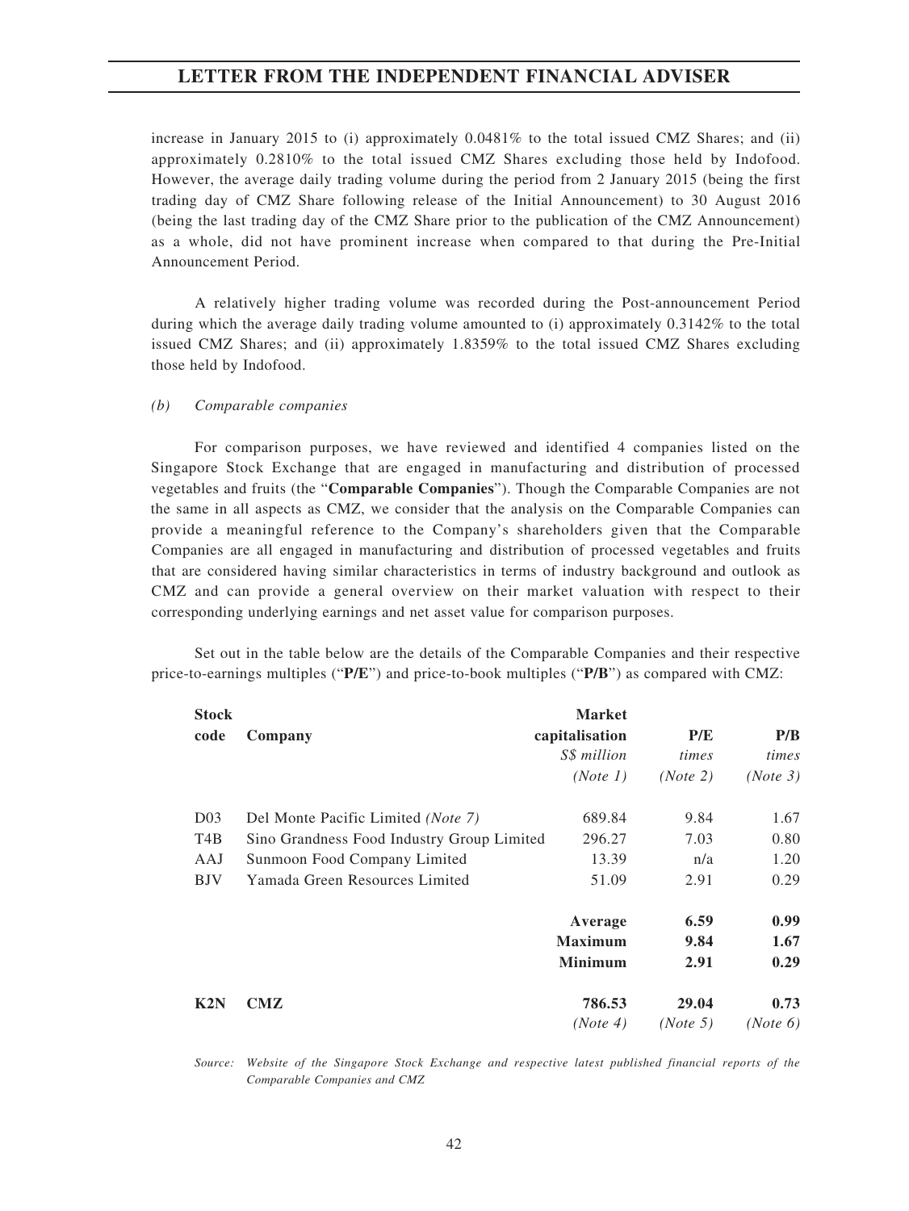increase in January 2015 to (i) approximately 0.0481% to the total issued CMZ Shares; and (ii) approximately 0.2810% to the total issued CMZ Shares excluding those held by Indofood. However, the average daily trading volume during the period from 2 January 2015 (being the first trading day of CMZ Share following release of the Initial Announcement) to 30 August 2016 (being the last trading day of the CMZ Share prior to the publication of the CMZ Announcement) as a whole, did not have prominent increase when compared to that during the Pre-Initial Announcement Period.

A relatively higher trading volume was recorded during the Post-announcement Period during which the average daily trading volume amounted to (i) approximately 0.3142% to the total issued CMZ Shares; and (ii) approximately 1.8359% to the total issued CMZ Shares excluding those held by Indofood.

*(b) Comparable companies*

For comparison purposes, we have reviewed and identified 4 companies listed on the Singapore Stock Exchange that are engaged in manufacturing and distribution of processed vegetables and fruits (the "**Comparable Companies**"). Though the Comparable Companies are not the same in all aspects as CMZ, we consider that the analysis on the Comparable Companies can provide a meaningful reference to the Company's shareholders given that the Comparable Companies are all engaged in manufacturing and distribution of processed vegetables and fruits that are considered having similar characteristics in terms of industry background and outlook as CMZ and can provide a general overview on their market valuation with respect to their corresponding underlying earnings and net asset value for comparison purposes.

Set out in the table below are the details of the Comparable Companies and their respective price-to-earnings multiples ("**P/E**") and price-to-book multiples ("**P/B**") as compared with CMZ:

| Stock code | Company | Market capitalisation | P/E | P/B |
|---|---|---|---|---|
| | | *S$ million* | *times* | *times* |
| | | *(Note 1)* | *(Note 2)* | *(Note 3)* |
| D03 | Del Monte Pacific Limited *(Note 7)* | 689.84 | 9.84 | 1.67 |
| T4B | Sino Grandness Food Industry Group Limited | 296.27 | 7.03 | 0.80 |
| AAJ | Sunmoon Food Company Limited | 13.39 | n/a | 1.20 |
| BJV | Yamada Green Resources Limited | 51.09 | 2.91 | 0.29 |
| | | **Average** | **6.59** | **0.99** |
| | | **Maximum** | **9.84** | **1.67** |
| | | **Minimum** | **2.91** | **0.29** |
| **K2N** | **CMZ** | **786.53** | **29.04** | **0.73** |
| | | *(Note 4)* | *(Note 5)* | *(Note 6)* |

*Source: Website of the Singapore Stock Exchange and respective latest published financial reports of the Comparable Companies and CMZ*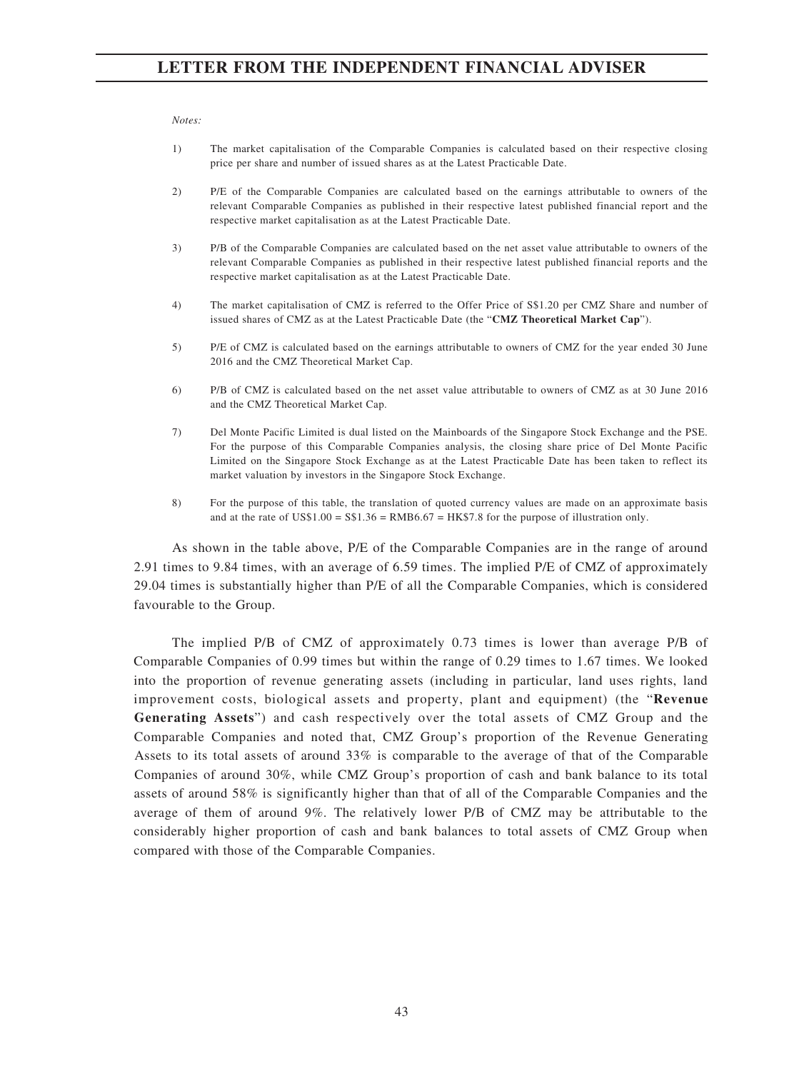*Notes:*

1) The market capitalisation of the Comparable Companies is calculated based on their respective closing price per share and number of issued shares as at the Latest Practicable Date.

2) P/E of the Comparable Companies are calculated based on the earnings attributable to owners of the relevant Comparable Companies as published in their respective latest published financial report and the respective market capitalisation as at the Latest Practicable Date.

3) P/B of the Comparable Companies are calculated based on the net asset value attributable to owners of the relevant Comparable Companies as published in their respective latest published financial reports and the respective market capitalisation as at the Latest Practicable Date.

4) The market capitalisation of CMZ is referred to the Offer Price of S$1.20 per CMZ Share and number of issued shares of CMZ as at the Latest Practicable Date (the "**CMZ Theoretical Market Cap**").

5) P/E of CMZ is calculated based on the earnings attributable to owners of CMZ for the year ended 30 June 2016 and the CMZ Theoretical Market Cap.

6) P/B of CMZ is calculated based on the net asset value attributable to owners of CMZ as at 30 June 2016 and the CMZ Theoretical Market Cap.

7) Del Monte Pacific Limited is dual listed on the Mainboards of the Singapore Stock Exchange and the PSE. For the purpose of this Comparable Companies analysis, the closing share price of Del Monte Pacific Limited on the Singapore Stock Exchange as at the Latest Practicable Date has been taken to reflect its market valuation by investors in the Singapore Stock Exchange.

8) For the purpose of this table, the translation of quoted currency values are made on an approximate basis and at the rate of US$1.00 = S$1.36 = RMB6.67 = HK$7.8 for the purpose of illustration only.

As shown in the table above, P/E of the Comparable Companies are in the range of around 2.91 times to 9.84 times, with an average of 6.59 times. The implied P/E of CMZ of approximately 29.04 times is substantially higher than P/E of all the Comparable Companies, which is considered favourable to the Group.

The implied P/B of CMZ of approximately 0.73 times is lower than average P/B of Comparable Companies of 0.99 times but within the range of 0.29 times to 1.67 times. We looked into the proportion of revenue generating assets (including in particular, land uses rights, land improvement costs, biological assets and property, plant and equipment) (the "**Revenue Generating Assets**") and cash respectively over the total assets of CMZ Group and the Comparable Companies and noted that, CMZ Group's proportion of the Revenue Generating Assets to its total assets of around 33% is comparable to the average of that of the Comparable Companies of around 30%, while CMZ Group's proportion of cash and bank balance to its total assets of around 58% is significantly higher than that of all of the Comparable Companies and the average of them of around 9%. The relatively lower P/B of CMZ may be attributable to the considerably higher proportion of cash and bank balances to total assets of CMZ Group when compared with those of the Comparable Companies.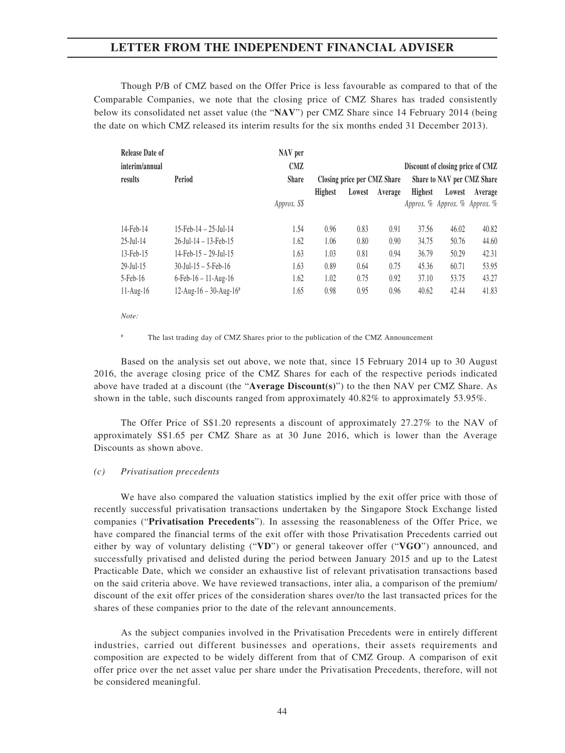Though P/B of CMZ based on the Offer Price is less favourable as compared to that of the Comparable Companies, we note that the closing price of CMZ Shares has traded consistently below its consolidated net asset value (the "**NAV**") per CMZ Share since 14 February 2014 (being the date on which CMZ released its interim results for the six months ended 31 December 2013).

| Release Date of interim/annual results | Period | NAV per CMZ Share | Closing price per CMZ Share | | | Discount of closing price of CMZ Share to NAV per CMZ Share | | |
|---|---|---|---|---|---|---|---|---|
| | | | Highest | Lowest | Average | Highest | Lowest | Average |
| | | Approx. S$ | | | | Approx. % | Approx. % | Approx. % |
| 14-Feb-14 | 15-Feb-14 – 25-Jul-14 | 1.54 | 0.96 | 0.83 | 0.91 | 37.56 | 46.02 | 40.82 |
| 25-Jul-14 | 26-Jul-14 – 13-Feb-15 | 1.62 | 1.06 | 0.80 | 0.90 | 34.75 | 50.76 | 44.60 |
| 13-Feb-15 | 14-Feb-15 – 29-Jul-15 | 1.63 | 1.03 | 0.81 | 0.94 | 36.79 | 50.29 | 42.31 |
| 29-Jul-15 | 30-Jul-15 – 5-Feb-16 | 1.63 | 0.89 | 0.64 | 0.75 | 45.36 | 60.71 | 53.95 |
| 5-Feb-16 | 6-Feb-16 – 11-Aug-16 | 1.62 | 1.02 | 0.75 | 0.92 | 37.10 | 53.75 | 43.27 |
| 11-Aug-16 | 12-Aug-16 – 30-Aug-16[#] | 1.65 | 0.98 | 0.95 | 0.96 | 40.62 | 42.44 | 41.83 |

*Note:*

[#] The last trading day of CMZ Shares prior to the publication of the CMZ Announcement

Based on the analysis set out above, we note that, since 15 February 2014 up to 30 August 2016, the average closing price of the CMZ Shares for each of the respective periods indicated above have traded at a discount (the "**Average Discount(s)**") to the then NAV per CMZ Share. As shown in the table, such discounts ranged from approximately 40.82% to approximately 53.95%.

The Offer Price of S$1.20 represents a discount of approximately 27.27% to the NAV of approximately S$1.65 per CMZ Share as at 30 June 2016, which is lower than the Average Discounts as shown above.

*(c) Privatisation precedents*

We have also compared the valuation statistics implied by the exit offer price with those of recently successful privatisation transactions undertaken by the Singapore Stock Exchange listed companies ("**Privatisation Precedents**"). In assessing the reasonableness of the Offer Price, we have compared the financial terms of the exit offer with those Privatisation Precedents carried out either by way of voluntary delisting ("**VD**") or general takeover offer ("**VGO**") announced, and successfully privatised and delisted during the period between January 2015 and up to the Latest Practicable Date, which we consider an exhaustive list of relevant privatisation transactions based on the said criteria above. We have reviewed transactions, inter alia, a comparison of the premium/discount of the exit offer prices of the consideration shares over/to the last transacted prices for the shares of these companies prior to the date of the relevant announcements.

As the subject companies involved in the Privatisation Precedents were in entirely different industries, carried out different businesses and operations, their assets requirements and composition are expected to be widely different from that of CMZ Group. A comparison of exit offer price over the net asset value per share under the Privatisation Precedents, therefore, will not be considered meaningful.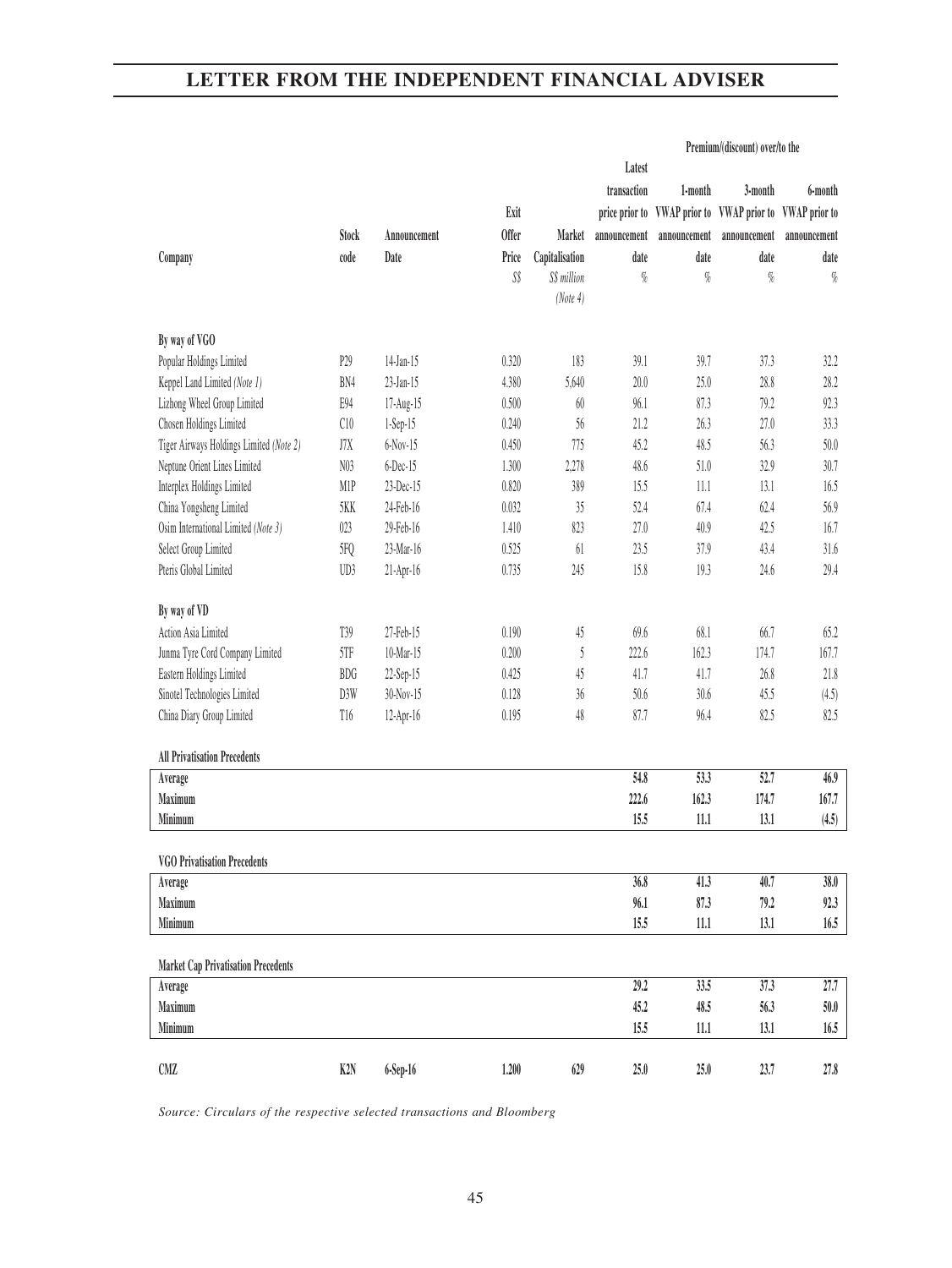# LETTER FROM THE INDEPENDENT FINANCIAL ADVISER

| Company | Stock code | Announcement Date | Exit Offer Price | Market Capitalisation | Premium/(discount) over/to the Latest transaction price prior to announcement date | 1-month VWAP prior to announcement date | 3-month VWAP prior to announcement date | 6-month VWAP prior to announcement date |
|---|---|---|---|---|---|---|---|---|
| | | | S$ | S$ million (Note 4) | % | % | % | % |
| **By way of VGO** | | | | | | | | |
| Popular Holdings Limited | P29 | 14-Jan-15 | 0.320 | 183 | 39.1 | 39.7 | 37.3 | 32.2 |
| Keppel Land Limited *(Note 1)* | BN4 | 23-Jan-15 | 4.380 | 5,640 | 20.0 | 25.0 | 28.8 | 28.2 |
| Lizhong Wheel Group Limited | E94 | 17-Aug-15 | 0.500 | 60 | 96.1 | 87.3 | 79.2 | 92.3 |
| Chosen Holdings Limited | C10 | 1-Sep-15 | 0.240 | 56 | 21.2 | 26.3 | 27.0 | 33.3 |
| Tiger Airways Holdings Limited *(Note 2)* | J7X | 6-Nov-15 | 0.450 | 775 | 45.2 | 48.5 | 56.3 | 50.0 |
| Neptune Orient Lines Limited | N03 | 6-Dec-15 | 1.300 | 2,278 | 48.6 | 51.0 | 32.9 | 30.7 |
| Interplex Holdings Limited | M1P | 23-Dec-15 | 0.820 | 389 | 15.5 | 11.1 | 13.1 | 16.5 |
| China Yongsheng Limited | 5KK | 24-Feb-16 | 0.032 | 35 | 52.4 | 67.4 | 62.4 | 56.9 |
| Osim International Limited *(Note 3)* | 023 | 29-Feb-16 | 1.410 | 823 | 27.0 | 40.9 | 42.5 | 16.7 |
| Select Group Limited | 5FQ | 23-Mar-16 | 0.525 | 61 | 23.5 | 37.9 | 43.4 | 31.6 |
| Pteris Global Limited | UD3 | 21-Apr-16 | 0.735 | 245 | 15.8 | 19.3 | 24.6 | 29.4 |
| **By way of VD** | | | | | | | | |
| Action Asia Limited | T39 | 27-Feb-15 | 0.190 | 45 | 69.6 | 68.1 | 66.7 | 65.2 |
| Junma Tyre Cord Company Limited | 5TF | 10-Mar-15 | 0.200 | 5 | 222.6 | 162.3 | 174.7 | 167.7 |
| Eastern Holdings Limited | BDG | 22-Sep-15 | 0.425 | 45 | 41.7 | 41.7 | 26.8 | 21.8 |
| Sinotel Technologies Limited | D3W | 30-Nov-15 | 0.128 | 36 | 50.6 | 30.6 | 45.5 | (4.5) |
| China Diary Group Limited | T16 | 12-Apr-16 | 0.195 | 48 | 87.7 | 96.4 | 82.5 | 82.5 |
| **All Privatisation Precedents** | | | | | | | | |
| **Average** | | | | | **54.8** | **53.3** | **52.7** | **46.9** |
| **Maximum** | | | | | **222.6** | **162.3** | **174.7** | **167.7** |
| **Minimum** | | | | | **15.5** | **11.1** | **13.1** | **(4.5)** |
| **VGO Privatisation Precedents** | | | | | | | | |
| **Average** | | | | | **36.8** | **41.3** | **40.7** | **38.0** |
| **Maximum** | | | | | **96.1** | **87.3** | **79.2** | **92.3** |
| **Minimum** | | | | | **15.5** | **11.1** | **13.1** | **16.5** |
| **Market Cap Privatisation Precedents** | | | | | | | | |
| **Average** | | | | | **29.2** | **33.5** | **37.3** | **27.7** |
| **Maximum** | | | | | **45.2** | **48.5** | **56.3** | **50.0** |
| **Minimum** | | | | | **15.5** | **11.1** | **13.1** | **16.5** |
| **CMZ** | **K2N** | **6-Sep-16** | **1.200** | **629** | **25.0** | **25.0** | **23.7** | **27.8** |

*Source: Circulars of the respective selected transactions and Bloomberg*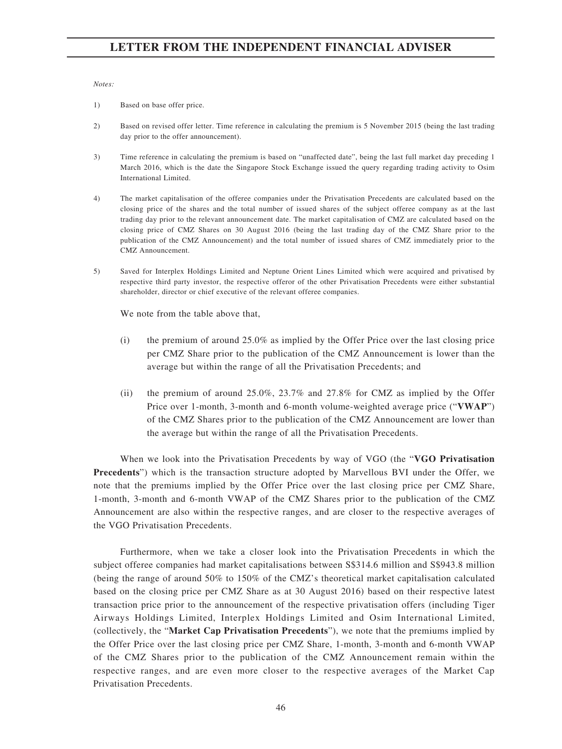*Notes:*

1) Based on base offer price.

2) Based on revised offer letter. Time reference in calculating the premium is 5 November 2015 (being the last trading day prior to the offer announcement).

3) Time reference in calculating the premium is based on "unaffected date", being the last full market day preceding 1 March 2016, which is the date the Singapore Stock Exchange issued the query regarding trading activity to Osim International Limited.

4) The market capitalisation of the offeree companies under the Privatisation Precedents are calculated based on the closing price of the shares and the total number of issued shares of the subject offeree company as at the last trading day prior to the relevant announcement date. The market capitalisation of CMZ are calculated based on the closing price of CMZ Shares on 30 August 2016 (being the last trading day of the CMZ Share prior to the publication of the CMZ Announcement) and the total number of issued shares of CMZ immediately prior to the CMZ Announcement.

5) Saved for Interplex Holdings Limited and Neptune Orient Lines Limited which were acquired and privatised by respective third party investor, the respective offeror of the other Privatisation Precedents were either substantial shareholder, director or chief executive of the relevant offeree companies.

We note from the table above that,

(i) the premium of around 25.0% as implied by the Offer Price over the last closing price per CMZ Share prior to the publication of the CMZ Announcement is lower than the average but within the range of all the Privatisation Precedents; and

(ii) the premium of around 25.0%, 23.7% and 27.8% for CMZ as implied by the Offer Price over 1-month, 3-month and 6-month volume-weighted average price ("**VWAP**") of the CMZ Shares prior to the publication of the CMZ Announcement are lower than the average but within the range of all the Privatisation Precedents.

When we look into the Privatisation Precedents by way of VGO (the "**VGO Privatisation Precedents**") which is the transaction structure adopted by Marvellous BVI under the Offer, we note that the premiums implied by the Offer Price over the last closing price per CMZ Share, 1-month, 3-month and 6-month VWAP of the CMZ Shares prior to the publication of the CMZ Announcement are also within the respective ranges, and are closer to the respective averages of the VGO Privatisation Precedents.

Furthermore, when we take a closer look into the Privatisation Precedents in which the subject offeree companies had market capitalisations between S$314.6 million and S$943.8 million (being the range of around 50% to 150% of the CMZ's theoretical market capitalisation calculated based on the closing price per CMZ Share as at 30 August 2016) based on their respective latest transaction price prior to the announcement of the respective privatisation offers (including Tiger Airways Holdings Limited, Interplex Holdings Limited and Osim International Limited, (collectively, the "**Market Cap Privatisation Precedents**"), we note that the premiums implied by the Offer Price over the last closing price per CMZ Share, 1-month, 3-month and 6-month VWAP of the CMZ Shares prior to the publication of the CMZ Announcement remain within the respective ranges, and are even more closer to the respective averages of the Market Cap Privatisation Precedents.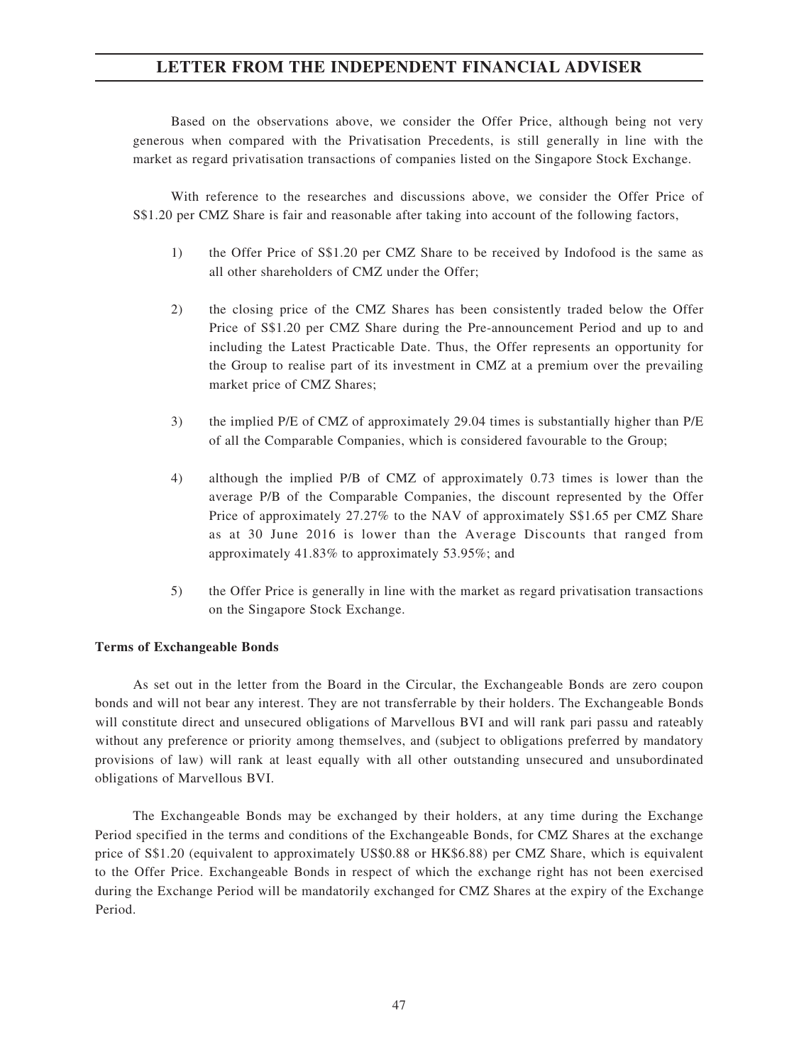Based on the observations above, we consider the Offer Price, although being not very generous when compared with the Privatisation Precedents, is still generally in line with the market as regard privatisation transactions of companies listed on the Singapore Stock Exchange.

With reference to the researches and discussions above, we consider the Offer Price of S$1.20 per CMZ Share is fair and reasonable after taking into account of the following factors,

1) the Offer Price of S$1.20 per CMZ Share to be received by Indofood is the same as all other shareholders of CMZ under the Offer;

2) the closing price of the CMZ Shares has been consistently traded below the Offer Price of S$1.20 per CMZ Share during the Pre-announcement Period and up to and including the Latest Practicable Date. Thus, the Offer represents an opportunity for the Group to realise part of its investment in CMZ at a premium over the prevailing market price of CMZ Shares;

3) the implied P/E of CMZ of approximately 29.04 times is substantially higher than P/E of all the Comparable Companies, which is considered favourable to the Group;

4) although the implied P/B of CMZ of approximately 0.73 times is lower than the average P/B of the Comparable Companies, the discount represented by the Offer Price of approximately 27.27% to the NAV of approximately S$1.65 per CMZ Share as at 30 June 2016 is lower than the Average Discounts that ranged from approximately 41.83% to approximately 53.95%; and

5) the Offer Price is generally in line with the market as regard privatisation transactions on the Singapore Stock Exchange.

**Terms of Exchangeable Bonds**

As set out in the letter from the Board in the Circular, the Exchangeable Bonds are zero coupon bonds and will not bear any interest. They are not transferrable by their holders. The Exchangeable Bonds will constitute direct and unsecured obligations of Marvellous BVI and will rank pari passu and rateably without any preference or priority among themselves, and (subject to obligations preferred by mandatory provisions of law) will rank at least equally with all other outstanding unsecured and unsubordinated obligations of Marvellous BVI.

The Exchangeable Bonds may be exchanged by their holders, at any time during the Exchange Period specified in the terms and conditions of the Exchangeable Bonds, for CMZ Shares at the exchange price of S$1.20 (equivalent to approximately US$0.88 or HK$6.88) per CMZ Share, which is equivalent to the Offer Price. Exchangeable Bonds in respect of which the exchange right has not been exercised during the Exchange Period will be mandatorily exchanged for CMZ Shares at the expiry of the Exchange Period.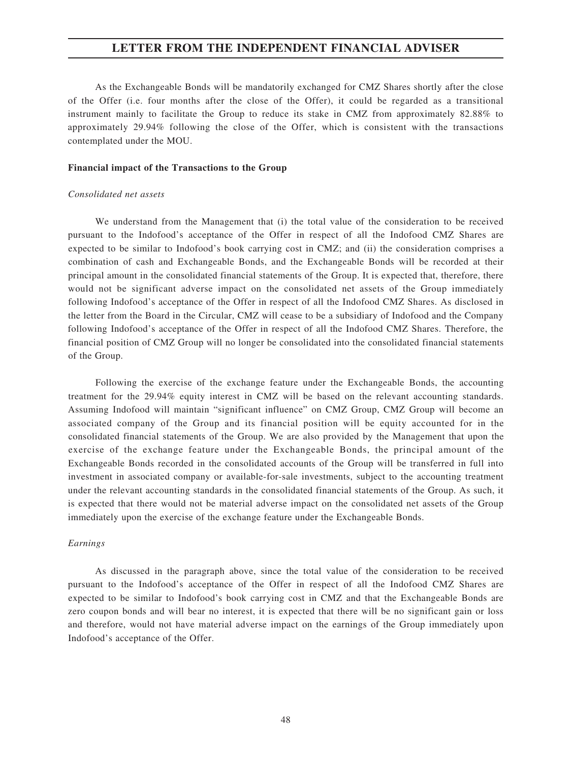As the Exchangeable Bonds will be mandatorily exchanged for CMZ Shares shortly after the close of the Offer (i.e. four months after the close of the Offer), it could be regarded as a transitional instrument mainly to facilitate the Group to reduce its stake in CMZ from approximately 82.88% to approximately 29.94% following the close of the Offer, which is consistent with the transactions contemplated under the MOU.

**Financial impact of the Transactions to the Group**

*Consolidated net assets*

We understand from the Management that (i) the total value of the consideration to be received pursuant to the Indofood's acceptance of the Offer in respect of all the Indofood CMZ Shares are expected to be similar to Indofood's book carrying cost in CMZ; and (ii) the consideration comprises a combination of cash and Exchangeable Bonds, and the Exchangeable Bonds will be recorded at their principal amount in the consolidated financial statements of the Group. It is expected that, therefore, there would not be significant adverse impact on the consolidated net assets of the Group immediately following Indofood's acceptance of the Offer in respect of all the Indofood CMZ Shares. As disclosed in the letter from the Board in the Circular, CMZ will cease to be a subsidiary of Indofood and the Company following Indofood's acceptance of the Offer in respect of all the Indofood CMZ Shares. Therefore, the financial position of CMZ Group will no longer be consolidated into the consolidated financial statements of the Group.

Following the exercise of the exchange feature under the Exchangeable Bonds, the accounting treatment for the 29.94% equity interest in CMZ will be based on the relevant accounting standards. Assuming Indofood will maintain "significant influence" on CMZ Group, CMZ Group will become an associated company of the Group and its financial position will be equity accounted for in the consolidated financial statements of the Group. We are also provided by the Management that upon the exercise of the exchange feature under the Exchangeable Bonds, the principal amount of the Exchangeable Bonds recorded in the consolidated accounts of the Group will be transferred in full into investment in associated company or available-for-sale investments, subject to the accounting treatment under the relevant accounting standards in the consolidated financial statements of the Group. As such, it is expected that there would not be material adverse impact on the consolidated net assets of the Group immediately upon the exercise of the exchange feature under the Exchangeable Bonds.

*Earnings*

As discussed in the paragraph above, since the total value of the consideration to be received pursuant to the Indofood's acceptance of the Offer in respect of all the Indofood CMZ Shares are expected to be similar to Indofood's book carrying cost in CMZ and that the Exchangeable Bonds are zero coupon bonds and will bear no interest, it is expected that there will be no significant gain or loss and therefore, would not have material adverse impact on the earnings of the Group immediately upon Indofood's acceptance of the Offer.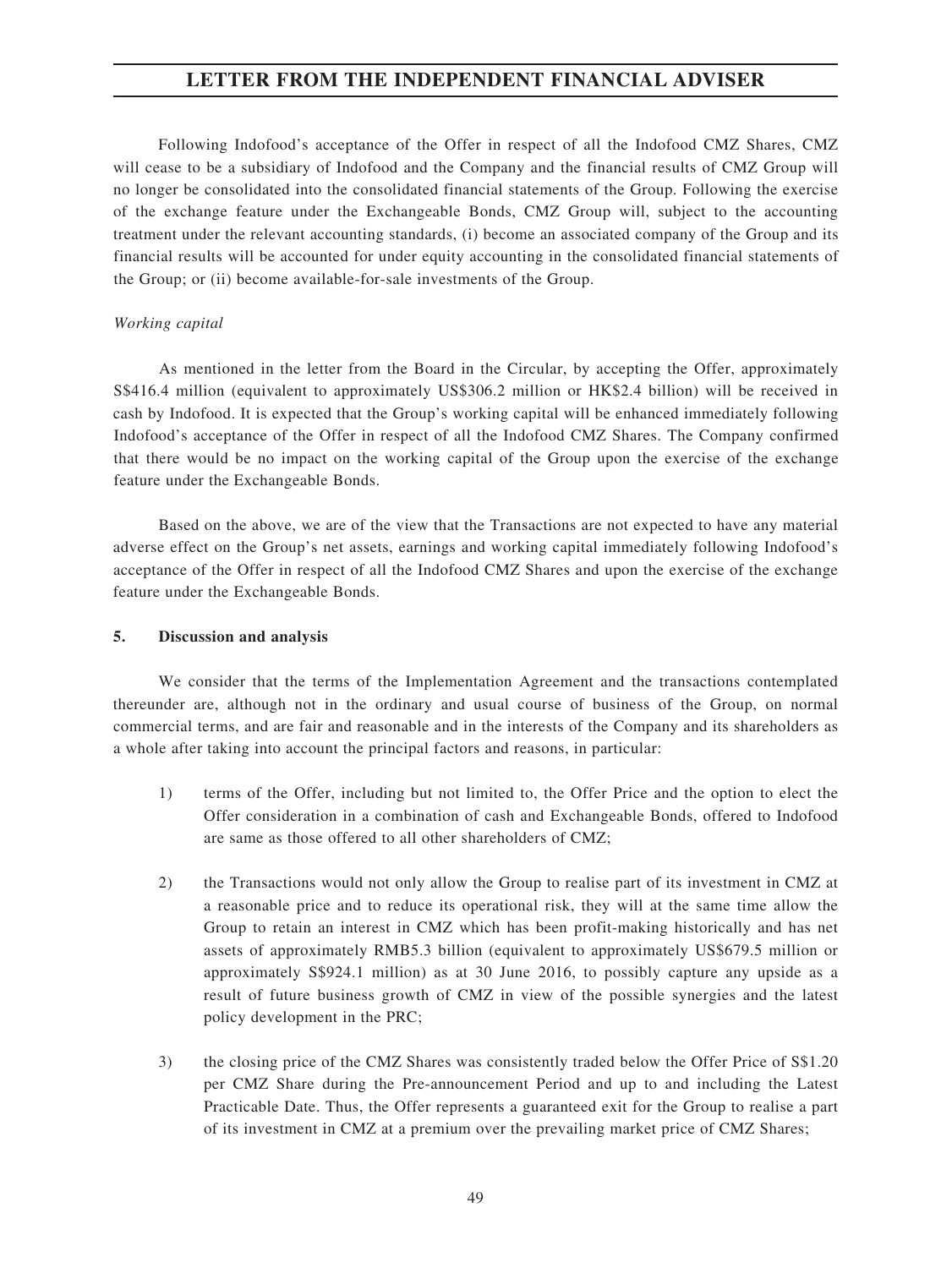Following Indofood's acceptance of the Offer in respect of all the Indofood CMZ Shares, CMZ will cease to be a subsidiary of Indofood and the Company and the financial results of CMZ Group will no longer be consolidated into the consolidated financial statements of the Group. Following the exercise of the exchange feature under the Exchangeable Bonds, CMZ Group will, subject to the accounting treatment under the relevant accounting standards, (i) become an associated company of the Group and its financial results will be accounted for under equity accounting in the consolidated financial statements of the Group; or (ii) become available-for-sale investments of the Group.

*Working capital*

As mentioned in the letter from the Board in the Circular, by accepting the Offer, approximately S$416.4 million (equivalent to approximately US$306.2 million or HK$2.4 billion) will be received in cash by Indofood. It is expected that the Group's working capital will be enhanced immediately following Indofood's acceptance of the Offer in respect of all the Indofood CMZ Shares. The Company confirmed that there would be no impact on the working capital of the Group upon the exercise of the exchange feature under the Exchangeable Bonds.

Based on the above, we are of the view that the Transactions are not expected to have any material adverse effect on the Group's net assets, earnings and working capital immediately following Indofood's acceptance of the Offer in respect of all the Indofood CMZ Shares and upon the exercise of the exchange feature under the Exchangeable Bonds.

**5. Discussion and analysis**

We consider that the terms of the Implementation Agreement and the transactions contemplated thereunder are, although not in the ordinary and usual course of business of the Group, on normal commercial terms, and are fair and reasonable and in the interests of the Company and its shareholders as a whole after taking into account the principal factors and reasons, in particular:

1) terms of the Offer, including but not limited to, the Offer Price and the option to elect the Offer consideration in a combination of cash and Exchangeable Bonds, offered to Indofood are same as those offered to all other shareholders of CMZ;

2) the Transactions would not only allow the Group to realise part of its investment in CMZ at a reasonable price and to reduce its operational risk, they will at the same time allow the Group to retain an interest in CMZ which has been profit-making historically and has net assets of approximately RMB5.3 billion (equivalent to approximately US$679.5 million or approximately S$924.1 million) as at 30 June 2016, to possibly capture any upside as a result of future business growth of CMZ in view of the possible synergies and the latest policy development in the PRC;

3) the closing price of the CMZ Shares was consistently traded below the Offer Price of S$1.20 per CMZ Share during the Pre-announcement Period and up to and including the Latest Practicable Date. Thus, the Offer represents a guaranteed exit for the Group to realise a part of its investment in CMZ at a premium over the prevailing market price of CMZ Shares;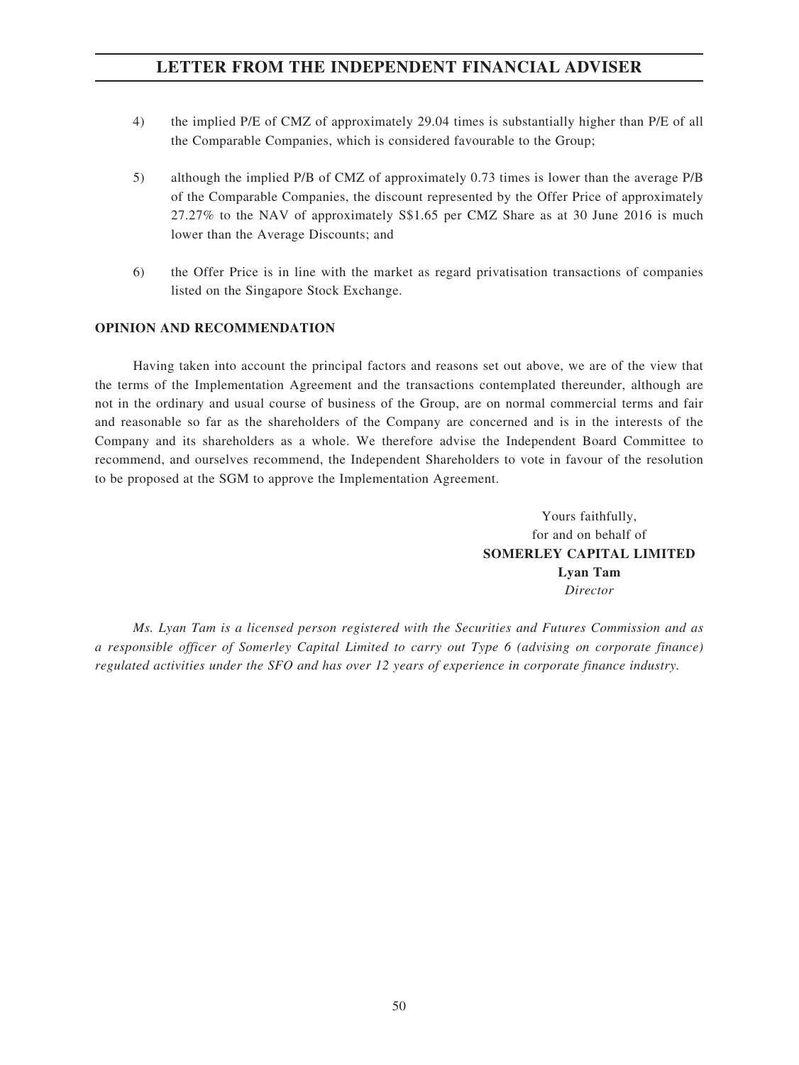4) the implied P/E of CMZ of approximately 29.04 times is substantially higher than P/E of all the Comparable Companies, which is considered favourable to the Group;

5) although the implied P/B of CMZ of approximately 0.73 times is lower than the average P/B of the Comparable Companies, the discount represented by the Offer Price of approximately 27.27% to the NAV of approximately S$1.65 per CMZ Share as at 30 June 2016 is much lower than the Average Discounts; and

6) the Offer Price is in line with the market as regard privatisation transactions of companies listed on the Singapore Stock Exchange.

**OPINION AND RECOMMENDATION**

Having taken into account the principal factors and reasons set out above, we are of the view that the terms of the Implementation Agreement and the transactions contemplated thereunder, although are not in the ordinary and usual course of business of the Group, are on normal commercial terms and fair and reasonable so far as the shareholders of the Company are concerned and is in the interests of the Company and its shareholders as a whole. We therefore advise the Independent Board Committee to recommend, and ourselves recommend, the Independent Shareholders to vote in favour of the resolution to be proposed at the SGM to approve the Implementation Agreement.

Yours faithfully,
for and on behalf of
**SOMERLEY CAPITAL LIMITED**
**Lyan Tam**
*Director*

*Ms. Lyan Tam is a licensed person registered with the Securities and Futures Commission and as a responsible officer of Somerley Capital Limited to carry out Type 6 (advising on corporate finance) regulated activities under the SFO and has over 12 years of experience in corporate finance industry.*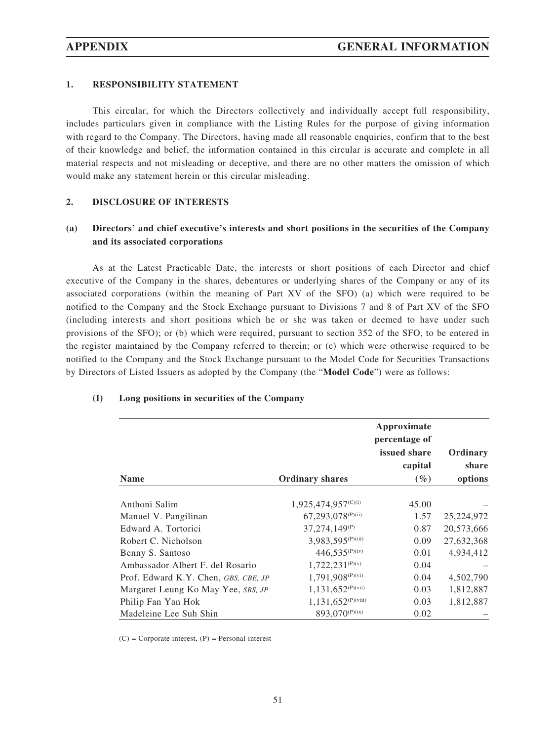## APPENDIX — GENERAL INFORMATION

### 1. RESPONSIBILITY STATEMENT

This circular, for which the Directors collectively and individually accept full responsibility, includes particulars given in compliance with the Listing Rules for the purpose of giving information with regard to the Company. The Directors, having made all reasonable enquiries, confirm that to the best of their knowledge and belief, the information contained in this circular is accurate and complete in all material respects and not misleading or deceptive, and there are no other matters the omission of which would make any statement herein or this circular misleading.

### 2. DISCLOSURE OF INTERESTS

#### (a) Directors' and chief executive's interests and short positions in the securities of the Company and its associated corporations

As at the Latest Practicable Date, the interests or short positions of each Director and chief executive of the Company in the shares, debentures or underlying shares of the Company or any of its associated corporations (within the meaning of Part XV of the SFO) (a) which were required to be notified to the Company and the Stock Exchange pursuant to Divisions 7 and 8 of Part XV of the SFO (including interests and short positions which he or she was taken or deemed to have under such provisions of the SFO); or (b) which were required, pursuant to section 352 of the SFO, to be entered in the register maintained by the Company referred to therein; or (c) which were otherwise required to be notified to the Company and the Stock Exchange pursuant to the Model Code for Securities Transactions by Directors of Listed Issuers as adopted by the Company (the "**Model Code**") were as follows:

##### (I) Long positions in securities of the Company

| Name | Ordinary shares | Approximate percentage of issued share capital (%) | Ordinary share options |
|---|---|---|---|
| Anthoni Salim | 1,925,474,957(C)(i) | 45.00 | – |
| Manuel V. Pangilinan | 67,293,078(P)(ii) | 1.57 | 25,224,972 |
| Edward A. Tortorici | 37,274,149(P) | 0.87 | 20,573,666 |
| Robert C. Nicholson | 3,983,595(P)(iii) | 0.09 | 27,632,368 |
| Benny S. Santoso | 446,535(P)(iv) | 0.01 | 4,934,412 |
| Ambassador Albert F. del Rosario | 1,722,231(P)(v) | 0.04 | – |
| Prof. Edward K.Y. Chen, *GBS, CBE, JP* | 1,791,908(P)(vi) | 0.04 | 4,502,790 |
| Margaret Leung Ko May Yee, *SBS, JP* | 1,131,652(P)(vii) | 0.03 | 1,812,887 |
| Philip Fan Yan Hok | 1,131,652(P)(viii) | 0.03 | 1,812,887 |
| Madeleine Lee Suh Shin | 893,070(P)(ix) | 0.02 | – |

(C) = Corporate interest, (P) = Personal interest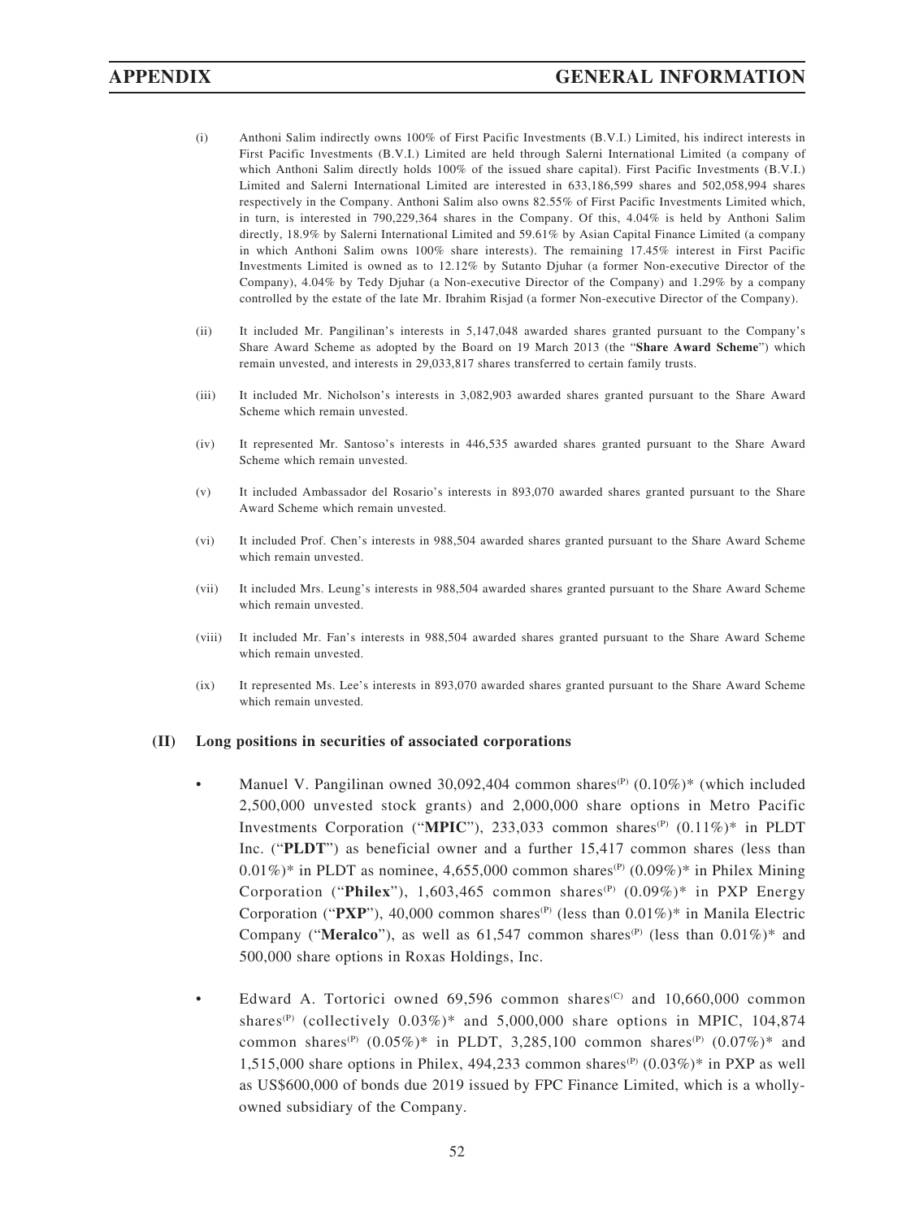(i) Anthoni Salim indirectly owns 100% of First Pacific Investments (B.V.I.) Limited, his indirect interests in First Pacific Investments (B.V.I.) Limited are held through Salerni International Limited (a company of which Anthoni Salim directly holds 100% of the issued share capital). First Pacific Investments (B.V.I.) Limited and Salerni International Limited are interested in 633,186,599 shares and 502,058,994 shares respectively in the Company. Anthoni Salim also owns 82.55% of First Pacific Investments Limited which, in turn, is interested in 790,229,364 shares in the Company. Of this, 4.04% is held by Anthoni Salim directly, 18.9% by Salerni International Limited and 59.61% by Asian Capital Finance Limited (a company in which Anthoni Salim owns 100% share interests). The remaining 17.45% interest in First Pacific Investments Limited is owned as to 12.12% by Sutanto Djuhar (a former Non-executive Director of the Company), 4.04% by Tedy Djuhar (a Non-executive Director of the Company) and 1.29% by a company controlled by the estate of the late Mr. Ibrahim Risjad (a former Non-executive Director of the Company).

(ii) It included Mr. Pangilinan's interests in 5,147,048 awarded shares granted pursuant to the Company's Share Award Scheme as adopted by the Board on 19 March 2013 (the "**Share Award Scheme**") which remain unvested, and interests in 29,033,817 shares transferred to certain family trusts.

(iii) It included Mr. Nicholson's interests in 3,082,903 awarded shares granted pursuant to the Share Award Scheme which remain unvested.

(iv) It represented Mr. Santoso's interests in 446,535 awarded shares granted pursuant to the Share Award Scheme which remain unvested.

(v) It included Ambassador del Rosario's interests in 893,070 awarded shares granted pursuant to the Share Award Scheme which remain unvested.

(vi) It included Prof. Chen's interests in 988,504 awarded shares granted pursuant to the Share Award Scheme which remain unvested.

(vii) It included Mrs. Leung's interests in 988,504 awarded shares granted pursuant to the Share Award Scheme which remain unvested.

(viii) It included Mr. Fan's interests in 988,504 awarded shares granted pursuant to the Share Award Scheme which remain unvested.

(ix) It represented Ms. Lee's interests in 893,070 awarded shares granted pursuant to the Share Award Scheme which remain unvested.

**(II) Long positions in securities of associated corporations**

- Manuel V. Pangilinan owned 30,092,404 common shares(P) (0.10%)* (which included 2,500,000 unvested stock grants) and 2,000,000 share options in Metro Pacific Investments Corporation ("**MPIC**"), 233,033 common shares(P) (0.11%)* in PLDT Inc. ("**PLDT**") as beneficial owner and a further 15,417 common shares (less than 0.01%)* in PLDT as nominee, 4,655,000 common shares(P) (0.09%)* in Philex Mining Corporation ("**Philex**"), 1,603,465 common shares(P) (0.09%)* in PXP Energy Corporation ("**PXP**"), 40,000 common shares(P) (less than 0.01%)* in Manila Electric Company ("**Meralco**"), as well as 61,547 common shares(P) (less than 0.01%)* and 500,000 share options in Roxas Holdings, Inc.

- Edward A. Tortorici owned 69,596 common shares(C) and 10,660,000 common shares(P) (collectively 0.03%)* and 5,000,000 share options in MPIC, 104,874 common shares(P) (0.05%)* in PLDT, 3,285,100 common shares(P) (0.07%)* and 1,515,000 share options in Philex, 494,233 common shares(P) (0.03%)* in PXP as well as US$600,000 of bonds due 2019 issued by FPC Finance Limited, which is a wholly-owned subsidiary of the Company.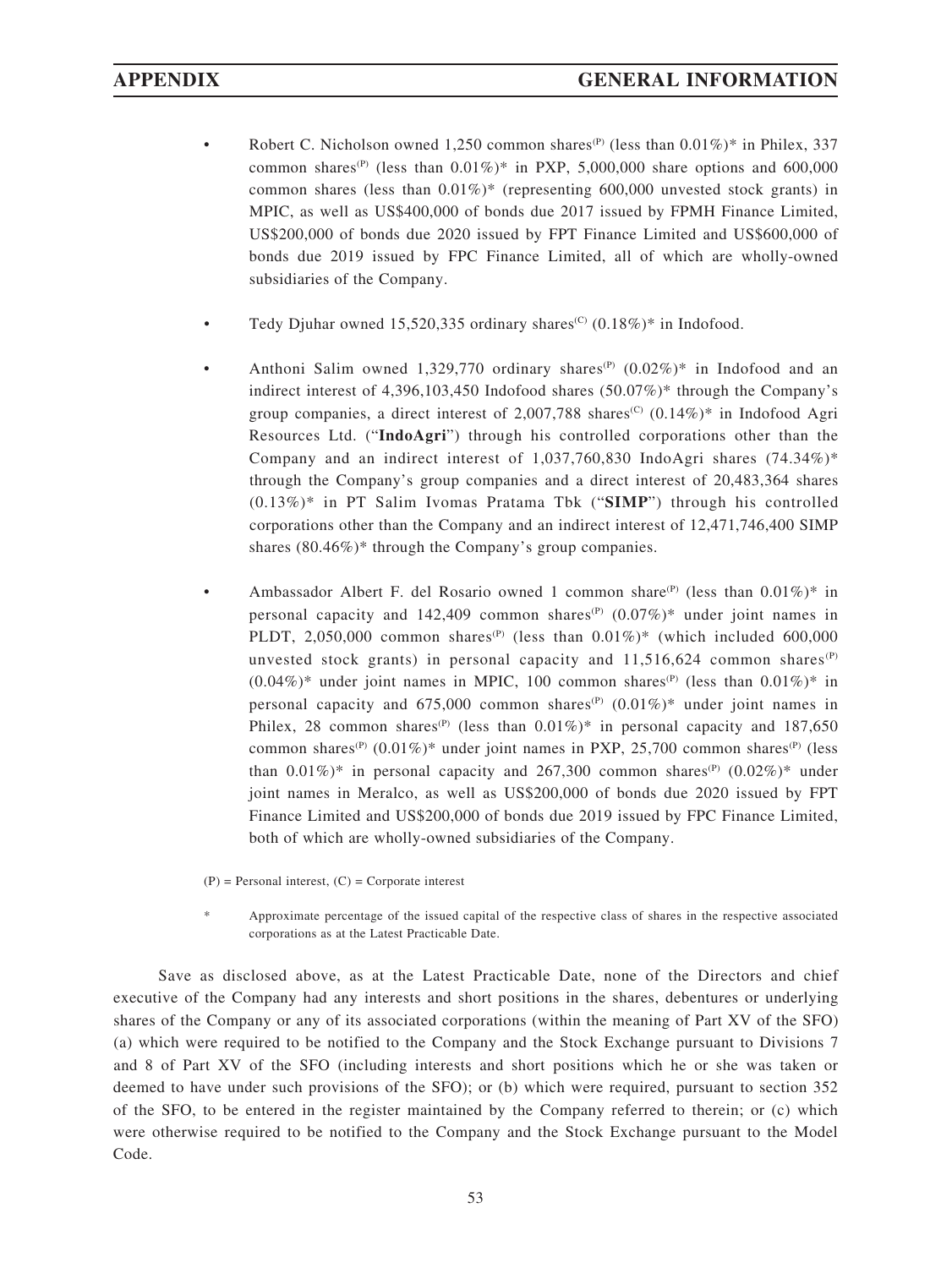- Robert C. Nicholson owned 1,250 common shares(P) (less than 0.01%)* in Philex, 337 common shares(P) (less than 0.01%)* in PXP, 5,000,000 share options and 600,000 common shares (less than 0.01%)* (representing 600,000 unvested stock grants) in MPIC, as well as US$400,000 of bonds due 2017 issued by FPMH Finance Limited, US$200,000 of bonds due 2020 issued by FPT Finance Limited and US$600,000 of bonds due 2019 issued by FPC Finance Limited, all of which are wholly-owned subsidiaries of the Company.

- Tedy Djuhar owned 15,520,335 ordinary shares(C) (0.18%)* in Indofood.

- Anthoni Salim owned 1,329,770 ordinary shares(P) (0.02%)* in Indofood and an indirect interest of 4,396,103,450 Indofood shares (50.07%)* through the Company's group companies, a direct interest of 2,007,788 shares(C) (0.14%)* in Indofood Agri Resources Ltd. ("**IndoAgri**") through his controlled corporations other than the Company and an indirect interest of 1,037,760,830 IndoAgri shares (74.34%)* through the Company's group companies and a direct interest of 20,483,364 shares (0.13%)* in PT Salim Ivomas Pratama Tbk ("**SIMP**") through his controlled corporations other than the Company and an indirect interest of 12,471,746,400 SIMP shares (80.46%)* through the Company's group companies.

- Ambassador Albert F. del Rosario owned 1 common share(P) (less than 0.01%)* in personal capacity and 142,409 common shares(P) (0.07%)* under joint names in PLDT, 2,050,000 common shares(P) (less than 0.01%)* (which included 600,000 unvested stock grants) in personal capacity and 11,516,624 common shares(P) (0.04%)* under joint names in MPIC, 100 common shares(P) (less than 0.01%)* in personal capacity and 675,000 common shares(P) (0.01%)* under joint names in Philex, 28 common shares(P) (less than 0.01%)* in personal capacity and 187,650 common shares(P) (0.01%)* under joint names in PXP, 25,700 common shares(P) (less than 0.01%)* in personal capacity and 267,300 common shares(P) (0.02%)* under joint names in Meralco, as well as US$200,000 of bonds due 2020 issued by FPT Finance Limited and US$200,000 of bonds due 2019 issued by FPC Finance Limited, both of which are wholly-owned subsidiaries of the Company.

(P) = Personal interest, (C) = Corporate interest

\* Approximate percentage of the issued capital of the respective class of shares in the respective associated corporations as at the Latest Practicable Date.

Save as disclosed above, as at the Latest Practicable Date, none of the Directors and chief executive of the Company had any interests and short positions in the shares, debentures or underlying shares of the Company or any of its associated corporations (within the meaning of Part XV of the SFO) (a) which were required to be notified to the Company and the Stock Exchange pursuant to Divisions 7 and 8 of Part XV of the SFO (including interests and short positions which he or she was taken or deemed to have under such provisions of the SFO); or (b) which were required, pursuant to section 352 of the SFO, to be entered in the register maintained by the Company referred to therein; or (c) which were otherwise required to be notified to the Company and the Stock Exchange pursuant to the Model Code.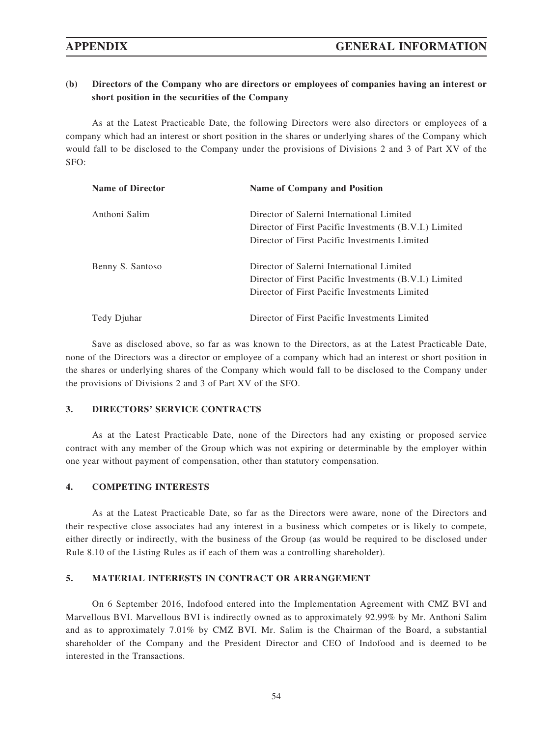**(b) Directors of the Company who are directors or employees of companies having an interest or short position in the securities of the Company**

As at the Latest Practicable Date, the following Directors were also directors or employees of a company which had an interest or short position in the shares or underlying shares of the Company which would fall to be disclosed to the Company under the provisions of Divisions 2 and 3 of Part XV of the SFO:

| Name of Director | Name of Company and Position |
|---|---|
| Anthoni Salim | Director of Salerni International Limited<br>Director of First Pacific Investments (B.V.I.) Limited<br>Director of First Pacific Investments Limited |
| Benny S. Santoso | Director of Salerni International Limited<br>Director of First Pacific Investments (B.V.I.) Limited<br>Director of First Pacific Investments Limited |
| Tedy Djuhar | Director of First Pacific Investments Limited |

Save as disclosed above, so far as was known to the Directors, as at the Latest Practicable Date, none of the Directors was a director or employee of a company which had an interest or short position in the shares or underlying shares of the Company which would fall to be disclosed to the Company under the provisions of Divisions 2 and 3 of Part XV of the SFO.

## 3. DIRECTORS' SERVICE CONTRACTS

As at the Latest Practicable Date, none of the Directors had any existing or proposed service contract with any member of the Group which was not expiring or determinable by the employer within one year without payment of compensation, other than statutory compensation.

## 4. COMPETING INTERESTS

As at the Latest Practicable Date, so far as the Directors were aware, none of the Directors and their respective close associates had any interest in a business which competes or is likely to compete, either directly or indirectly, with the business of the Group (as would be required to be disclosed under Rule 8.10 of the Listing Rules as if each of them was a controlling shareholder).

## 5. MATERIAL INTERESTS IN CONTRACT OR ARRANGEMENT

On 6 September 2016, Indofood entered into the Implementation Agreement with CMZ BVI and Marvellous BVI. Marvellous BVI is indirectly owned as to approximately 92.99% by Mr. Anthoni Salim and as to approximately 7.01% by CMZ BVI. Mr. Salim is the Chairman of the Board, a substantial shareholder of the Company and the President Director and CEO of Indofood and is deemed to be interested in the Transactions.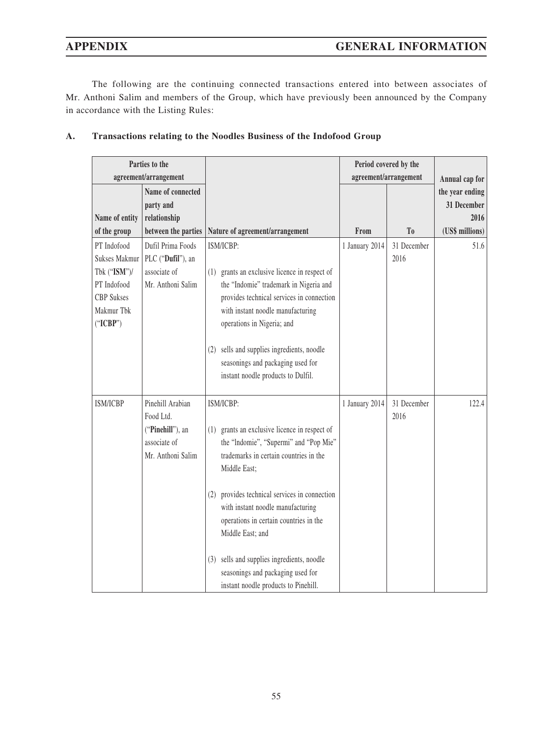The following are the continuing connected transactions entered into between associates of Mr. Anthoni Salim and members of the Group, which have previously been announced by the Company in accordance with the Listing Rules:

## A. Transactions relating to the Noodles Business of the Indofood Group

| Parties to the agreement/arrangement | | | Period covered by the agreement/arrangement | | Annual cap for the year ending 31 December 2016 |
|---|---|---|---|---|---|
| Name of entity of the group | Name of connected party and relationship between the parties | Nature of agreement/arrangement | From | To | (US$ millions) |
| PT Indofood Sukses Makmur Tbk ("**ISM**")/ PT Indofood CBP Sukses Makmur Tbk ("**ICBP**") | Dufil Prima Foods PLC ("**Dufil**"), an associate of Mr. Anthoni Salim | ISM/ICBP:<br><br>(1) grants an exclusive licence in respect of the "Indomie" trademark in Nigeria and provides technical services in connection with instant noodle manufacturing operations in Nigeria; and<br><br>(2) sells and supplies ingredients, noodle seasonings and packaging used for instant noodle products to Dulfil. | 1 January 2014 | 31 December 2016 | 51.6 |
| ISM/ICBP | Pinehill Arabian Food Ltd. ("**Pinehill**"), an associate of Mr. Anthoni Salim | ISM/ICBP:<br><br>(1) grants an exclusive licence in respect of the "Indomie", "Supermi" and "Pop Mie" trademarks in certain countries in the Middle East;<br><br>(2) provides technical services in connection with instant noodle manufacturing operations in certain countries in the Middle East; and<br><br>(3) sells and supplies ingredients, noodle seasonings and packaging used for instant noodle products to Pinehill. | 1 January 2014 | 31 December 2016 | 122.4 |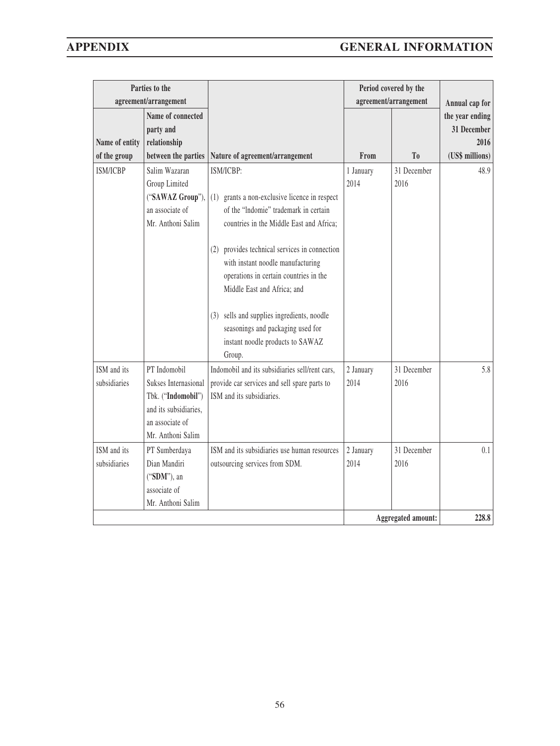| Parties to the agreement/arrangement | | | Period covered by the agreement/arrangement | | Annual cap for the year ending 31 December 2016 |
|---|---|---|---|---|---|
| Name of entity of the group | Name of connected party and relationship between the parties | Nature of agreement/arrangement | From | To | (US$ millions) |
| ISM/ICBP | Salim Wazaran Group Limited ("**SAWAZ Group**"), an associate of Mr. Anthoni Salim | ISM/ICBP: (1) grants a non-exclusive licence in respect of the "Indomie" trademark in certain countries in the Middle East and Africa; (2) provides technical services in connection with instant noodle manufacturing operations in certain countries in the Middle East and Africa; and (3) sells and supplies ingredients, noodle seasonings and packaging used for instant noodle products to SAWAZ Group. | 1 January 2014 | 31 December 2016 | 48.9 |
| ISM and its subsidiaries | PT Indomobil Sukses Internasional Tbk. ("**Indomobil**") and its subsidiaries, an associate of Mr. Anthoni Salim | Indomobil and its subsidiaries sell/rent cars, provide car services and sell spare parts to ISM and its subsidiaries. | 2 January 2014 | 31 December 2016 | 5.8 |
| ISM and its subsidiaries | PT Sumberdaya Dian Mandiri ("**SDM**"), an associate of Mr. Anthoni Salim | ISM and its subsidiaries use human resources outsourcing services from SDM. | 2 January 2014 | 31 December 2016 | 0.1 |
| | | | | **Aggregated amount:** | **228.8** |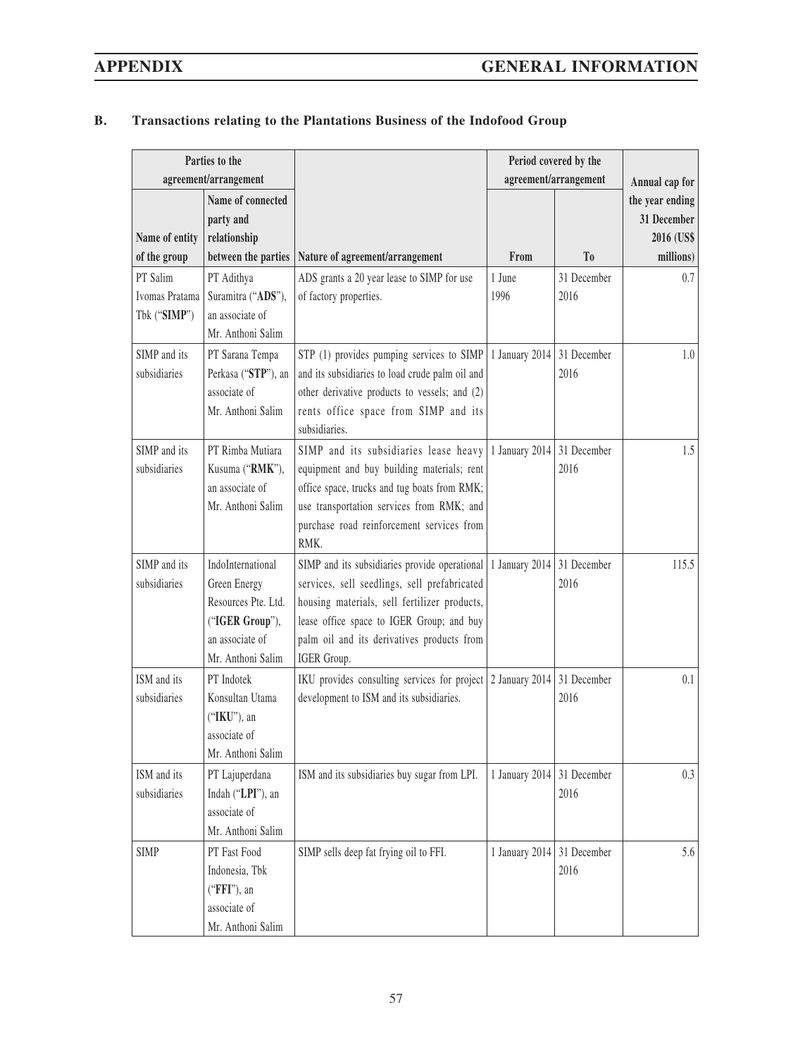## B. Transactions relating to the Plantations Business of the Indofood Group

| Parties to the agreement/arrangement | | | Period covered by the agreement/arrangement | | Annual cap for the year ending 31 December 2016 (US$ millions) |
|---|---|---|---|---|---|
| Name of entity of the group | Name of connected party and relationship between the parties | Nature of agreement/arrangement | From | To | |
| PT Salim Ivomas Pratama Tbk ("**SIMP**") | PT Adithya Suramitra ("**ADS**"), an associate of Mr. Anthoni Salim | ADS grants a 20 year lease to SIMP for use of factory properties. | 1 June 1996 | 31 December 2016 | 0.7 |
| SIMP and its subsidiaries | PT Sarana Tempa Perkasa ("**STP**"), an associate of Mr. Anthoni Salim | STP (1) provides pumping services to SIMP and its subsidiaries to load crude palm oil and other derivative products to vessels; and (2) rents office space from SIMP and its subsidiaries. | 1 January 2014 | 31 December 2016 | 1.0 |
| SIMP and its subsidiaries | PT Rimba Mutiara Kusuma ("**RMK**"), an associate of Mr. Anthoni Salim | SIMP and its subsidiaries lease heavy equipment and buy building materials; rent office space, trucks and tug boats from RMK; use transportation services from RMK; and purchase road reinforcement services from RMK. | 1 January 2014 | 31 December 2016 | 1.5 |
| SIMP and its subsidiaries | IndoInternational Green Energy Resources Pte. Ltd. ("**IGER Group**"), an associate of Mr. Anthoni Salim | SIMP and its subsidiaries provide operational services, sell seedlings, sell prefabricated housing materials, sell fertilizer products, lease office space to IGER Group; and buy palm oil and its derivatives products from IGER Group. | 1 January 2014 | 31 December 2016 | 115.5 |
| ISM and its subsidiaries | PT Indotek Konsultan Utama ("**IKU**"), an associate of Mr. Anthoni Salim | IKU provides consulting services for project development to ISM and its subsidiaries. | 2 January 2014 | 31 December 2016 | 0.1 |
| ISM and its subsidiaries | PT Lajuperdana Indah ("**LPI**"), an associate of Mr. Anthoni Salim | ISM and its subsidiaries buy sugar from LPI. | 1 January 2014 | 31 December 2016 | 0.3 |
| SIMP | PT Fast Food Indonesia, Tbk ("**FFI**"), an associate of Mr. Anthoni Salim | SIMP sells deep fat frying oil to FFI. | 1 January 2014 | 31 December 2016 | 5.6 |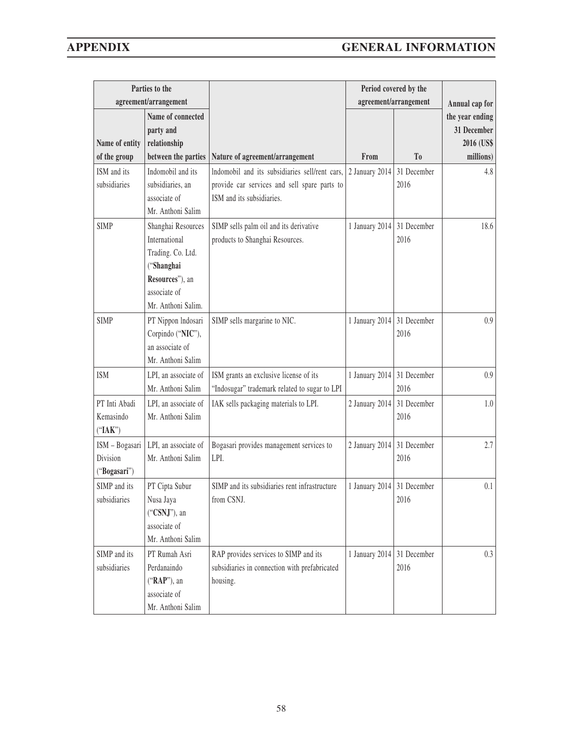| Parties to the agreement/arrangement | | | Period covered by the agreement/arrangement | | Annual cap for |
|---|---|---|---|---|---|
| Name of entity of the group | Name of connected party and relationship between the parties | Nature of agreement/arrangement | From | To | the year ending 31 December 2016 (US$ millions) |
| ISM and its subsidiaries | Indomobil and its subsidiaries, an associate of Mr. Anthoni Salim | Indomobil and its subsidiaries sell/rent cars, provide car services and sell spare parts to ISM and its subsidiaries. | 2 January 2014 | 31 December 2016 | 4.8 |
| SIMP | Shanghai Resources International Trading. Co. Ltd. ("**Shanghai Resources**"), an associate of Mr. Anthoni Salim. | SIMP sells palm oil and its derivative products to Shanghai Resources. | 1 January 2014 | 31 December 2016 | 18.6 |
| SIMP | PT Nippon Indosari Corpindo ("**NIC**"), an associate of Mr. Anthoni Salim | SIMP sells margarine to NIC. | 1 January 2014 | 31 December 2016 | 0.9 |
| ISM | LPI, an associate of Mr. Anthoni Salim | ISM grants an exclusive license of its "Indosugar" trademark related to sugar to LPI | 1 January 2014 | 31 December 2016 | 0.9 |
| PT Inti Abadi Kemasindo ("**IAK**") | LPI, an associate of Mr. Anthoni Salim | IAK sells packaging materials to LPI. | 2 January 2014 | 31 December 2016 | 1.0 |
| ISM – Bogasari Division ("**Bogasari**") | LPI, an associate of Mr. Anthoni Salim | Bogasari provides management services to LPI. | 2 January 2014 | 31 December 2016 | 2.7 |
| SIMP and its subsidiaries | PT Cipta Subur Nusa Jaya ("**CSNJ**"), an associate of Mr. Anthoni Salim | SIMP and its subsidiaries rent infrastructure from CSNJ. | 1 January 2014 | 31 December 2016 | 0.1 |
| SIMP and its subsidiaries | PT Rumah Asri Perdanaindo ("**RAP**"), an associate of Mr. Anthoni Salim | RAP provides services to SIMP and its subsidiaries in connection with prefabricated housing. | 1 January 2014 | 31 December 2016 | 0.3 |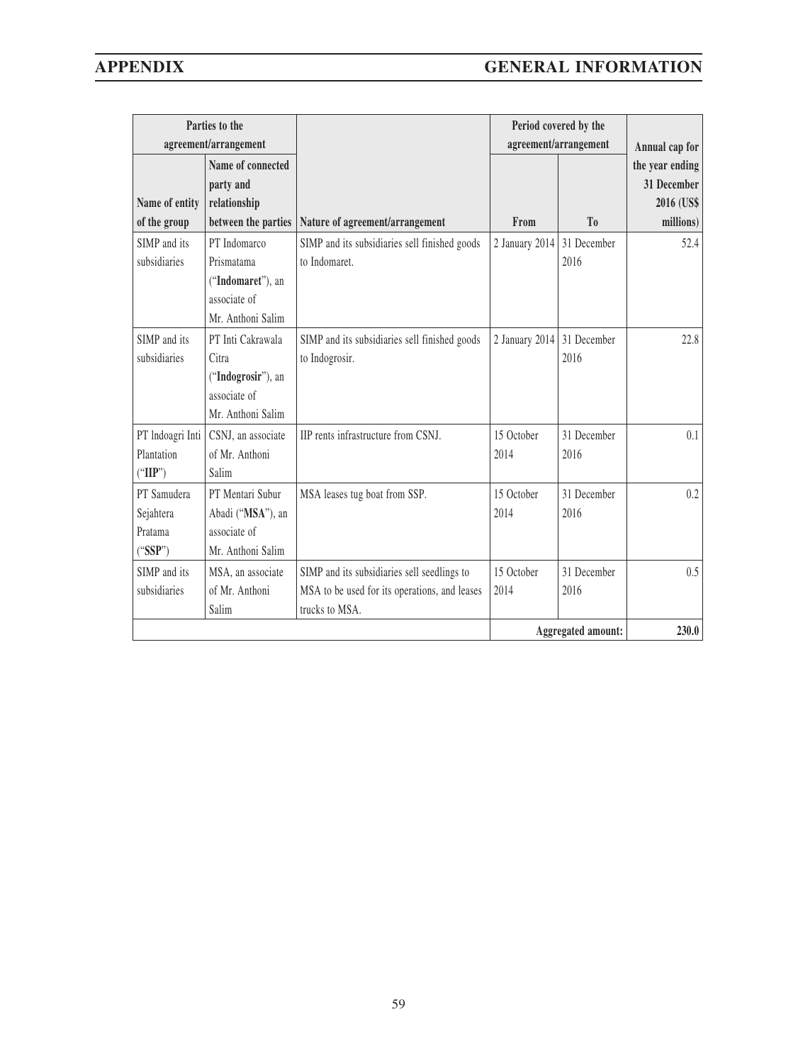| Parties to the agreement/arrangement | | | Period covered by the agreement/arrangement | | Annual cap for |
|---|---|---|---|---|---|
| Name of entity of the group | Name of connected party and relationship between the parties | Nature of agreement/arrangement | From | To | the year ending 31 December 2016 (US$ millions) |
| SIMP and its subsidiaries | PT Indomarco Prismatama ("**Indomaret**"), an associate of Mr. Anthoni Salim | SIMP and its subsidiaries sell finished goods to Indomaret. | 2 January 2014 | 31 December 2016 | 52.4 |
| SIMP and its subsidiaries | PT Inti Cakrawala Citra ("**Indogrosir**"), an associate of Mr. Anthoni Salim | SIMP and its subsidiaries sell finished goods to Indogrosir. | 2 January 2014 | 31 December 2016 | 22.8 |
| PT Indoagri Inti Plantation ("**IIP**") | CSNJ, an associate of Mr. Anthoni Salim | IIP rents infrastructure from CSNJ. | 15 October 2014 | 31 December 2016 | 0.1 |
| PT Samudera Sejahtera Pratama ("**SSP**") | PT Mentari Subur Abadi ("**MSA**"), an associate of Mr. Anthoni Salim | MSA leases tug boat from SSP. | 15 October 2014 | 31 December 2016 | 0.2 |
| SIMP and its subsidiaries | MSA, an associate of Mr. Anthoni Salim | SIMP and its subsidiaries sell seedlings to MSA to be used for its operations, and leases trucks to MSA. | 15 October 2014 | 31 December 2016 | 0.5 |
| | | | | **Aggregated amount:** | **230.0** |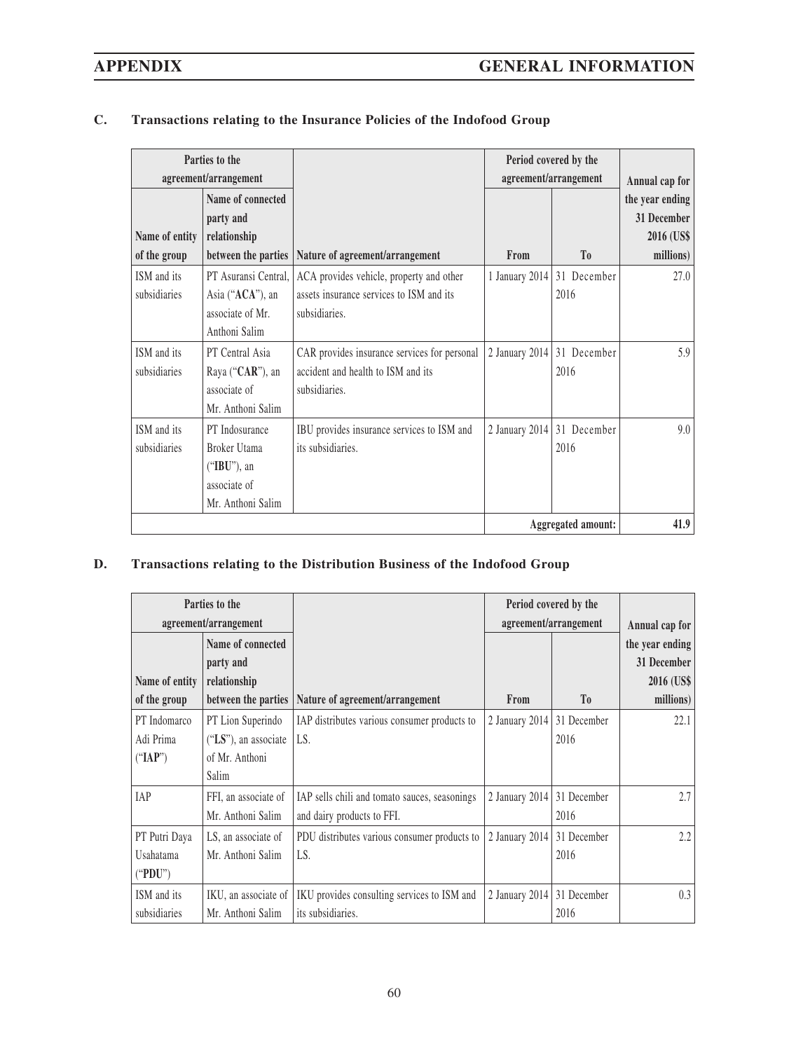### C. Transactions relating to the Insurance Policies of the Indofood Group

| Parties to the agreement/arrangement | | | Period covered by the agreement/arrangement | | Annual cap for the year ending 31 December 2016 (US$ millions) |
|---|---|---|---|---|---|
| Name of entity of the group | Name of connected party and relationship between the parties | Nature of agreement/arrangement | From | To | |
| ISM and its subsidiaries | PT Asuransi Central, Asia ("**ACA**"), an associate of Mr. Anthoni Salim | ACA provides vehicle, property and other assets insurance services to ISM and its subsidiaries. | 1 January 2014 | 31 December 2016 | 27.0 |
| ISM and its subsidiaries | PT Central Asia Raya ("**CAR**"), an associate of Mr. Anthoni Salim | CAR provides insurance services for personal accident and health to ISM and its subsidiaries. | 2 January 2014 | 31 December 2016 | 5.9 |
| ISM and its subsidiaries | PT Indosurance Broker Utama ("**IBU**"), an associate of Mr. Anthoni Salim | IBU provides insurance services to ISM and its subsidiaries. | 2 January 2014 | 31 December 2016 | 9.0 |
| | | | | **Aggregated amount:** | **41.9** |

### D. Transactions relating to the Distribution Business of the Indofood Group

| Parties to the agreement/arrangement | | | Period covered by the agreement/arrangement | | Annual cap for the year ending 31 December 2016 (US$ millions) |
|---|---|---|---|---|---|
| Name of entity of the group | Name of connected party and relationship between the parties | Nature of agreement/arrangement | From | To | |
| PT Indomarco Adi Prima ("**IAP**") | PT Lion Superindo ("**LS**"), an associate of Mr. Anthoni Salim | IAP distributes various consumer products to LS. | 2 January 2014 | 31 December 2016 | 22.1 |
| IAP | FFI, an associate of Mr. Anthoni Salim | IAP sells chili and tomato sauces, seasonings and dairy products to FFI. | 2 January 2014 | 31 December 2016 | 2.7 |
| PT Putri Daya Usahatama ("**PDU**") | LS, an associate of Mr. Anthoni Salim | PDU distributes various consumer products to LS. | 2 January 2014 | 31 December 2016 | 2.2 |
| ISM and its subsidiaries | IKU, an associate of Mr. Anthoni Salim | IKU provides consulting services to ISM and its subsidiaries. | 2 January 2014 | 31 December 2016 | 0.3 |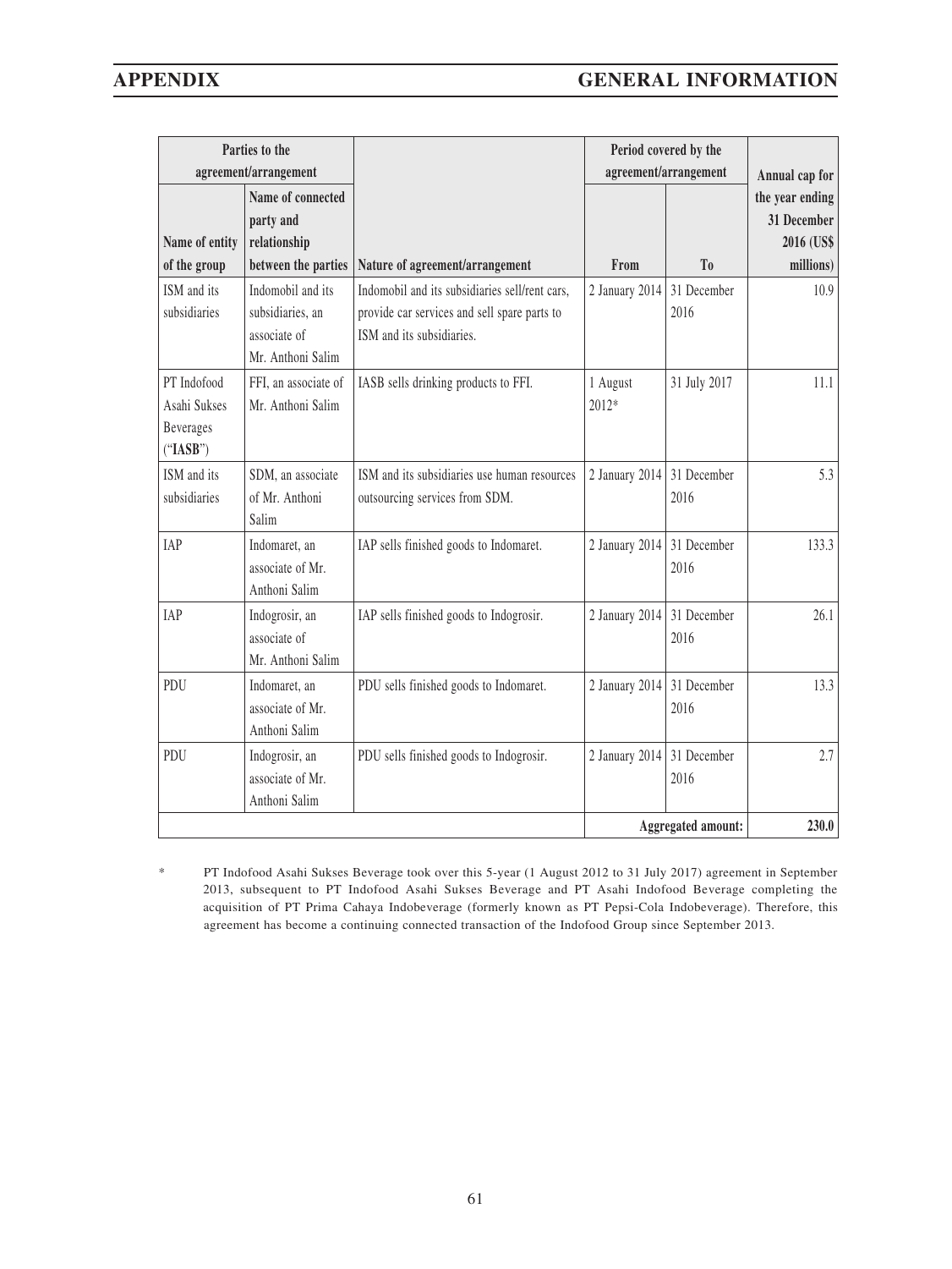| Parties to the agreement/arrangement | | | Period covered by the agreement/arrangement | | Annual cap for the year ending 31 December 2016 (US$ millions) |
|---|---|---|---|---|---|
| Name of entity of the group | Name of connected party and relationship between the parties | Nature of agreement/arrangement | From | To | |
| ISM and its subsidiaries | Indomobil and its subsidiaries, an associate of Mr. Anthoni Salim | Indomobil and its subsidiaries sell/rent cars, provide car services and sell spare parts to ISM and its subsidiaries. | 2 January 2014 | 31 December 2016 | 10.9 |
| PT Indofood Asahi Sukses Beverages ("**IASB**") | FFI, an associate of Mr. Anthoni Salim | IASB sells drinking products to FFI. | 1 August 2012* | 31 July 2017 | 11.1 |
| ISM and its subsidiaries | SDM, an associate of Mr. Anthoni Salim | ISM and its subsidiaries use human resources outsourcing services from SDM. | 2 January 2014 | 31 December 2016 | 5.3 |
| IAP | Indomaret, an associate of Mr. Anthoni Salim | IAP sells finished goods to Indomaret. | 2 January 2014 | 31 December 2016 | 133.3 |
| IAP | Indogrosir, an associate of Mr. Anthoni Salim | IAP sells finished goods to Indogrosir. | 2 January 2014 | 31 December 2016 | 26.1 |
| PDU | Indomaret, an associate of Mr. Anthoni Salim | PDU sells finished goods to Indomaret. | 2 January 2014 | 31 December 2016 | 13.3 |
| PDU | Indogrosir, an associate of Mr. Anthoni Salim | PDU sells finished goods to Indogrosir. | 2 January 2014 | 31 December 2016 | 2.7 |
| | | | | **Aggregated amount:** | **230.0** |

\* PT Indofood Asahi Sukses Beverage took over this 5-year (1 August 2012 to 31 July 2017) agreement in September 2013, subsequent to PT Indofood Asahi Sukses Beverage and PT Asahi Indofood Beverage completing the acquisition of PT Prima Cahaya Indobeverage (formerly known as PT Pepsi-Cola Indobeverage). Therefore, this agreement has become a continuing connected transaction of the Indofood Group since September 2013.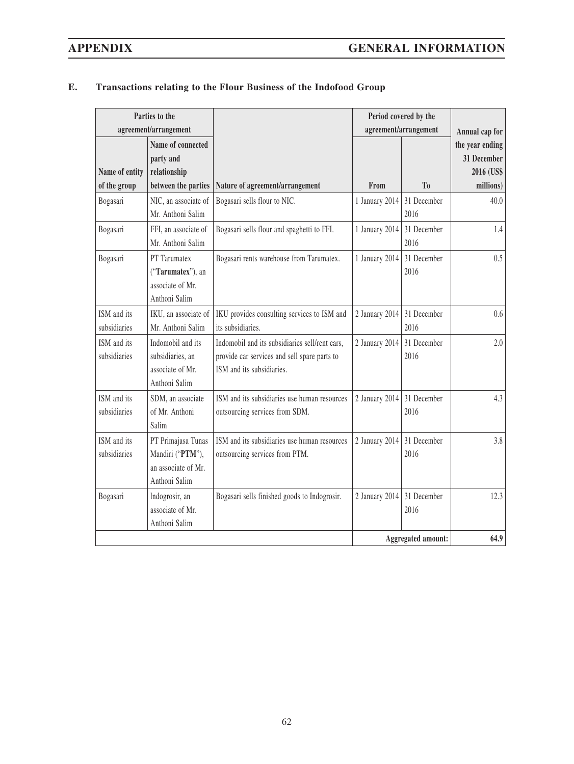## E. Transactions relating to the Flour Business of the Indofood Group

| Parties to the agreement/arrangement | | | Period covered by the agreement/arrangement | | Annual cap for the year ending 31 December 2016 (US$ millions) |
|---|---|---|---|---|---|
| Name of entity of the group | Name of connected party and relationship between the parties | Nature of agreement/arrangement | From | To | |
| Bogasari | NIC, an associate of Mr. Anthoni Salim | Bogasari sells flour to NIC. | 1 January 2014 | 31 December 2016 | 40.0 |
| Bogasari | FFI, an associate of Mr. Anthoni Salim | Bogasari sells flour and spaghetti to FFI. | 1 January 2014 | 31 December 2016 | 1.4 |
| Bogasari | PT Tarumatex ("**Tarumatex**"), an associate of Mr. Anthoni Salim | Bogasari rents warehouse from Tarumatex. | 1 January 2014 | 31 December 2016 | 0.5 |
| ISM and its subsidiaries | IKU, an associate of Mr. Anthoni Salim | IKU provides consulting services to ISM and its subsidiaries. | 2 January 2014 | 31 December 2016 | 0.6 |
| ISM and its subsidiaries | Indomobil and its subsidiaries, an associate of Mr. Anthoni Salim | Indomobil and its subsidiaries sell/rent cars, provide car services and sell spare parts to ISM and its subsidiaries. | 2 January 2014 | 31 December 2016 | 2.0 |
| ISM and its subsidiaries | SDM, an associate of Mr. Anthoni Salim | ISM and its subsidiaries use human resources outsourcing services from SDM. | 2 January 2014 | 31 December 2016 | 4.3 |
| ISM and its subsidiaries | PT Primajasa Tunas Mandiri ("**PTM**"), an associate of Mr. Anthoni Salim | ISM and its subsidiaries use human resources outsourcing services from PTM. | 2 January 2014 | 31 December 2016 | 3.8 |
| Bogasari | Indogrosir, an associate of Mr. Anthoni Salim | Bogasari sells finished goods to Indogrosir. | 2 January 2014 | 31 December 2016 | 12.3 |
| | | | | **Aggregated amount:** | **64.9** |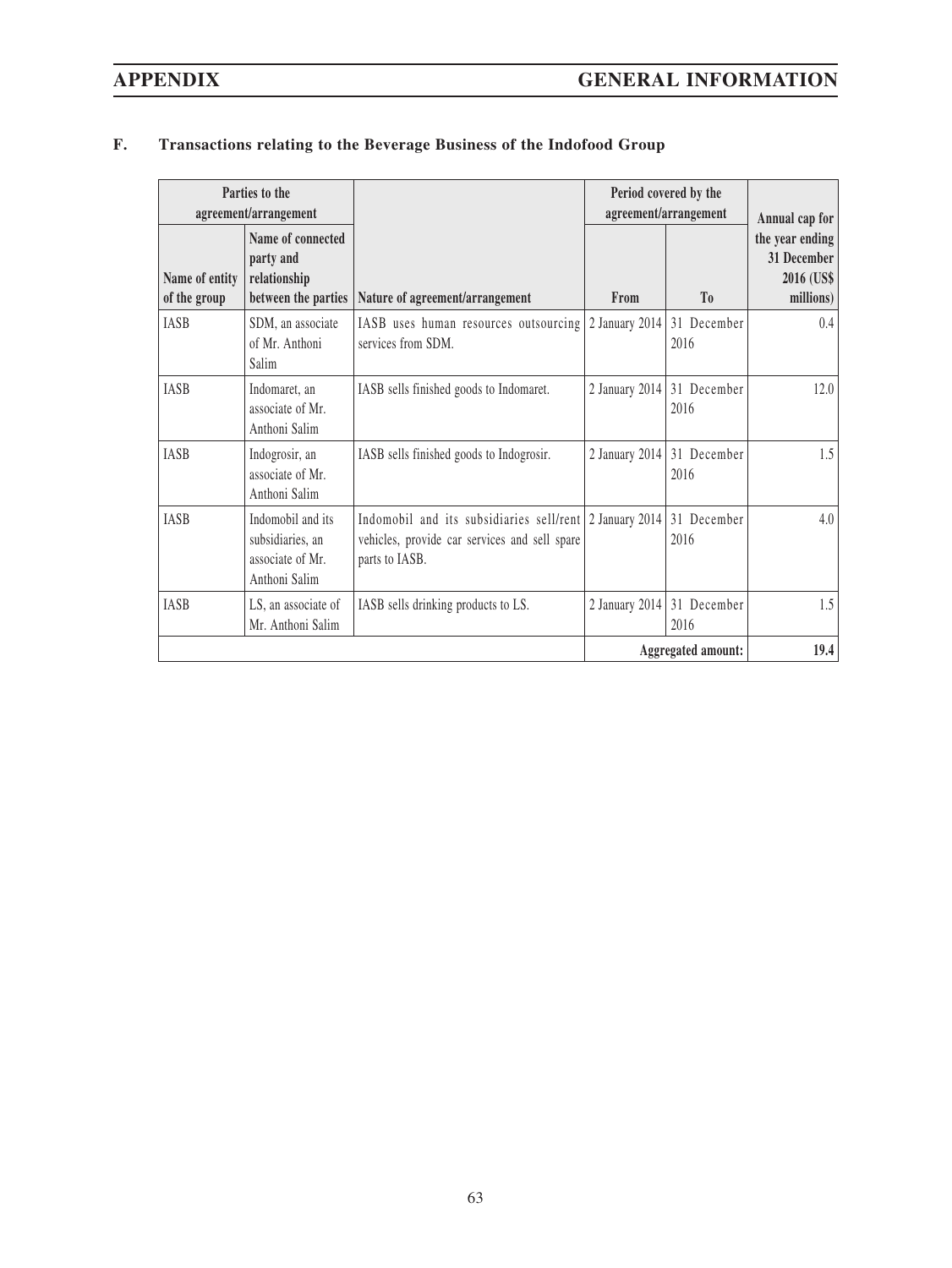# F. Transactions relating to the Beverage Business of the Indofood Group

| Parties to the agreement/arrangement | | | Period covered by the agreement/arrangement | | Annual cap for |
|---|---|---|---|---|---|
| Name of entity of the group | Name of connected party and relationship between the parties | Nature of agreement/arrangement | From | To | the year ending 31 December 2016 (US$ millions) |
| IASB | SDM, an associate of Mr. Anthoni Salim | IASB uses human resources outsourcing services from SDM. | 2 January 2014 | 31 December 2016 | 0.4 |
| IASB | Indomaret, an associate of Mr. Anthoni Salim | IASB sells finished goods to Indomaret. | 2 January 2014 | 31 December 2016 | 12.0 |
| IASB | Indogrosir, an associate of Mr. Anthoni Salim | IASB sells finished goods to Indogrosir. | 2 January 2014 | 31 December 2016 | 1.5 |
| IASB | Indomobil and its subsidiaries, an associate of Mr. Anthoni Salim | Indomobil and its subsidiaries sell/rent vehicles, provide car services and sell spare parts to IASB. | 2 January 2014 | 31 December 2016 | 4.0 |
| IASB | LS, an associate of Mr. Anthoni Salim | IASB sells drinking products to LS. | 2 January 2014 | 31 December 2016 | 1.5 |
| | | | | **Aggregated amount:** | **19.4** |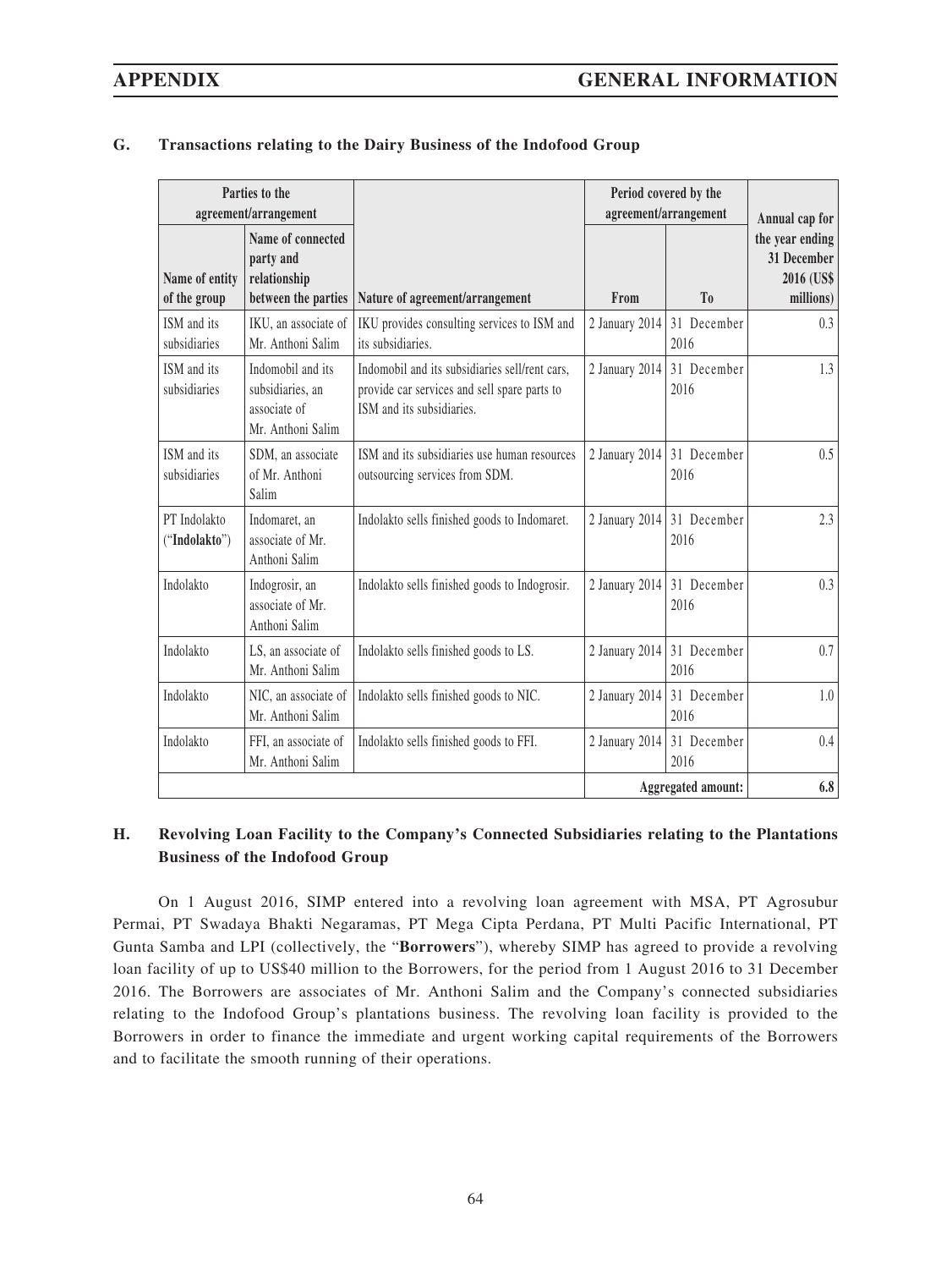### G. Transactions relating to the Dairy Business of the Indofood Group

| Parties to the agreement/arrangement | | | Period covered by the agreement/arrangement | | Annual cap for |
|---|---|---|---|---|---|
| Name of entity of the group | Name of connected party and relationship between the parties | Nature of agreement/arrangement | From | To | the year ending 31 December 2016 (US$ millions) |
| ISM and its subsidiaries | IKU, an associate of Mr. Anthoni Salim | IKU provides consulting services to ISM and its subsidiaries. | 2 January 2014 | 31 December 2016 | 0.3 |
| ISM and its subsidiaries | Indomobil and its subsidiaries, an associate of Mr. Anthoni Salim | Indomobil and its subsidiaries sell/rent cars, provide car services and sell spare parts to ISM and its subsidiaries. | 2 January 2014 | 31 December 2016 | 1.3 |
| ISM and its subsidiaries | SDM, an associate of Mr. Anthoni Salim | ISM and its subsidiaries use human resources outsourcing services from SDM. | 2 January 2014 | 31 December 2016 | 0.5 |
| PT Indolakto ("**Indolakto**") | Indomaret, an associate of Mr. Anthoni Salim | Indolakto sells finished goods to Indomaret. | 2 January 2014 | 31 December 2016 | 2.3 |
| Indolakto | Indogrosir, an associate of Mr. Anthoni Salim | Indolakto sells finished goods to Indogrosir. | 2 January 2014 | 31 December 2016 | 0.3 |
| Indolakto | LS, an associate of Mr. Anthoni Salim | Indolakto sells finished goods to LS. | 2 January 2014 | 31 December 2016 | 0.7 |
| Indolakto | NIC, an associate of Mr. Anthoni Salim | Indolakto sells finished goods to NIC. | 2 January 2014 | 31 December 2016 | 1.0 |
| Indolakto | FFI, an associate of Mr. Anthoni Salim | Indolakto sells finished goods to FFI. | 2 January 2014 | 31 December 2016 | 0.4 |
| | | | | **Aggregated amount:** | **6.8** |

### H. Revolving Loan Facility to the Company's Connected Subsidiaries relating to the Plantations Business of the Indofood Group

On 1 August 2016, SIMP entered into a revolving loan agreement with MSA, PT Agrosubur Permai, PT Swadaya Bhakti Negaramas, PT Mega Cipta Perdana, PT Multi Pacific International, PT Gunta Samba and LPI (collectively, the "**Borrowers**"), whereby SIMP has agreed to provide a revolving loan facility of up to US$40 million to the Borrowers, for the period from 1 August 2016 to 31 December 2016. The Borrowers are associates of Mr. Anthoni Salim and the Company's connected subsidiaries relating to the Indofood Group's plantations business. The revolving loan facility is provided to the Borrowers in order to finance the immediate and urgent working capital requirements of the Borrowers and to facilitate the smooth running of their operations.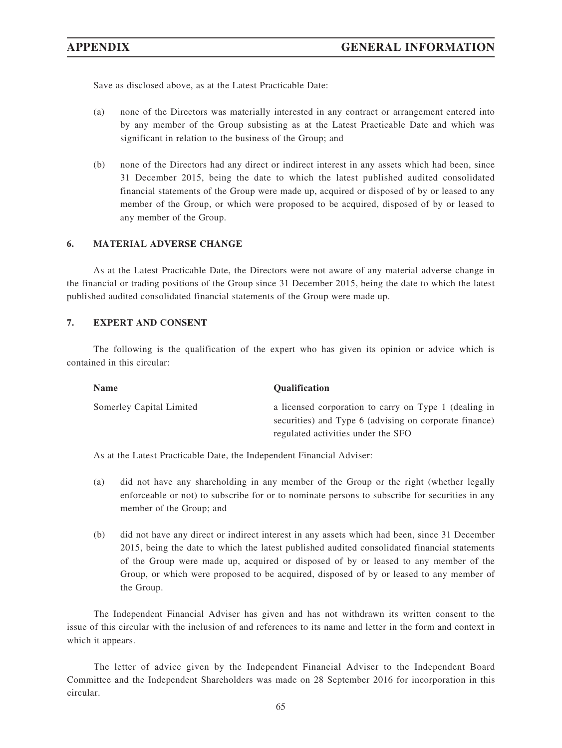Save as disclosed above, as at the Latest Practicable Date:

(a) none of the Directors was materially interested in any contract or arrangement entered into by any member of the Group subsisting as at the Latest Practicable Date and which was significant in relation to the business of the Group; and

(b) none of the Directors had any direct or indirect interest in any assets which had been, since 31 December 2015, being the date to which the latest published audited consolidated financial statements of the Group were made up, acquired or disposed of by or leased to any member of the Group, or which were proposed to be acquired, disposed of by or leased to any member of the Group.

## 6. MATERIAL ADVERSE CHANGE

As at the Latest Practicable Date, the Directors were not aware of any material adverse change in the financial or trading positions of the Group since 31 December 2015, being the date to which the latest published audited consolidated financial statements of the Group were made up.

## 7. EXPERT AND CONSENT

The following is the qualification of the expert who has given its opinion or advice which is contained in this circular:

| Name | Qualification |
|---|---|
| Somerley Capital Limited | a licensed corporation to carry on Type 1 (dealing in securities) and Type 6 (advising on corporate finance) regulated activities under the SFO |

As at the Latest Practicable Date, the Independent Financial Adviser:

(a) did not have any shareholding in any member of the Group or the right (whether legally enforceable or not) to subscribe for or to nominate persons to subscribe for securities in any member of the Group; and

(b) did not have any direct or indirect interest in any assets which had been, since 31 December 2015, being the date to which the latest published audited consolidated financial statements of the Group were made up, acquired or disposed of by or leased to any member of the Group, or which were proposed to be acquired, disposed of by or leased to any member of the Group.

The Independent Financial Adviser has given and has not withdrawn its written consent to the issue of this circular with the inclusion of and references to its name and letter in the form and context in which it appears.

The letter of advice given by the Independent Financial Adviser to the Independent Board Committee and the Independent Shareholders was made on 28 September 2016 for incorporation in this circular.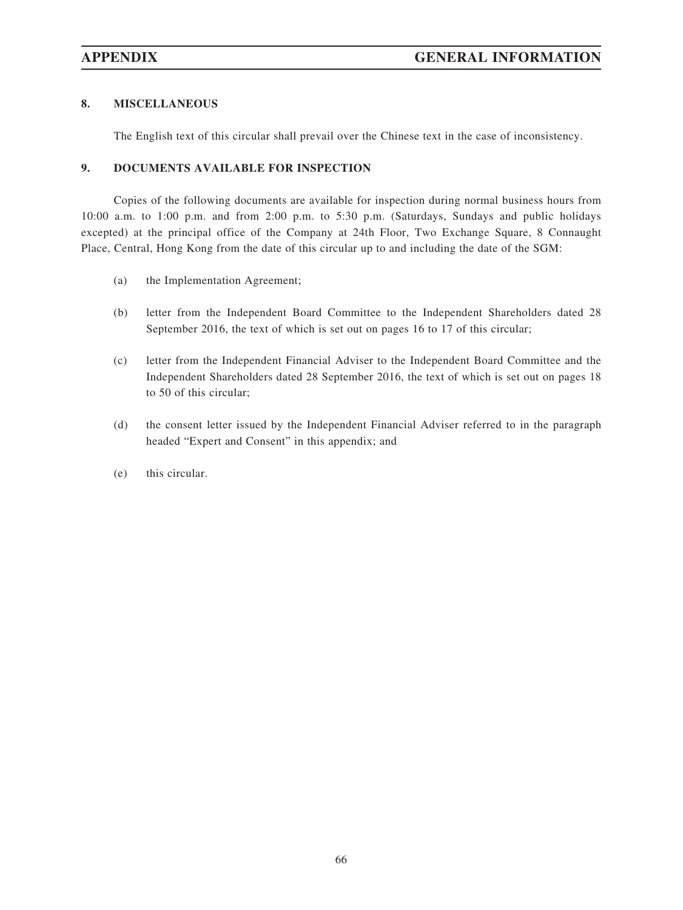## 8. MISCELLANEOUS

The English text of this circular shall prevail over the Chinese text in the case of inconsistency.

## 9. DOCUMENTS AVAILABLE FOR INSPECTION

Copies of the following documents are available for inspection during normal business hours from 10:00 a.m. to 1:00 p.m. and from 2:00 p.m. to 5:30 p.m. (Saturdays, Sundays and public holidays excepted) at the principal office of the Company at 24th Floor, Two Exchange Square, 8 Connaught Place, Central, Hong Kong from the date of this circular up to and including the date of the SGM:

(a) the Implementation Agreement;

(b) letter from the Independent Board Committee to the Independent Shareholders dated 28 September 2016, the text of which is set out on pages 16 to 17 of this circular;

(c) letter from the Independent Financial Adviser to the Independent Board Committee and the Independent Shareholders dated 28 September 2016, the text of which is set out on pages 18 to 50 of this circular;

(d) the consent letter issued by the Independent Financial Adviser referred to in the paragraph headed "Expert and Consent" in this appendix; and

(e) this circular.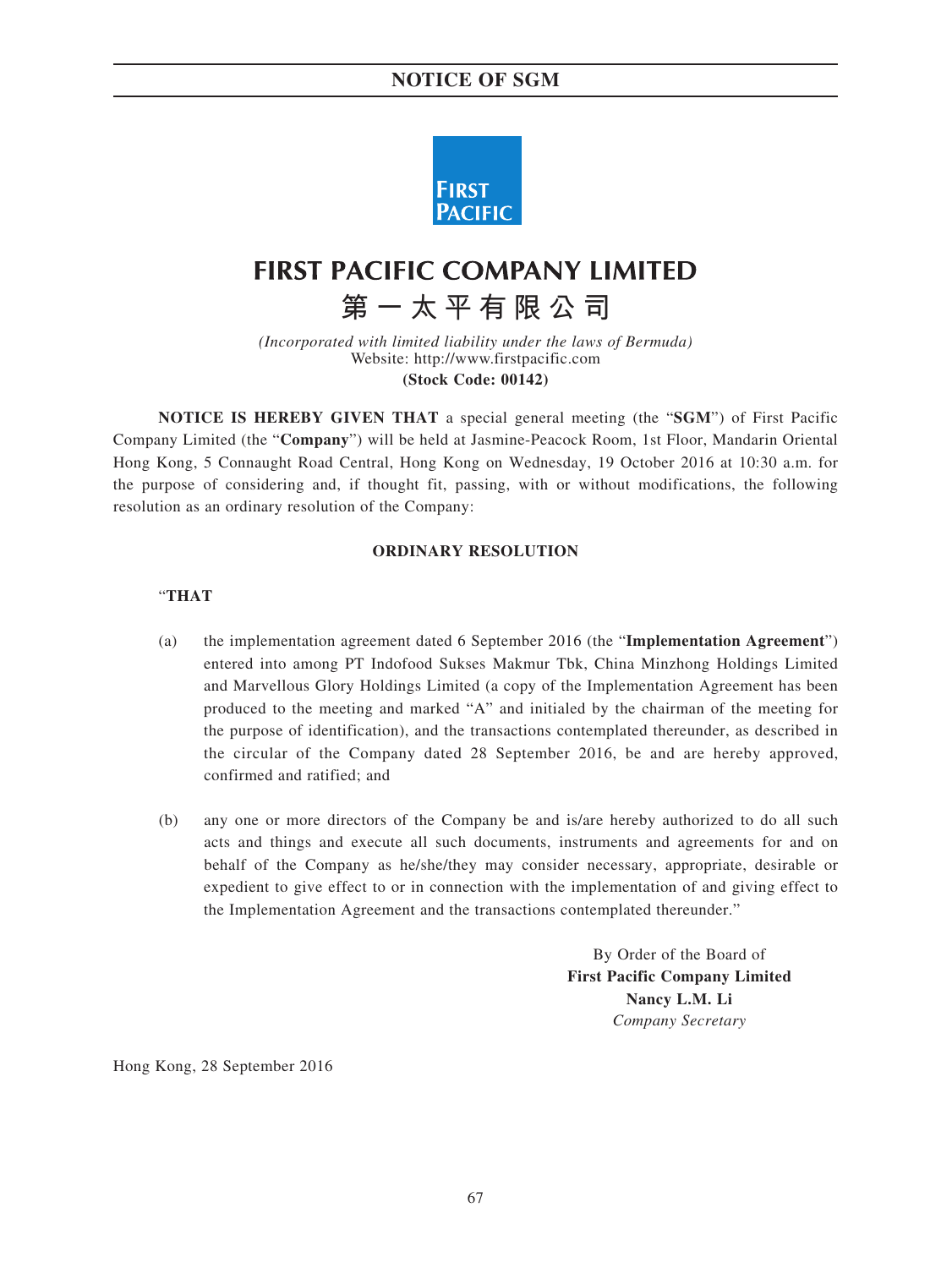# NOTICE OF SGM

# FIRST PACIFIC COMPANY LIMITED

# 第一太平有限公司

*(Incorporated with limited liability under the laws of Bermuda)*
Website: http://www.firstpacific.com
**(Stock Code: 00142)**

**NOTICE IS HEREBY GIVEN THAT** a special general meeting (the "**SGM**") of First Pacific Company Limited (the "**Company**") will be held at Jasmine-Peacock Room, 1st Floor, Mandarin Oriental Hong Kong, 5 Connaught Road Central, Hong Kong on Wednesday, 19 October 2016 at 10:30 a.m. for the purpose of considering and, if thought fit, passing, with or without modifications, the following resolution as an ordinary resolution of the Company:

**ORDINARY RESOLUTION**

"**THAT**

(a) the implementation agreement dated 6 September 2016 (the "**Implementation Agreement**") entered into among PT Indofood Sukses Makmur Tbk, China Minzhong Holdings Limited and Marvellous Glory Holdings Limited (a copy of the Implementation Agreement has been produced to the meeting and marked "A" and initialed by the chairman of the meeting for the purpose of identification), and the transactions contemplated thereunder, as described in the circular of the Company dated 28 September 2016, be and are hereby approved, confirmed and ratified; and

(b) any one or more directors of the Company be and is/are hereby authorized to do all such acts and things and execute all such documents, instruments and agreements for and on behalf of the Company as he/she/they may consider necessary, appropriate, desirable or expedient to give effect to or in connection with the implementation of and giving effect to the Implementation Agreement and the transactions contemplated thereunder."

By Order of the Board of
**First Pacific Company Limited**
**Nancy L.M. Li**
*Company Secretary*

Hong Kong, 28 September 2016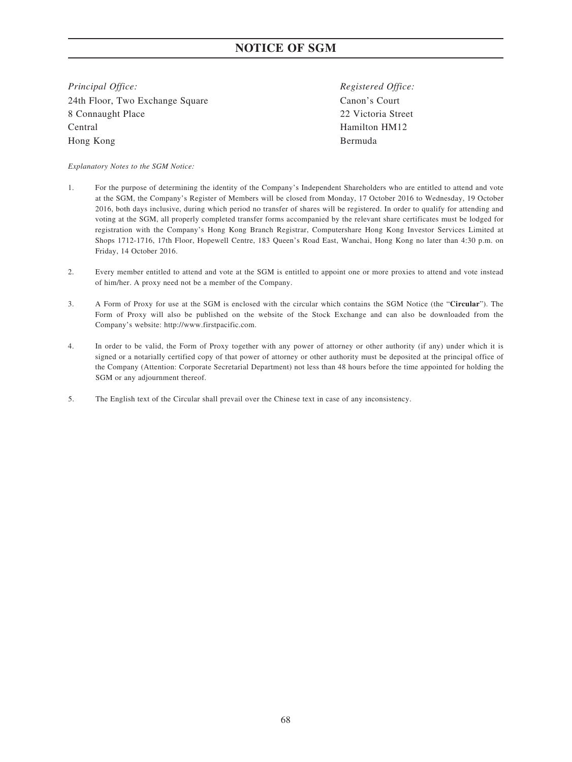# NOTICE OF SGM

| | |
|---|---|
| *Principal Office:* | *Registered Office:* |
| 24th Floor, Two Exchange Square | Canon's Court |
| 8 Connaught Place | 22 Victoria Street |
| Central | Hamilton HM12 |
| Hong Kong | Bermuda |

*Explanatory Notes to the SGM Notice:*

1. For the purpose of determining the identity of the Company's Independent Shareholders who are entitled to attend and vote at the SGM, the Company's Register of Members will be closed from Monday, 17 October 2016 to Wednesday, 19 October 2016, both days inclusive, during which period no transfer of shares will be registered. In order to qualify for attending and voting at the SGM, all properly completed transfer forms accompanied by the relevant share certificates must be lodged for registration with the Company's Hong Kong Branch Registrar, Computershare Hong Kong Investor Services Limited at Shops 1712-1716, 17th Floor, Hopewell Centre, 183 Queen's Road East, Wanchai, Hong Kong no later than 4:30 p.m. on Friday, 14 October 2016.

2. Every member entitled to attend and vote at the SGM is entitled to appoint one or more proxies to attend and vote instead of him/her. A proxy need not be a member of the Company.

3. A Form of Proxy for use at the SGM is enclosed with the circular which contains the SGM Notice (the "**Circular**"). The Form of Proxy will also be published on the website of the Stock Exchange and can also be downloaded from the Company's website: http://www.firstpacific.com.

4. In order to be valid, the Form of Proxy together with any power of attorney or other authority (if any) under which it is signed or a notarially certified copy of that power of attorney or other authority must be deposited at the principal office of the Company (Attention: Corporate Secretarial Department) not less than 48 hours before the time appointed for holding the SGM or any adjournment thereof.

5. The English text of the Circular shall prevail over the Chinese text in case of any inconsistency.